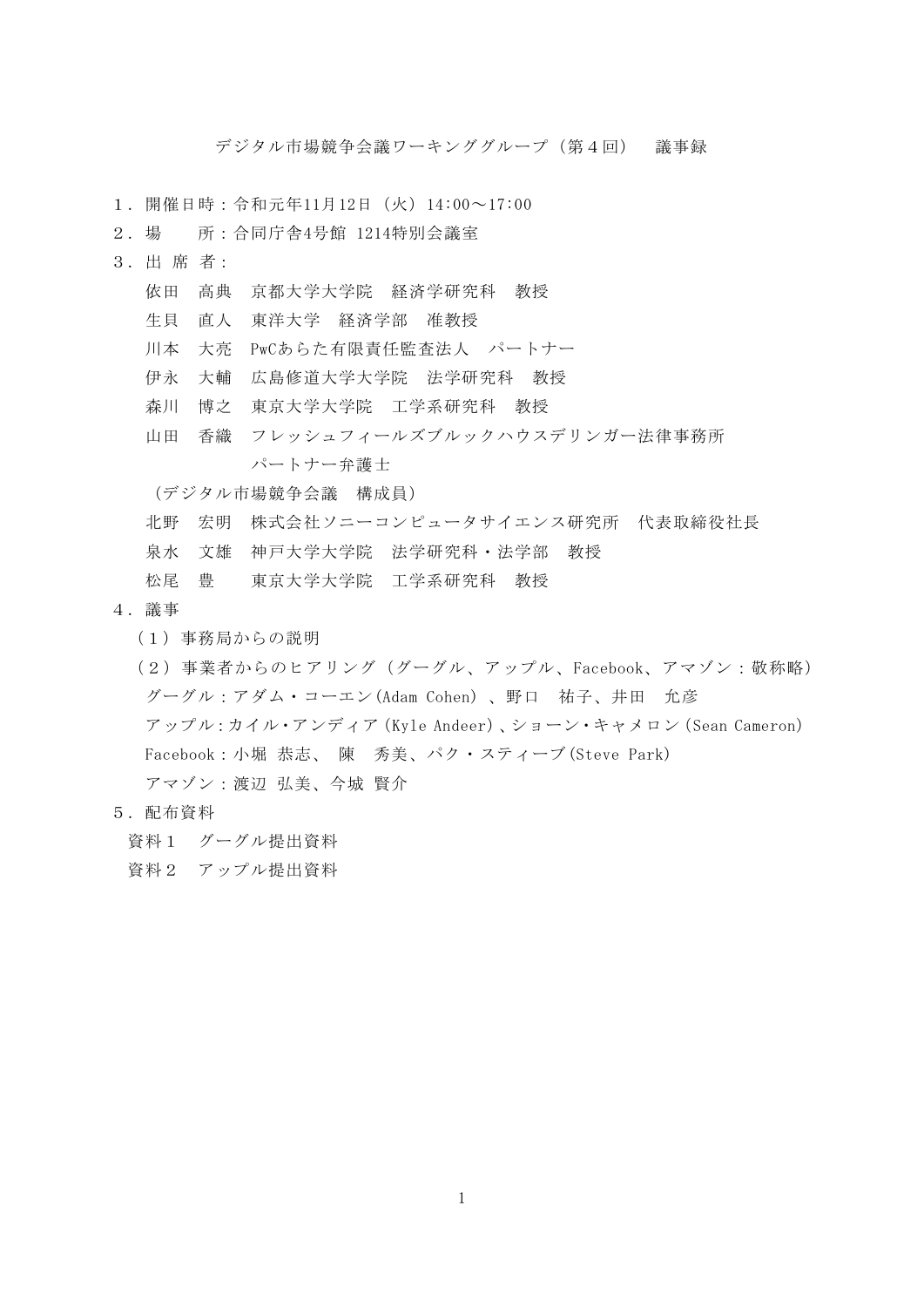# デジタル市場競争会議ワーキンググループ（第４回）　議事録

１．開催日時：令和元年11月12日（火）14:00～17:00

２．場　　所：合同庁舎4号館 1214特別会議室

３．出 席 者：

依田　高典　京都大学大学院　経済学研究科　教授
生貝　直人　東洋大学　経済学部　准教授
川本　大亮　PwCあらた有限責任監査法人　パートナー
伊永　大輔　広島修道大学大学院　法学研究科　教授
森川　博之　東京大学大学院　工学系研究科　教授
山田　香織　フレッシュフィールズブルックハウスデリンガー法律事務所
　　　　　　パートナー弁護士

（デジタル市場競争会議　構成員）

北野　宏明　株式会社ソニーコンピュータサイエンス研究所　代表取締役社長
泉水　文雄　神戸大学大学院　法学研究科・法学部　教授
松尾　豊　　東京大学大学院　工学系研究科　教授

４．議事

（１）事務局からの説明

（２）事業者からのヒアリング（グーグル、アップル、Facebook、アマゾン：敬称略）

グーグル：アダム・コーエン(Adam Cohen)、野口　祐子、井田　允彦
アップル：カイル・アンディア(Kyle Andeer)、ショーン・キャメロン(Sean Cameron)
Facebook：小堀 恭志、 陳　秀美、パク・スティーブ(Steve Park)
アマゾン：渡辺 弘美、今城 賢介

５．配布資料

資料１　グーグル提出資料
資料２　アップル提出資料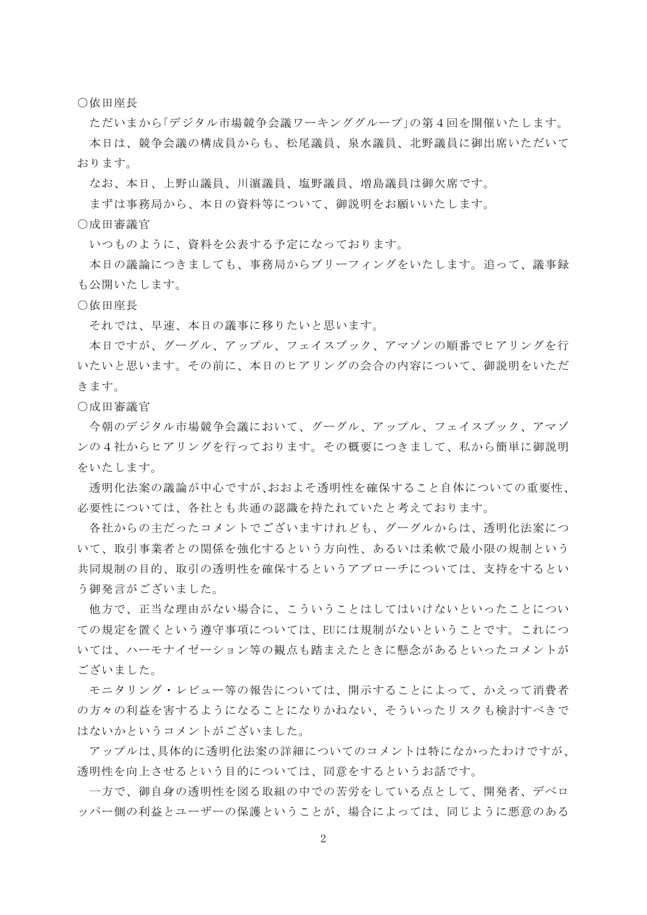○依田座長

ただいまから「デジタル市場競争会議ワーキンググループ」の第４回を開催いたします。

本日は、競争会議の構成員からも、松尾議員、泉水議員、北野議員に御出席いただいております。

なお、本日、上野山議員、川濵議員、塩野議員、増島議員は御欠席です。

まずは事務局から、本日の資料等について、御説明をお願いいたします。

○成田審議官

いつものように、資料を公表する予定になっております。

本日の議論につきましても、事務局からブリーフィングをいたします。追って、議事録も公開いたします。

○依田座長

それでは、早速、本日の議事に移りたいと思います。

本日ですが、グーグル、アップル、フェイスブック、アマゾンの順番でヒアリングを行いたいと思います。その前に、本日のヒアリングの会合の内容について、御説明をいただきます。

○成田審議官

今朝のデジタル市場競争会議において、グーグル、アップル、フェイスブック、アマゾンの４社からヒアリングを行っております。その概要につきまして、私から簡単に御説明をいたします。

透明化法案の議論が中心ですが､おおよそ透明性を確保すること自体についての重要性、必要性については、各社とも共通の認識を持たれていたと考えております。

各社からの主だったコメントでございますけれども、グーグルからは、透明化法案について、取引事業者との関係を強化するという方向性、あるいは柔軟で最小限の規制という共同規制の目的、取引の透明性を確保するというアプローチについては、支持をするという御発言がございました。

他方で、正当な理由がない場合に、こういうことはしてはいけないといったことについての規定を置くという遵守事項については、EUには規制がないということです。これについては、ハーモナイゼーション等の観点も踏まえたときに懸念があるといったコメントがございました。

モニタリング・レビュー等の報告については、開示することによって、かえって消費者の方々の利益を害するようになることになりかねない、そういったリスクも検討すべきではないかというコメントがございました。

アップルは､具体的に透明化法案の詳細についてのコメントは特になかったわけですが、透明性を向上させるという目的については、同意をするというお話です。

一方で、御自身の透明性を図る取組の中での苦労をしている点として、開発者、デベロッパー側の利益とユーザーの保護ということが、場合によっては、同じように悪意のある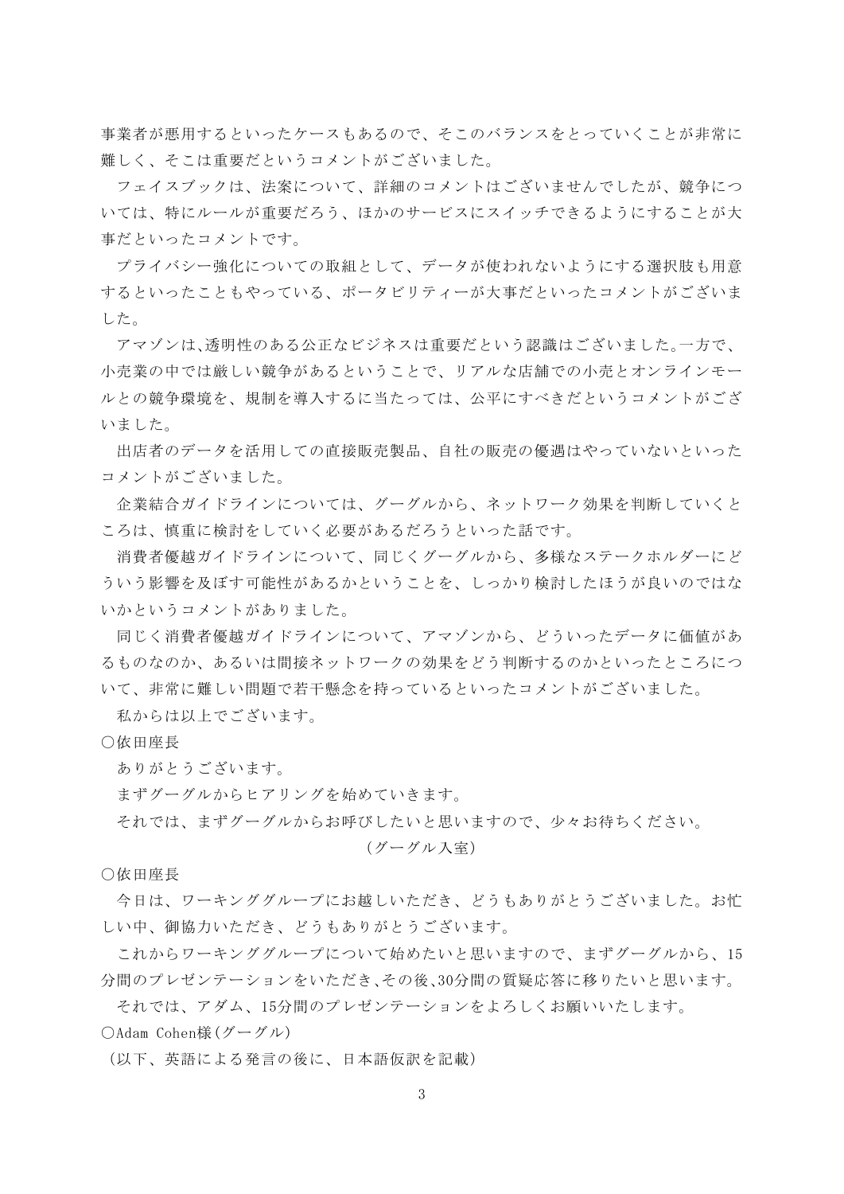事業者が悪用するといったケースもあるので、そこのバランスをとっていくことが非常に難しく、そこは重要だというコメントがございました。

フェイスブックは、法案について、詳細のコメントはございませんでしたが、競争については、特にルールが重要だろう、ほかのサービスにスイッチできるようにすることが大事だといったコメントです。

プライバシー強化についての取組として、データが使われないようにする選択肢も用意するといったこともやっている、ポータビリティーが大事だといったコメントがございました。

アマゾンは､透明性のある公正なビジネスは重要だという認識はございました｡一方で、小売業の中では厳しい競争があるということで、リアルな店舗での小売とオンラインモールとの競争環境を、規制を導入するに当たっては、公平にすべきだというコメントがございました。

出店者のデータを活用しての直接販売製品、自社の販売の優遇はやっていないといったコメントがございました。

企業結合ガイドラインについては、グーグルから、ネットワーク効果を判断していくところは、慎重に検討をしていく必要があるだろうといった話です。

消費者優越ガイドラインについて、同じくグーグルから、多様なステークホルダーにどういう影響を及ぼす可能性があるかということを、しっかり検討したほうが良いのではないかというコメントがありました。

同じく消費者優越ガイドラインについて、アマゾンから、どういったデータに価値があるものなのか、あるいは間接ネットワークの効果をどう判断するのかといったところについて、非常に難しい問題で若干懸念を持っているといったコメントがございました。

私からは以上でございます。

○依田座長

ありがとうございます。

まずグーグルからヒアリングを始めていきます。

それでは、まずグーグルからお呼びしたいと思いますので、少々お待ちください。

（グーグル入室）

○依田座長

今日は、ワーキンググループにお越しいただき、どうもありがとうございました。お忙しい中、御協力いただき、どうもありがとうございます。

これからワーキンググループについて始めたいと思いますので、まずグーグルから、15分間のプレゼンテーションをいただき､その後､30分間の質疑応答に移りたいと思います。

それでは、アダム、15分間のプレゼンテーションをよろしくお願いいたします。

○Adam Cohen様（グーグル）

（以下、英語による発言の後に、日本語仮訳を記載）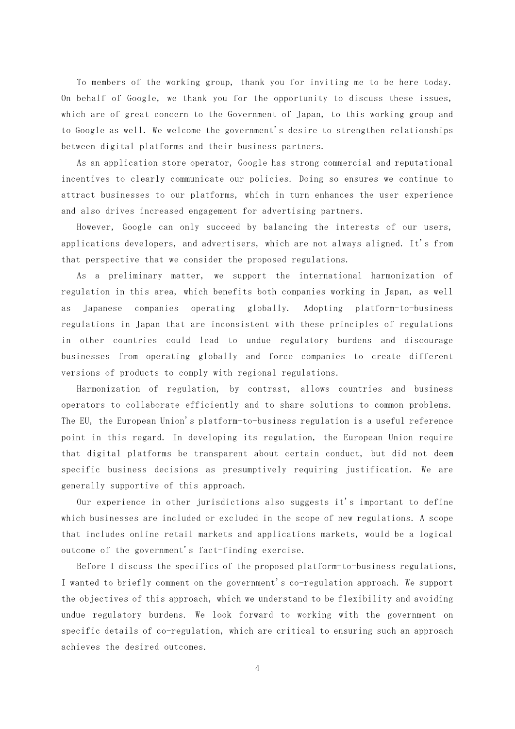To members of the working group, thank you for inviting me to be here today. On behalf of Google, we thank you for the opportunity to discuss these issues, which are of great concern to the Government of Japan, to this working group and to Google as well. We welcome the government's desire to strengthen relationships between digital platforms and their business partners.

As an application store operator, Google has strong commercial and reputational incentives to clearly communicate our policies. Doing so ensures we continue to attract businesses to our platforms, which in turn enhances the user experience and also drives increased engagement for advertising partners.

However, Google can only succeed by balancing the interests of our users, applications developers, and advertisers, which are not always aligned. It's from that perspective that we consider the proposed regulations.

As a preliminary matter, we support the international harmonization of regulation in this area, which benefits both companies working in Japan, as well as Japanese companies operating globally. Adopting platform-to-business regulations in Japan that are inconsistent with these principles of regulations in other countries could lead to undue regulatory burdens and discourage businesses from operating globally and force companies to create different versions of products to comply with regional regulations.

Harmonization of regulation, by contrast, allows countries and business operators to collaborate efficiently and to share solutions to common problems. The EU, the European Union's platform-to-business regulation is a useful reference point in this regard. In developing its regulation, the European Union require that digital platforms be transparent about certain conduct, but did not deem specific business decisions as presumptively requiring justification. We are generally supportive of this approach.

Our experience in other jurisdictions also suggests it's important to define which businesses are included or excluded in the scope of new regulations. A scope that includes online retail markets and applications markets, would be a logical outcome of the government's fact-finding exercise.

Before I discuss the specifics of the proposed platform-to-business regulations, I wanted to briefly comment on the government's co-regulation approach. We support the objectives of this approach, which we understand to be flexibility and avoiding undue regulatory burdens. We look forward to working with the government on specific details of co-regulation, which are critical to ensuring such an approach achieves the desired outcomes.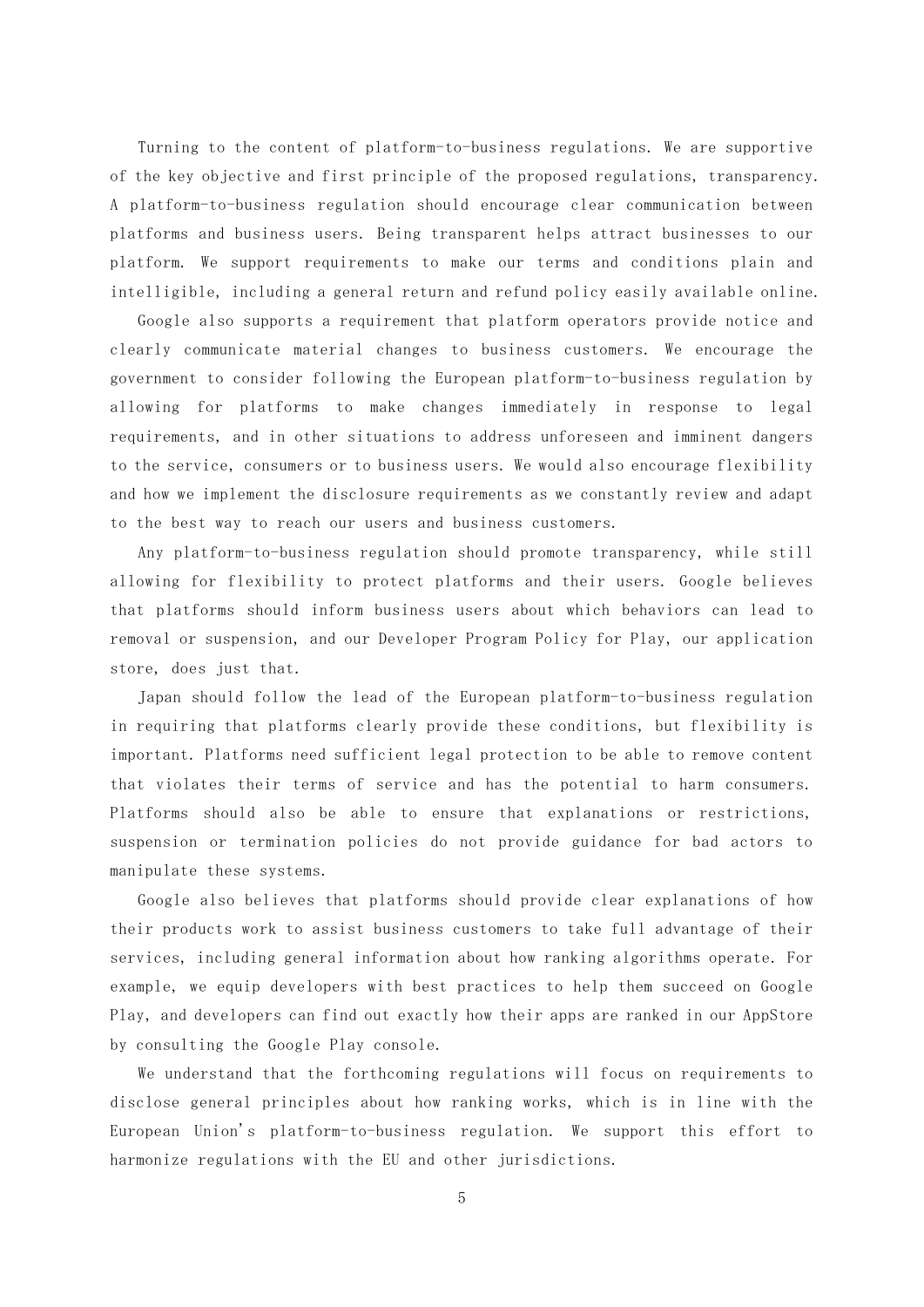Turning to the content of platform-to-business regulations. We are supportive of the key objective and first principle of the proposed regulations, transparency. A platform-to-business regulation should encourage clear communication between platforms and business users. Being transparent helps attract businesses to our platform. We support requirements to make our terms and conditions plain and intelligible, including a general return and refund policy easily available online.

Google also supports a requirement that platform operators provide notice and clearly communicate material changes to business customers. We encourage the government to consider following the European platform-to-business regulation by allowing for platforms to make changes immediately in response to legal requirements, and in other situations to address unforeseen and imminent dangers to the service, consumers or to business users. We would also encourage flexibility and how we implement the disclosure requirements as we constantly review and adapt to the best way to reach our users and business customers.

Any platform-to-business regulation should promote transparency, while still allowing for flexibility to protect platforms and their users. Google believes that platforms should inform business users about which behaviors can lead to removal or suspension, and our Developer Program Policy for Play, our application store, does just that.

Japan should follow the lead of the European platform-to-business regulation in requiring that platforms clearly provide these conditions, but flexibility is important. Platforms need sufficient legal protection to be able to remove content that violates their terms of service and has the potential to harm consumers. Platforms should also be able to ensure that explanations or restrictions, suspension or termination policies do not provide guidance for bad actors to manipulate these systems.

Google also believes that platforms should provide clear explanations of how their products work to assist business customers to take full advantage of their services, including general information about how ranking algorithms operate. For example, we equip developers with best practices to help them succeed on Google Play, and developers can find out exactly how their apps are ranked in our AppStore by consulting the Google Play console.

We understand that the forthcoming regulations will focus on requirements to disclose general principles about how ranking works, which is in line with the European Union's platform-to-business regulation. We support this effort to harmonize regulations with the EU and other jurisdictions.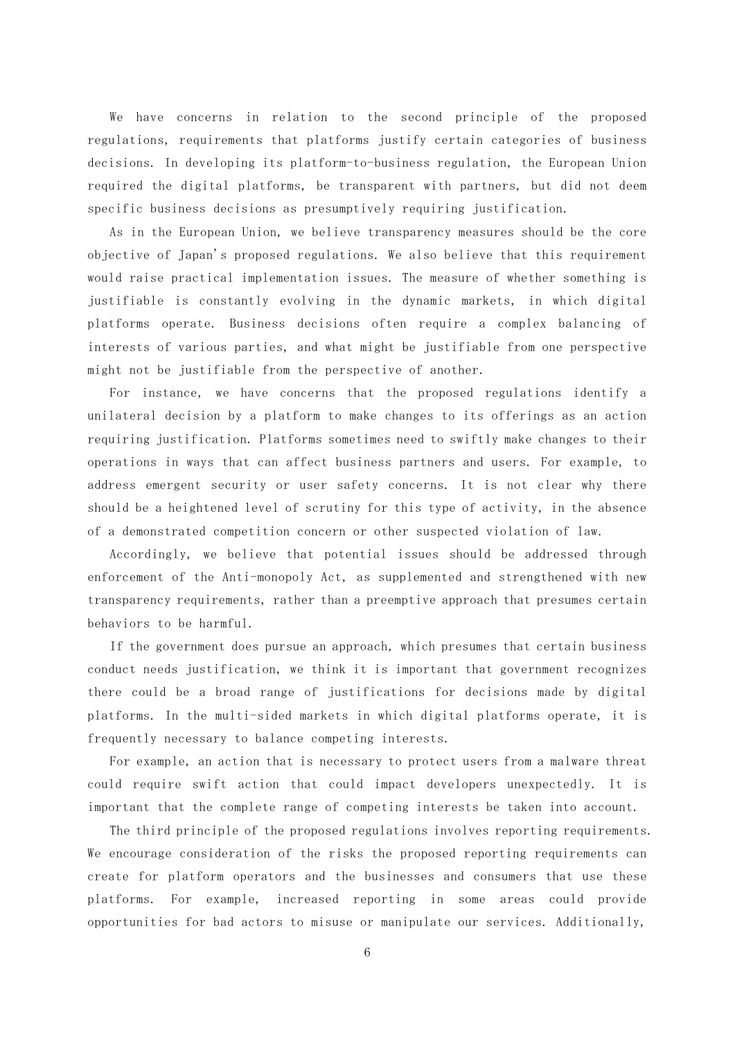We have concerns in relation to the second principle of the proposed regulations, requirements that platforms justify certain categories of business decisions. In developing its platform-to-business regulation, the European Union required the digital platforms, be transparent with partners, but did not deem specific business decisions as presumptively requiring justification.

As in the European Union, we believe transparency measures should be the core objective of Japan's proposed regulations. We also believe that this requirement would raise practical implementation issues. The measure of whether something is justifiable is constantly evolving in the dynamic markets, in which digital platforms operate. Business decisions often require a complex balancing of interests of various parties, and what might be justifiable from one perspective might not be justifiable from the perspective of another.

For instance, we have concerns that the proposed regulations identify a unilateral decision by a platform to make changes to its offerings as an action requiring justification. Platforms sometimes need to swiftly make changes to their operations in ways that can affect business partners and users. For example, to address emergent security or user safety concerns. It is not clear why there should be a heightened level of scrutiny for this type of activity, in the absence of a demonstrated competition concern or other suspected violation of law.

Accordingly, we believe that potential issues should be addressed through enforcement of the Anti-monopoly Act, as supplemented and strengthened with new transparency requirements, rather than a preemptive approach that presumes certain behaviors to be harmful.

If the government does pursue an approach, which presumes that certain business conduct needs justification, we think it is important that government recognizes there could be a broad range of justifications for decisions made by digital platforms. In the multi-sided markets in which digital platforms operate, it is frequently necessary to balance competing interests.

For example, an action that is necessary to protect users from a malware threat could require swift action that could impact developers unexpectedly. It is important that the complete range of competing interests be taken into account.

The third principle of the proposed regulations involves reporting requirements. We encourage consideration of the risks the proposed reporting requirements can create for platform operators and the businesses and consumers that use these platforms. For example, increased reporting in some areas could provide opportunities for bad actors to misuse or manipulate our services. Additionally,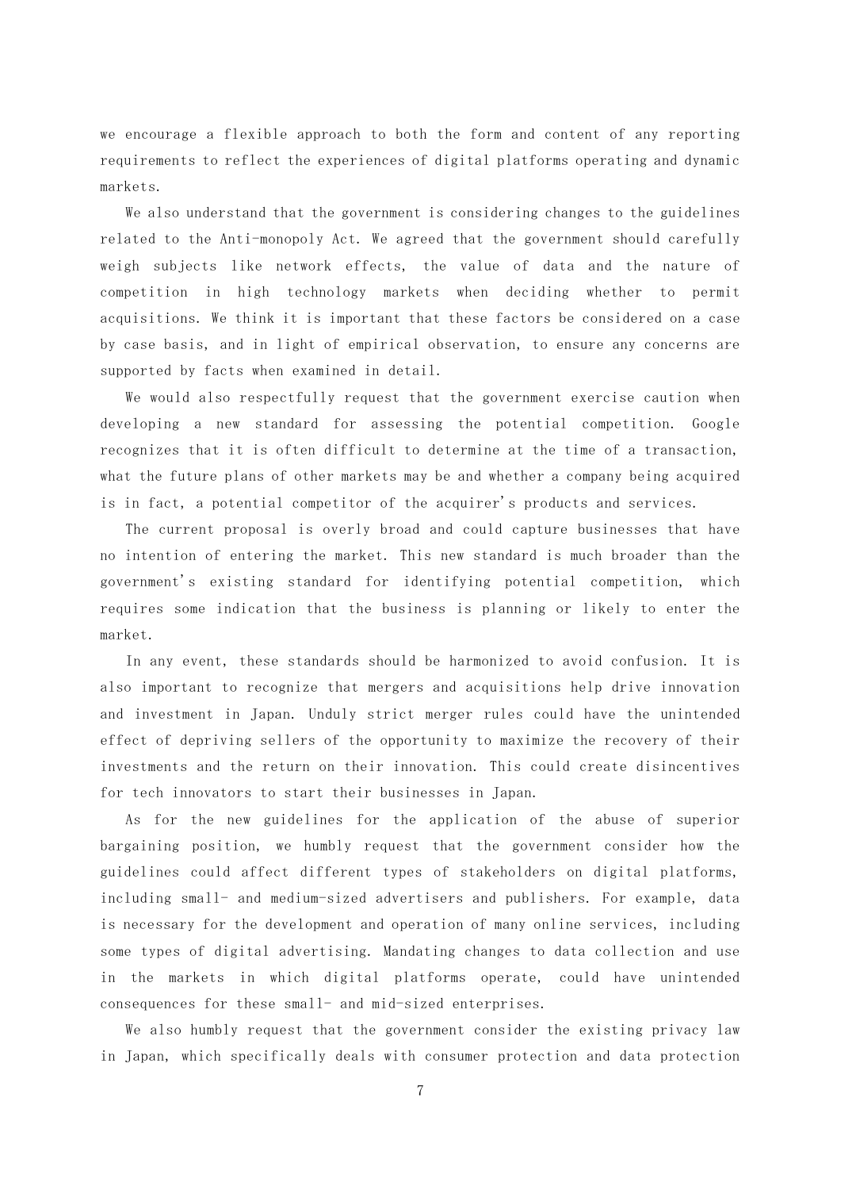we encourage a flexible approach to both the form and content of any reporting requirements to reflect the experiences of digital platforms operating and dynamic markets.

We also understand that the government is considering changes to the guidelines related to the Anti-monopoly Act. We agreed that the government should carefully weigh subjects like network effects, the value of data and the nature of competition in high technology markets when deciding whether to permit acquisitions. We think it is important that these factors be considered on a case by case basis, and in light of empirical observation, to ensure any concerns are supported by facts when examined in detail.

We would also respectfully request that the government exercise caution when developing a new standard for assessing the potential competition. Google recognizes that it is often difficult to determine at the time of a transaction, what the future plans of other markets may be and whether a company being acquired is in fact, a potential competitor of the acquirer's products and services.

The current proposal is overly broad and could capture businesses that have no intention of entering the market. This new standard is much broader than the government's existing standard for identifying potential competition, which requires some indication that the business is planning or likely to enter the market.

In any event, these standards should be harmonized to avoid confusion. It is also important to recognize that mergers and acquisitions help drive innovation and investment in Japan. Unduly strict merger rules could have the unintended effect of depriving sellers of the opportunity to maximize the recovery of their investments and the return on their innovation. This could create disincentives for tech innovators to start their businesses in Japan.

As for the new guidelines for the application of the abuse of superior bargaining position, we humbly request that the government consider how the guidelines could affect different types of stakeholders on digital platforms, including small- and medium-sized advertisers and publishers. For example, data is necessary for the development and operation of many online services, including some types of digital advertising. Mandating changes to data collection and use in the markets in which digital platforms operate, could have unintended consequences for these small- and mid-sized enterprises.

We also humbly request that the government consider the existing privacy law in Japan, which specifically deals with consumer protection and data protection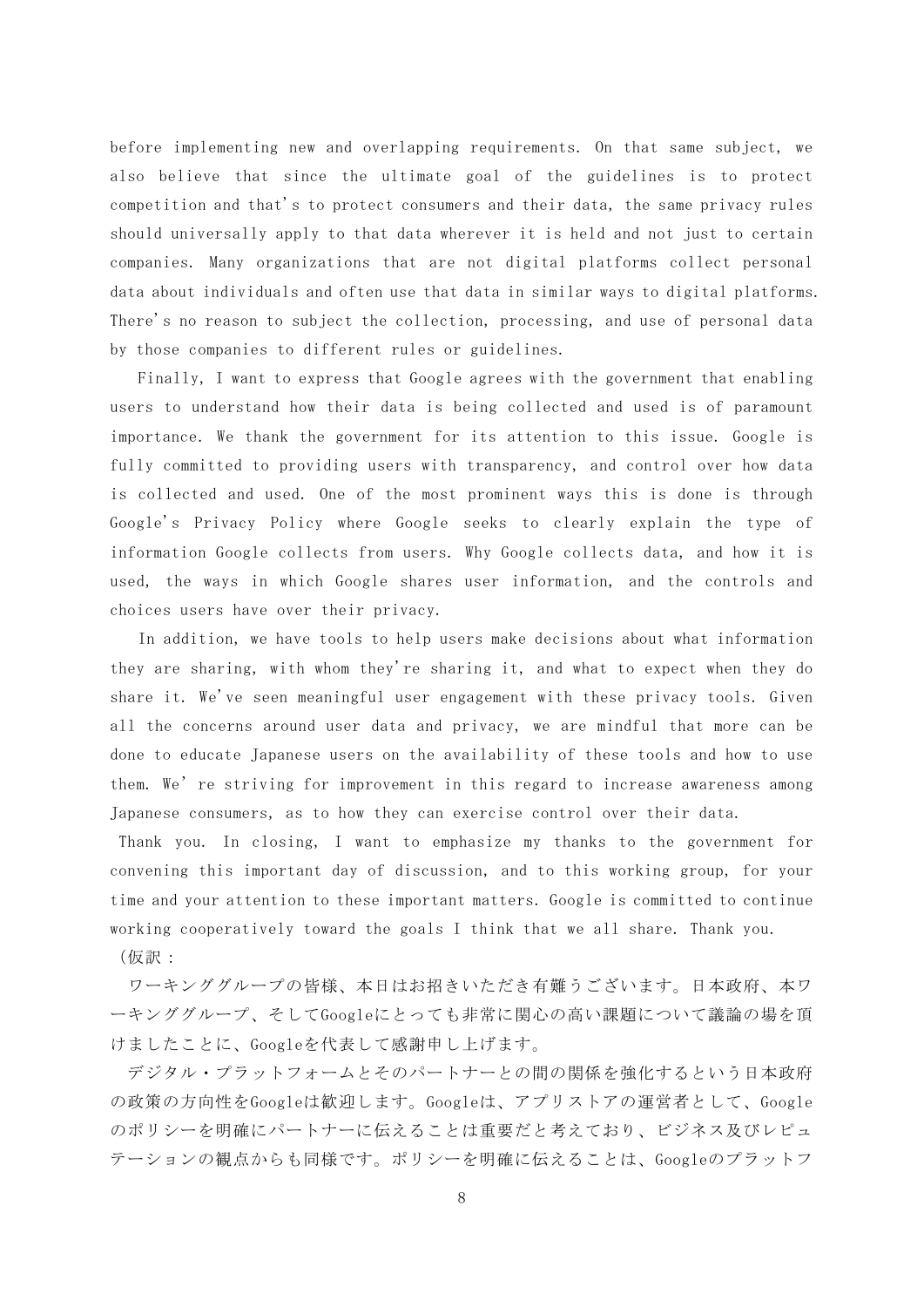before implementing new and overlapping requirements. On that same subject, we also believe that since the ultimate goal of the guidelines is to protect competition and that's to protect consumers and their data, the same privacy rules should universally apply to that data wherever it is held and not just to certain companies. Many organizations that are not digital platforms collect personal data about individuals and often use that data in similar ways to digital platforms. There's no reason to subject the collection, processing, and use of personal data by those companies to different rules or guidelines.

Finally, I want to express that Google agrees with the government that enabling users to understand how their data is being collected and used is of paramount importance. We thank the government for its attention to this issue. Google is fully committed to providing users with transparency, and control over how data is collected and used. One of the most prominent ways this is done is through Google's Privacy Policy where Google seeks to clearly explain the type of information Google collects from users. Why Google collects data, and how it is used, the ways in which Google shares user information, and the controls and choices users have over their privacy.

In addition, we have tools to help users make decisions about what information they are sharing, with whom they're sharing it, and what to expect when they do share it. We've seen meaningful user engagement with these privacy tools. Given all the concerns around user data and privacy, we are mindful that more can be done to educate Japanese users on the availability of these tools and how to use them. We' re striving for improvement in this regard to increase awareness among Japanese consumers, as to how they can exercise control over their data.

Thank you. In closing, I want to emphasize my thanks to the government for convening this important day of discussion, and to this working group, for your time and your attention to these important matters. Google is committed to continue working cooperatively toward the goals I think that we all share. Thank you.

（仮訳：

ワーキンググループの皆様、本日はお招きいただき有難うございます。日本政府、本ワーキンググループ、そしてGoogleにとっても非常に関心の高い課題について議論の場を頂けましたことに、Googleを代表して感謝申し上げます。

デジタル・プラットフォームとそのパートナーとの間の関係を強化するという日本政府の政策の方向性をGoogleは歓迎します。Googleは、アプリストアの運営者として、Googleのポリシーを明確にパートナーに伝えることは重要だと考えており、ビジネス及びレピュテーションの観点からも同様です。ポリシーを明確に伝えることは、Googleのプラットフ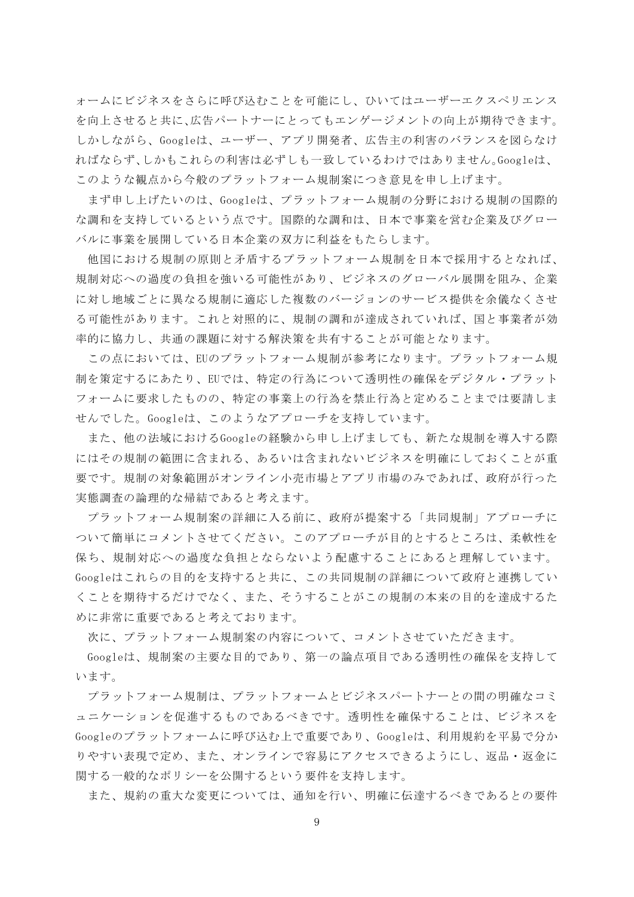ォームにビジネスをさらに呼び込むことを可能にし、ひいてはユーザーエクスペリエンスを向上させると共に、広告パートナーにとってもエンゲージメントの向上が期待できます。しかしながら、Googleは、ユーザー、アプリ開発者、広告主の利害のバランスを図らなければならず、しかもこれらの利害は必ずしも一致しているわけではありません。Googleは、このような観点から今般のプラットフォーム規制案につき意見を申し上げます。

まず申し上げたいのは、Googleは、プラットフォーム規制の分野における規制の国際的な調和を支持しているという点です。国際的な調和は、日本で事業を営む企業及びグローバルに事業を展開している日本企業の双方に利益をもたらします。

他国における規制の原則と矛盾するプラットフォーム規制を日本で採用するとなれば、規制対応への過度の負担を強いる可能性があり、ビジネスのグローバル展開を阻み、企業に対し地域ごとに異なる規制に適応した複数のバージョンのサービス提供を余儀なくさせる可能性があります。これと対照的に、規制の調和が達成されていれば、国と事業者が効率的に協力し、共通の課題に対する解決策を共有することが可能となります。

この点においては、EUのプラットフォーム規制が参考になります。プラットフォーム規制を策定するにあたり、EUでは、特定の行為について透明性の確保をデジタル・プラットフォームに要求したものの、特定の事業上の行為を禁止行為と定めることまでは要請しませんでした。Googleは、このようなアプローチを支持しています。

また、他の法域におけるGoogleの経験から申し上げましても、新たな規制を導入する際にはその規制の範囲に含まれる、あるいは含まれないビジネスを明確にしておくことが重要です。規制の対象範囲がオンライン小売市場とアプリ市場のみであれば、政府が行った実態調査の論理的な帰結であると考えます。

プラットフォーム規制案の詳細に入る前に、政府が提案する「共同規制」アプローチについて簡単にコメントさせてください。このアプローチが目的とするところは、柔軟性を保ち、規制対応への過度な負担とならないよう配慮することにあると理解しています。Googleはこれらの目的を支持すると共に、この共同規制の詳細について政府と連携していくことを期待するだけでなく、また、そうすることがこの規制の本来の目的を達成するために非常に重要であると考えております。

次に、プラットフォーム規制案の内容について、コメントさせていただきます。

Googleは、規制案の主要な目的であり、第一の論点項目である透明性の確保を支持しています。

プラットフォーム規制は、プラットフォームとビジネスパートナーとの間の明確なコミュニケーションを促進するものであるべきです。透明性を確保することは、ビジネスをGoogleのプラットフォームに呼び込む上で重要であり、Googleは、利用規約を平易で分かりやすい表現で定め、また、オンラインで容易にアクセスできるようにし、返品・返金に関する一般的なポリシーを公開するという要件を支持します。

また、規約の重大な変更については、通知を行い、明確に伝達するべきであるとの要件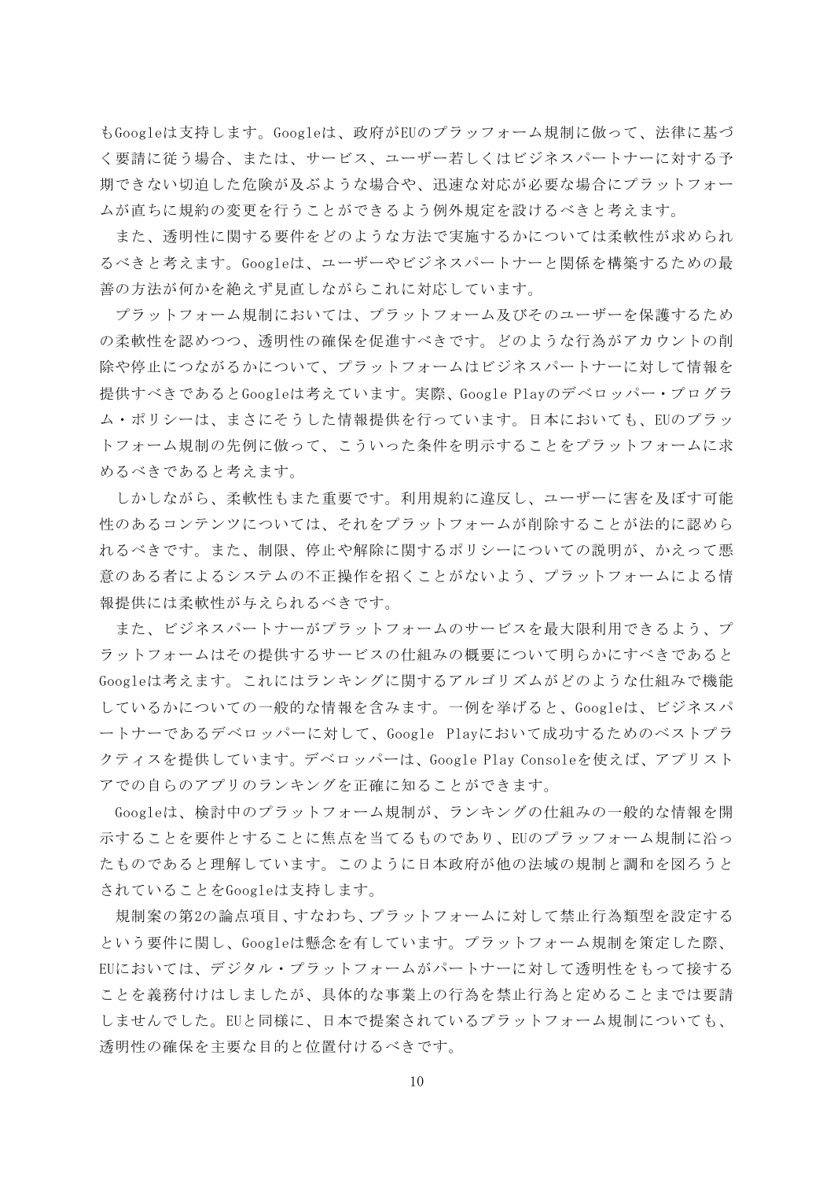もGoogleは支持します。Googleは、政府がEUのプラッフォーム規制に倣って、法律に基づく要請に従う場合、または、サービス、ユーザー若しくはビジネスパートナーに対する予期できない切迫した危険が及ぶような場合や、迅速な対応が必要な場合にプラットフォームが直ちに規約の変更を行うことができるよう例外規定を設けるべきと考えます。

また、透明性に関する要件をどのような方法で実施するかについては柔軟性が求められるべきと考えます。Googleは、ユーザーやビジネスパートナーと関係を構築するための最善の方法が何かを絶えず見直しながらこれに対応しています。

プラットフォーム規制においては、プラットフォーム及びそのユーザーを保護するための柔軟性を認めつつ、透明性の確保を促進すべきです。どのような行為がアカウントの削除や停止につながるかについて、プラットフォームはビジネスパートナーに対して情報を提供すべきであるとGoogleは考えています。実際、Google Playのデベロッパー・プログラム・ポリシーは、まさにそうした情報提供を行っています。日本においても、EUのプラットフォーム規制の先例に倣って、こういった条件を明示することをプラットフォームに求めるべきであると考えます。

しかしながら、柔軟性もまた重要です。利用規約に違反し、ユーザーに害を及ぼす可能性のあるコンテンツについては、それをプラットフォームが削除することが法的に認められるべきです。また、制限、停止や解除に関するポリシーについての説明が、かえって悪意のある者によるシステムの不正操作を招くことがないよう、プラットフォームによる情報提供には柔軟性が与えられるべきです。

また、ビジネスパートナーがプラットフォームのサービスを最大限利用できるよう、プラットフォームはその提供するサービスの仕組みの概要について明らかにすべきであるとGoogleは考えます。これにはランキングに関するアルゴリズムがどのような仕組みで機能しているかについての一般的な情報を含みます。一例を挙げると、Googleは、ビジネスパートナーであるデベロッパーに対して、Google Playにおいて成功するためのベストプラクティスを提供しています。デベロッパーは、Google Play Consoleを使えば、アプリストアでの自らのアプリのランキングを正確に知ることができます。

Googleは、検討中のプラットフォーム規制が、ランキングの仕組みの一般的な情報を開示することを要件とすることに焦点を当てるものであり、EUのプラッフォーム規制に沿ったものであると理解しています。このように日本政府が他の法域の規制と調和を図ろうとされていることをGoogleは支持します。

規制案の第2の論点項目、すなわち、プラットフォームに対して禁止行為類型を設定するという要件に関し、Googleは懸念を有しています。プラットフォーム規制を策定した際、EUにおいては、デジタル・プラットフォームがパートナーに対して透明性をもって接することを義務付けはしましたが、具体的な事業上の行為を禁止行為と定めることまでは要請しませんでした。EUと同様に、日本で提案されているプラットフォーム規制についても、透明性の確保を主要な目的と位置付けるべきです。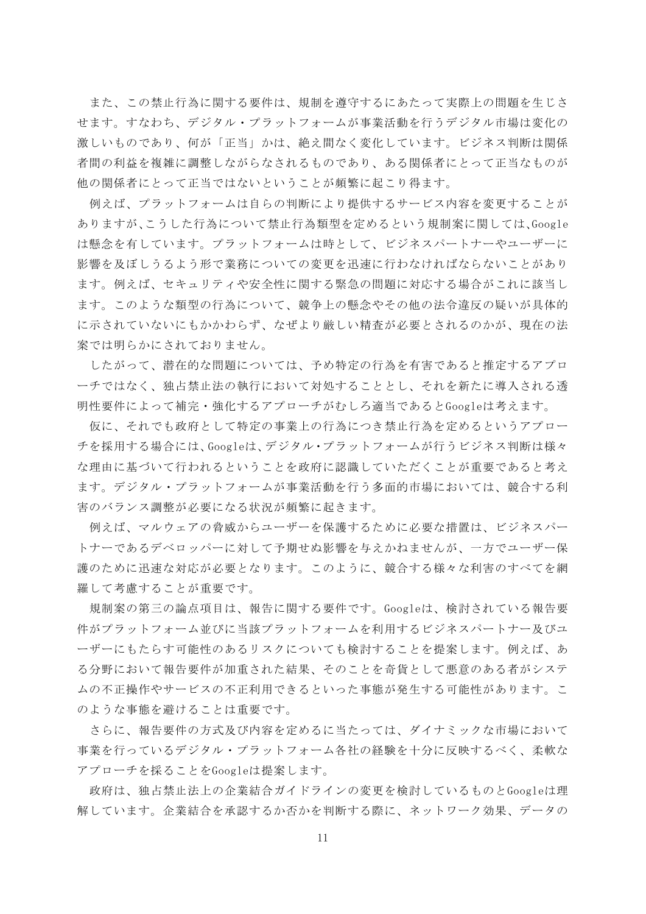また、この禁止行為に関する要件は、規制を遵守するにあたって実際上の問題を生じさせます。すなわち、デジタル・プラットフォームが事業活動を行うデジタル市場は変化の激しいものであり、何が「正当」かは、絶え間なく変化しています。ビジネス判断は関係者間の利益を複雑に調整しながらなされるものであり、ある関係者にとって正当なものが他の関係者にとって正当ではないということが頻繁に起こり得ます。

例えば、プラットフォームは自らの判断により提供するサービス内容を変更することがありますが、こうした行為について禁止行為類型を定めるという規制案に関しては、Googleは懸念を有しています。プラットフォームは時として、ビジネスパートナーやユーザーに影響を及ぼしうるよう形で業務についての変更を迅速に行わなければならないことがあります。例えば、セキュリティや安全性に関する緊急の問題に対応する場合がこれに該当します。このような類型の行為について、競争上の懸念やその他の法令違反の疑いが具体的に示されていないにもかかわらず、なぜより厳しい精査が必要とされるのかが、現在の法案では明らかにされておりません。

したがって、潜在的な問題については、予め特定の行為を有害であると推定するアプローチではなく、独占禁止法の執行において対処することとし、それを新たに導入される透明性要件によって補完・強化するアプローチがむしろ適当であるとGoogleは考えます。

仮に、それでも政府として特定の事業上の行為につき禁止行為を定めるというアプローチを採用する場合には、Googleは、デジタル・プラットフォームが行うビジネス判断は様々な理由に基づいて行われるということを政府に認識していただくことが重要であると考えます。デジタル・プラットフォームが事業活動を行う多面的市場においては、競合する利害のバランス調整が必要になる状況が頻繁に起きます。

例えば、マルウェアの脅威からユーザーを保護するために必要な措置は、ビジネスパートナーであるデベロッパーに対して予期せぬ影響を与えかねませんが、一方でユーザー保護のために迅速な対応が必要となります。このように、競合する様々な利害のすべてを網羅して考慮することが重要です。

規制案の第三の論点項目は、報告に関する要件です。Googleは、検討されている報告要件がプラットフォーム並びに当該プラットフォームを利用するビジネスパートナー及びユーザーにもたらす可能性のあるリスクについても検討することを提案します。例えば、ある分野において報告要件が加重された結果、そのことを奇貨として悪意のある者がシステムの不正操作やサービスの不正利用できるといった事態が発生する可能性があります。このような事態を避けることは重要です。

さらに、報告要件の方式及び内容を定めるに当たっては、ダイナミックな市場において事業を行っているデジタル・プラットフォーム各社の経験を十分に反映するべく、柔軟なアプローチを採ることをGoogleは提案します。

政府は、独占禁止法上の企業結合ガイドラインの変更を検討しているものとGoogleは理解しています。企業結合を承認するか否かを判断する際に、ネットワーク効果、データの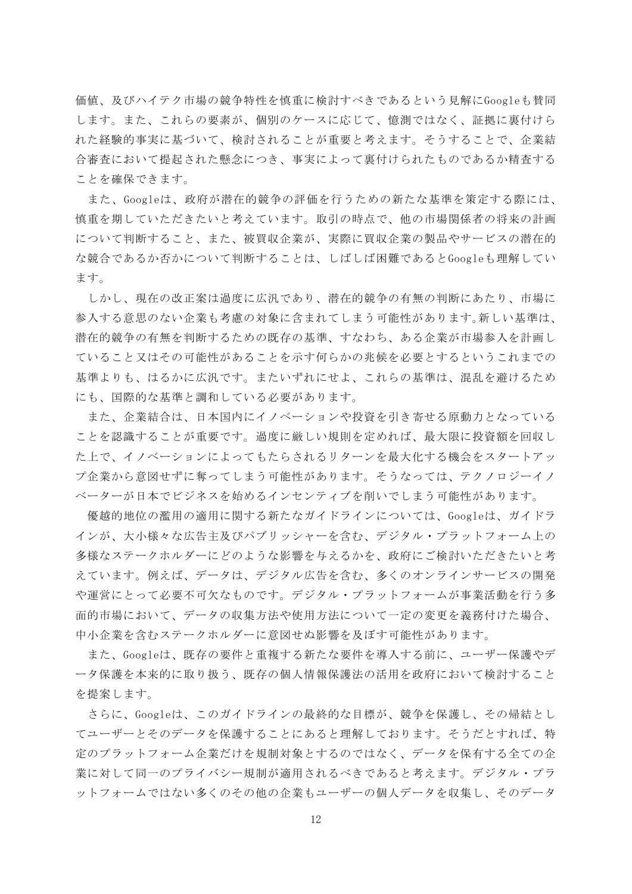価値、及びハイテク市場の競争特性を慎重に検討すべきであるという見解にGoogleも賛同します。また、これらの要素が、個別のケースに応じて、憶測ではなく、証拠に裏付けられた経験的事実に基づいて、検討されることが重要と考えます。そうすることで、企業結合審査において提起された懸念につき、事実によって裏付けられたものであるか精査することを確保できます。

また、Googleは、政府が潜在的競争の評価を行うための新たな基準を策定する際には、慎重を期していただきたいと考えています。取引の時点で、他の市場関係者の将来の計画について判断すること、また、被買収企業が、実際に買収企業の製品やサービスの潜在的な競合であるか否かについて判断することは、しばしば困難であるとGoogleも理解しています。

しかし、現在の改正案は過度に広汎であり、潜在的競争の有無の判断にあたり、市場に参入する意思のない企業も考慮の対象に含まれてしまう可能性があります。新しい基準は、潜在的競争の有無を判断するための既存の基準、すなわち、ある企業が市場参入を計画していること又はその可能性があることを示す何らかの兆候を必要とするというこれまでの基準よりも、はるかに広汎です。またいずれにせよ、これらの基準は、混乱を避けるためにも、国際的な基準と調和している必要があります。

また、企業結合は、日本国内にイノベーションや投資を引き寄せる原動力となっていることを認識することが重要です。過度に厳しい規則を定めれば、最大限に投資額を回収した上で、イノベーションによってもたらされるリターンを最大化する機会をスタートアップ企業から意図せずに奪ってしまう可能性があります。そうなっては、テクノロジーイノベーターが日本でビジネスを始めるインセンティブを削いでしまう可能性があります。

優越的地位の濫用の適用に関する新たなガイドラインについては、Googleは、ガイドラインが、大小様々な広告主及びパブリッシャーを含む、デジタル・プラットフォーム上の多様なステークホルダーにどのような影響を与えるかを、政府にご検討いただきたいと考えています。例えば、データは、デジタル広告を含む、多くのオンラインサービスの開発や運営にとって必要不可欠なものです。デジタル・プラットフォームが事業活動を行う多面的市場において、データの収集方法や使用方法について一定の変更を義務付けた場合、中小企業を含むステークホルダーに意図せぬ影響を及ぼす可能性があります。

また、Googleは、既存の要件と重複する新たな要件を導入する前に、ユーザー保護やデータ保護を本来的に取り扱う、既存の個人情報保護法の活用を政府において検討することを提案します。

さらに、Googleは、このガイドラインの最終的な目標が、競争を保護し、その帰結としてユーザーとそのデータを保護することにあると理解しております。そうだとすれば、特定のプラットフォーム企業だけを規制対象とするのではなく、データを保有する全ての企業に対して同一のプライバシー規制が適用されるべきであると考えます。デジタル・プラットフォームではない多くのその他の企業もユーザーの個人データを収集し、そのデータ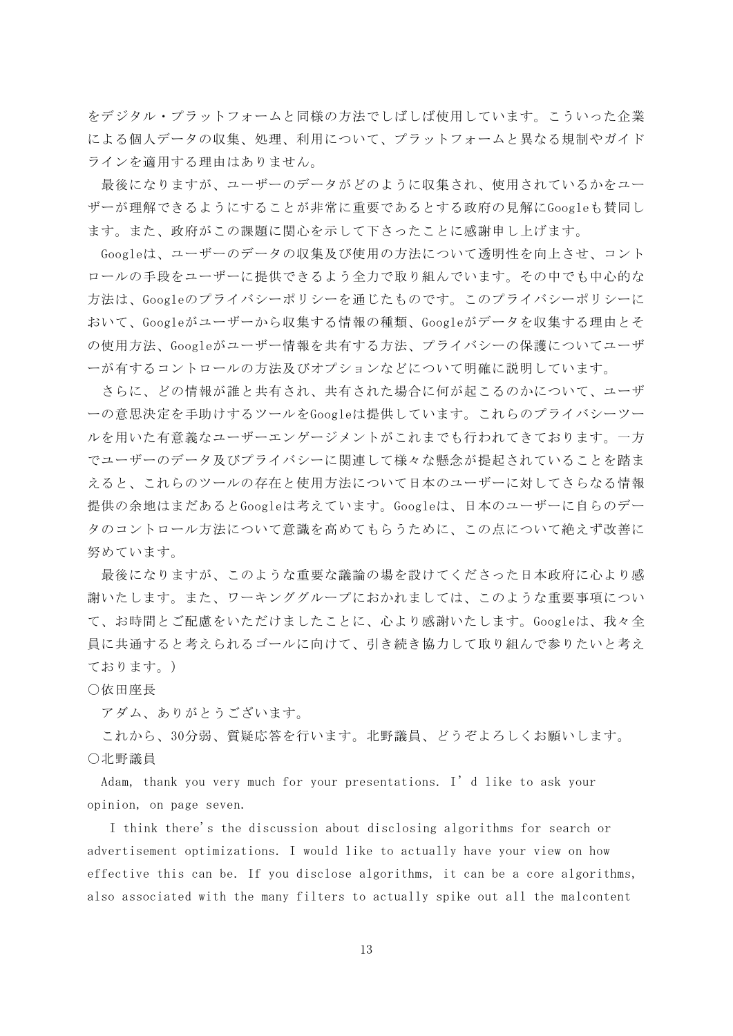をデジタル・プラットフォームと同様の方法でしばしば使用しています。こういった企業による個人データの収集、処理、利用について、プラットフォームと異なる規制やガイドラインを適用する理由はありません。

最後になりますが、ユーザーのデータがどのように収集され、使用されているかをユーザーが理解できるようにすることが非常に重要であるとする政府の見解にGoogleも賛同します。また、政府がこの課題に関心を示して下さったことに感謝申し上げます。

Googleは、ユーザーのデータの収集及び使用の方法について透明性を向上させ、コントロールの手段をユーザーに提供できるよう全力で取り組んでいます。その中でも中心的な方法は、Googleのプライバシーポリシーを通じたものです。このプライバシーポリシーにおいて、Googleがユーザーから収集する情報の種類、Googleがデータを収集する理由とその使用方法、Googleがユーザー情報を共有する方法、プライバシーの保護についてユーザーが有するコントロールの方法及びオプションなどについて明確に説明しています。

さらに、どの情報が誰と共有され、共有された場合に何が起こるのかについて、ユーザーの意思決定を手助けするツールをGoogleは提供しています。これらのプライバシーツールを用いた有意義なユーザーエンゲージメントがこれまでも行われてきております。一方でユーザーのデータ及びプライバシーに関連して様々な懸念が提起されていることを踏まえると、これらのツールの存在と使用方法について日本のユーザーに対してさらなる情報提供の余地はまだあるとGoogleは考えています。Googleは、日本のユーザーに自らのデータのコントロール方法について意識を高めてもらうために、この点について絶えず改善に努めています。

最後になりますが、このような重要な議論の場を設けてくださった日本政府に心より感謝いたします。また、ワーキンググループにおかれましては、このような重要事項について、お時間とご配慮をいただけましたことに、心より感謝いたします。Googleは、我々全員に共通すると考えられるゴールに向けて、引き続き協力して取り組んで参りたいと考えております。）

○依田座長

アダム、ありがとうございます。

これから、30分弱、質疑応答を行います。北野議員、どうぞよろしくお願いします。

○北野議員

Adam, thank you very much for your presentations. I’d like to ask your opinion, on page seven.

I think there's the discussion about disclosing algorithms for search or advertisement optimizations. I would like to actually have your view on how effective this can be. If you disclose algorithms, it can be a core algorithms, also associated with the many filters to actually spike out all the malcontent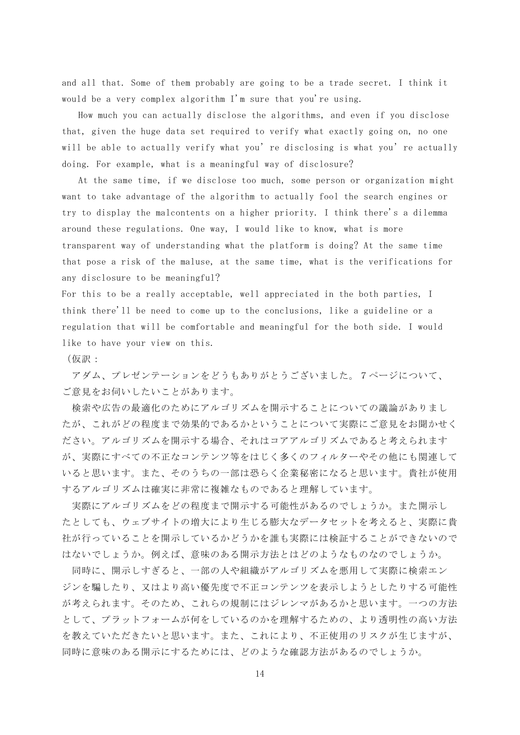and all that. Some of them probably are going to be a trade secret. I think it would be a very complex algorithm I'm sure that you're using.

How much you can actually disclose the algorithms, and even if you disclose that, given the huge data set required to verify what exactly going on, no one will be able to actually verify what you' re disclosing is what you' re actually doing. For example, what is a meaningful way of disclosure?

At the same time, if we disclose too much, some person or organization might want to take advantage of the algorithm to actually fool the search engines or try to display the malcontents on a higher priority. I think there's a dilemma around these regulations. One way, I would like to know, what is more transparent way of understanding what the platform is doing? At the same time that pose a risk of the maluse, at the same time, what is the verifications for any disclosure to be meaningful?

For this to be a really acceptable, well appreciated in the both parties, I think there'll be need to come up to the conclusions, like a guideline or a regulation that will be comfortable and meaningful for the both side. I would like to have your view on this.

（仮訳：

アダム、プレゼンテーションをどうもありがとうございました。7ページについて、ご意見をお伺いしたいことがあります。

検索や広告の最適化のためにアルゴリズムを開示することについての議論がありましたが、これがどの程度まで効果的であるかということについて実際にご意見をお聞かせください。アルゴリズムを開示する場合、それはコアアルゴリズムであると考えられますが、実際にすべての不正なコンテンツ等をはじく多くのフィルターやその他にも関連していると思います。また、そのうちの一部は恐らく企業秘密になると思います。貴社が使用するアルゴリズムは確実に非常に複雑なものであると理解しています。

実際にアルゴリズムをどの程度まで開示する可能性があるのでしょうか。また開示したとしても、ウェブサイトの増大により生じる膨大なデータセットを考えると、実際に貴社が行っていることを開示しているかどうかを誰も実際には検証することができないのではないでしょうか。例えば、意味のある開示方法とはどのようなものなのでしょうか。

同時に、開示しすぎると、一部の人や組織がアルゴリズムを悪用して実際に検索エンジンを騙したり、又はより高い優先度で不正コンテンツを表示しようとしたりする可能性が考えられます。そのため、これらの規制にはジレンマがあるかと思います。一つの方法として、プラットフォームが何をしているのかを理解するための、より透明性の高い方法を教えていただきたいと思います。また、これにより、不正使用のリスクが生じますが、同時に意味のある開示にするためには、どのような確認方法があるのでしょうか。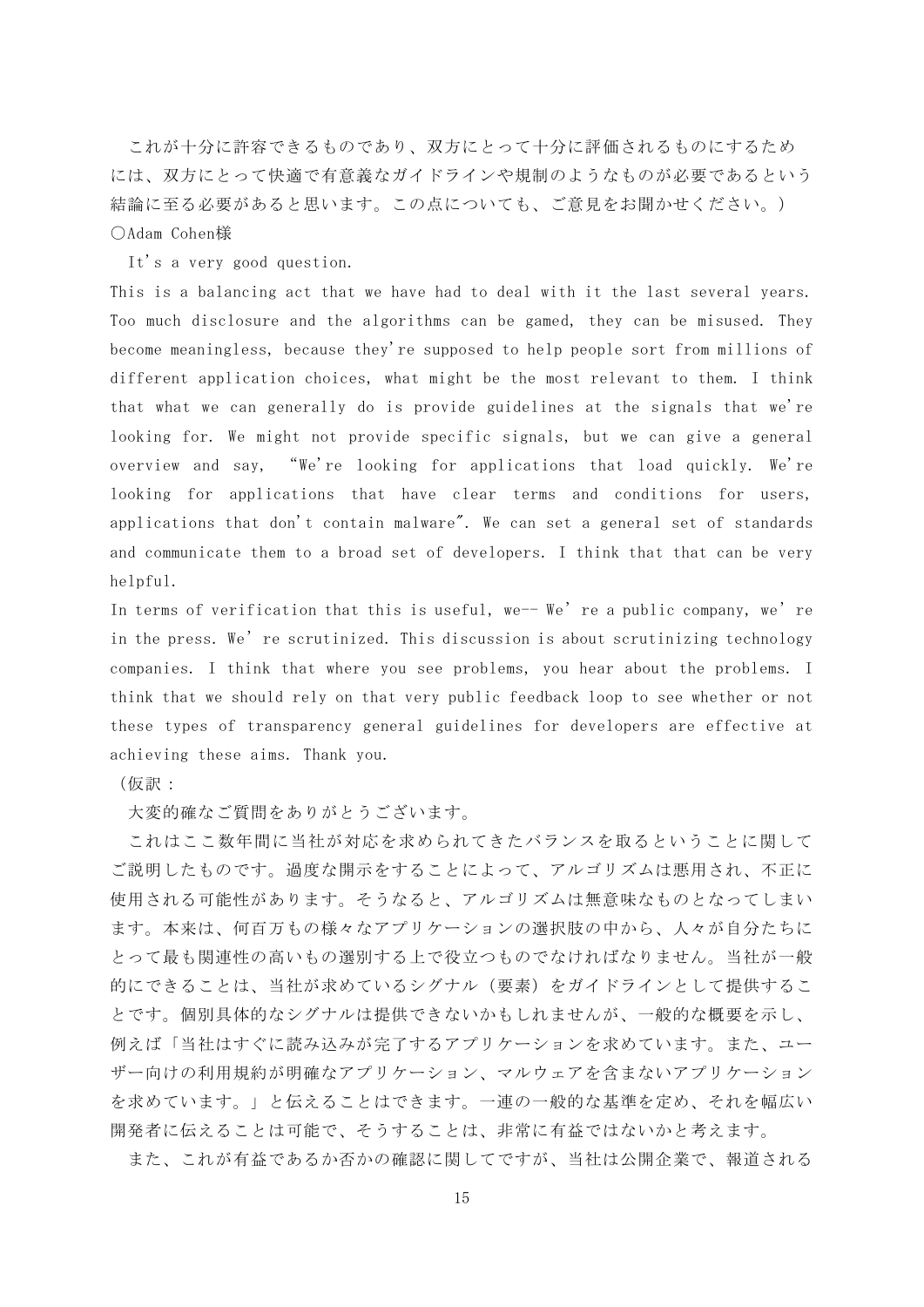これが十分に許容できるものであり、双方にとって十分に評価されるものにするためには、双方にとって快適で有意義なガイドラインや規制のようなものが必要であるという結論に至る必要があると思います。この点についても、ご意見をお聞かせください。）

〇Adam Cohen様

It's a very good question.

This is a balancing act that we have had to deal with it the last several years. Too much disclosure and the algorithms can be gamed, they can be misused. They become meaningless, because they're supposed to help people sort from millions of different application choices, what might be the most relevant to them. I think that what we can generally do is provide guidelines at the signals that we're looking for. We might not provide specific signals, but we can give a general overview and say, "We're looking for applications that load quickly. We're looking for applications that have clear terms and conditions for users, applications that don't contain malware". We can set a general set of standards and communicate them to a broad set of developers. I think that that can be very helpful.

In terms of verification that this is useful, we-- We're a public company, we're in the press. We're scrutinized. This discussion is about scrutinizing technology companies. I think that where you see problems, you hear about the problems. I think that we should rely on that very public feedback loop to see whether or not these types of transparency general guidelines for developers are effective at achieving these aims. Thank you.

（仮訳：

大変的確なご質問をありがとうございます。

これはここ数年間に当社が対応を求められてきたバランスを取るということに関してご説明したものです。過度な開示をすることによって、アルゴリズムは悪用され、不正に使用される可能性があります。そうなると、アルゴリズムは無意味なものとなってしまいます。本来は、何百万もの様々なアプリケーションの選択肢の中から、人々が自分たちにとって最も関連性の高いもの選別する上で役立つものでなければなりません。当社が一般的にできることは、当社が求めているシグナル（要素）をガイドラインとして提供することです。個別具体的なシグナルは提供できないかもしれませんが、一般的な概要を示し、例えば「当社はすぐに読み込みが完了するアプリケーションを求めています。また、ユーザー向けの利用規約が明確なアプリケーション、マルウェアを含まないアプリケーションを求めています。」と伝えることはできます。一連の一般的な基準を定め、それを幅広い開発者に伝えることは可能で、そうすることは、非常に有益ではないかと考えます。

また、これが有益であるか否かの確認に関してですが、当社は公開企業で、報道される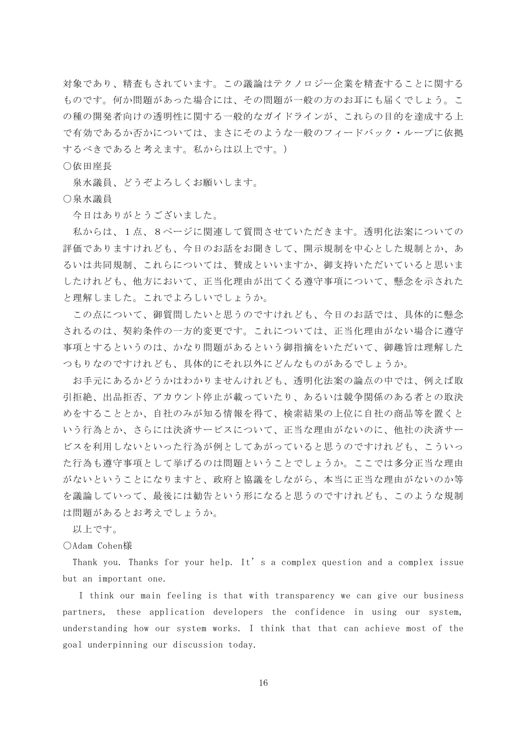対象であり、精査もされています。この議論はテクノロジー企業を精査することに関するものです。何か問題があった場合には、その問題が一般の方のお耳にも届くでしょう。この種の開発者向けの透明性に関する一般的なガイドラインが、これらの目的を達成する上で有効であるか否かについては、まさにそのような一般のフィードバック・ループに依拠するべきであると考えます。私からは以上です。）

○依田座長

泉水議員、どうぞよろしくお願いします。

○泉水議員

今日はありがとうございました。

私からは、１点、８ページに関連して質問させていただきます。透明化法案についての評価でありますけれども、今日のお話をお聞きして、開示規制を中心とした規制とか、あるいは共同規制、これらについては、賛成といいますか、御支持いただいていると思いましたけれども、他方において、正当化理由が出てくる遵守事項について、懸念を示されたと理解しました。これでよろしいでしょうか。

この点について、御質問したいと思うのですけれども、今日のお話では、具体的に懸念されるのは、契約条件の一方的変更です。これについては、正当化理由がない場合に遵守事項とするというのは、かなり問題があるという御指摘をいただいて、御趣旨は理解したつもりなのですけれども、具体的にそれ以外にどんなものがあるでしょうか。

お手元にあるかどうかはわかりませんけれども、透明化法案の論点の中では、例えば取引拒絶、出品拒否、アカウント停止が載っていたり、あるいは競争関係のある者との取決めをすることとか、自社のみが知る情報を得て、検索結果の上位に自社の商品等を置くという行為とか、さらには決済サービスについて、正当な理由がないのに、他社の決済サービスを利用しないといった行為が例としてあがっていると思うのですけれども、こういった行為も遵守事項として挙げるのは問題ということでしょうか。ここでは多分正当な理由がないということになりますと、政府と協議をしながら、本当に正当な理由がないのか等を議論していって、最後には勧告という形になると思うのですけれども、このような規制は問題があるとお考えでしょうか。

以上です。

○Adam Cohen様

Thank you. Thanks for your help. It’s a complex question and a complex issue but an important one.

I think our main feeling is that with transparency we can give our business partners, these application developers the confidence in using our system, understanding how our system works. I think that that can achieve most of the goal underpinning our discussion today.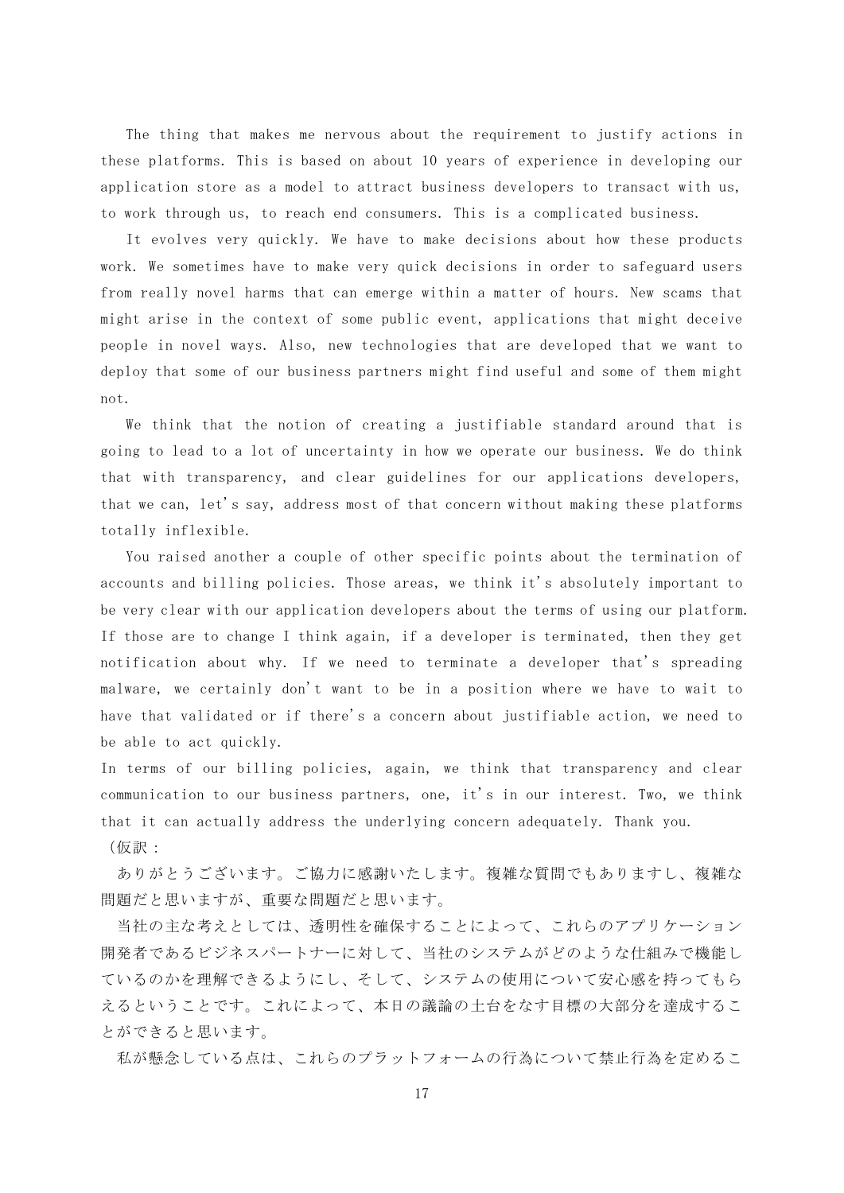The thing that makes me nervous about the requirement to justify actions in these platforms. This is based on about 10 years of experience in developing our application store as a model to attract business developers to transact with us, to work through us, to reach end consumers. This is a complicated business.

It evolves very quickly. We have to make decisions about how these products work. We sometimes have to make very quick decisions in order to safeguard users from really novel harms that can emerge within a matter of hours. New scams that might arise in the context of some public event, applications that might deceive people in novel ways. Also, new technologies that are developed that we want to deploy that some of our business partners might find useful and some of them might not.

We think that the notion of creating a justifiable standard around that is going to lead to a lot of uncertainty in how we operate our business. We do think that with transparency, and clear guidelines for our applications developers, that we can, let's say, address most of that concern without making these platforms totally inflexible.

You raised another a couple of other specific points about the termination of accounts and billing policies. Those areas, we think it's absolutely important to be very clear with our application developers about the terms of using our platform. If those are to change I think again, if a developer is terminated, then they get notification about why. If we need to terminate a developer that's spreading malware, we certainly don't want to be in a position where we have to wait to have that validated or if there's a concern about justifiable action, we need to be able to act quickly.

In terms of our billing policies, again, we think that transparency and clear communication to our business partners, one, it's in our interest. Two, we think that it can actually address the underlying concern adequately. Thank you.

（仮訳：

ありがとうございます。ご協力に感謝いたします。複雑な質問でもありますし、複雑な問題だと思いますが、重要な問題だと思います。

当社の主な考えとしては、透明性を確保することによって、これらのアプリケーション開発者であるビジネスパートナーに対して、当社のシステムがどのような仕組みで機能しているのかを理解できるようにし、そして、システムの使用について安心感を持ってもらえるということです。これによって、本日の議論の土台をなす目標の大部分を達成することができると思います。

私が懸念している点は、これらのプラットフォームの行為について禁止行為を定めるこ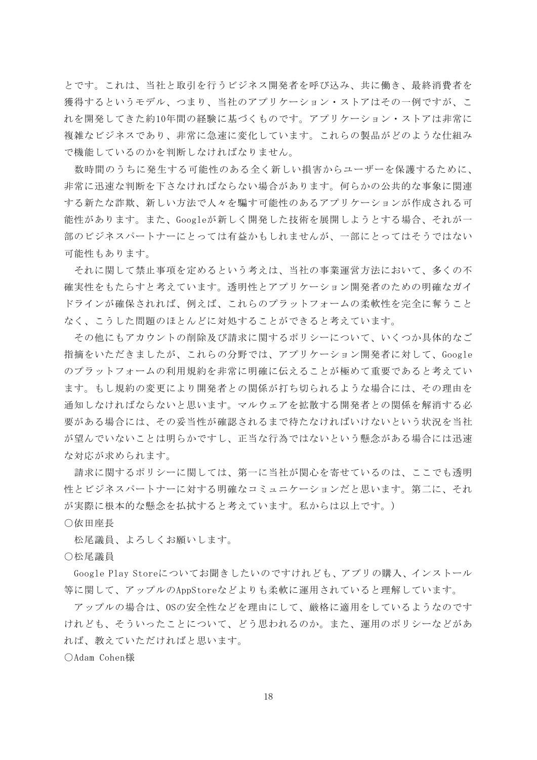とです。これは、当社と取引を行うビジネス開発者を呼び込み、共に働き、最終消費者を獲得するというモデル、つまり、当社のアプリケーション・ストアはその一例ですが、これを開発してきた約10年間の経験に基づくものです。アプリケーション・ストアは非常に複雑なビジネスであり、非常に急速に変化しています。これらの製品がどのような仕組みで機能しているのかを判断しなければなりません。

数時間のうちに発生する可能性のある全く新しい損害からユーザーを保護するために、非常に迅速な判断を下さなければならない場合があります。何らかの公共的な事象に関連する新たな詐欺、新しい方法で人々を騙す可能性のあるアプリケーションが作成される可能性があります。また、Googleが新しく開発した技術を展開しようとする場合、それが一部のビジネスパートナーにとっては有益かもしれませんが、一部にとってはそうではない可能性もあります。

それに関して禁止事項を定めるという考えは、当社の事業運営方法において、多くの不確実性をもたらすと考えています。透明性とアプリケーション開発者のための明確なガイドラインが確保されれば、例えば、これらのプラットフォームの柔軟性を完全に奪うことなく、こうした問題のほとんどに対処することができると考えています。

その他にもアカウントの削除及び請求に関するポリシーについて、いくつか具体的なご指摘をいただきましたが、これらの分野では、アプリケーション開発者に対して、Googleのプラットフォームの利用規約を非常に明確に伝えることが極めて重要であると考えています。もし規約の変更により開発者との関係が打ち切られるような場合には、その理由を通知しなければならないと思います。マルウェアを拡散する開発者との関係を解消する必要がある場合には、その妥当性が確認されるまで待たなければいけないという状況を当社が望んでいないことは明らかですし、正当な行為ではないという懸念がある場合には迅速な対応が求められます。

請求に関するポリシーに関しては、第一に当社が関心を寄せているのは、ここでも透明性とビジネスパートナーに対する明確なコミュニケーションだと思います。第二に、それが実際に根本的な懸念を払拭すると考えています。私からは以上です。）

○依田座長

松尾議員、よろしくお願いします。

○松尾議員

Google Play Storeについてお聞きしたいのですけれども、アプリの購入、インストール等に関して、アップルのAppStoreなどよりも柔軟に運用されていると理解しています。

アップルの場合は、OSの安全性などを理由にして、厳格に適用をしているようなのですけれども、そういったことについて、どう思われるのか。また、運用のポリシーなどがあれば、教えていただければと思います。

○Adam Cohen様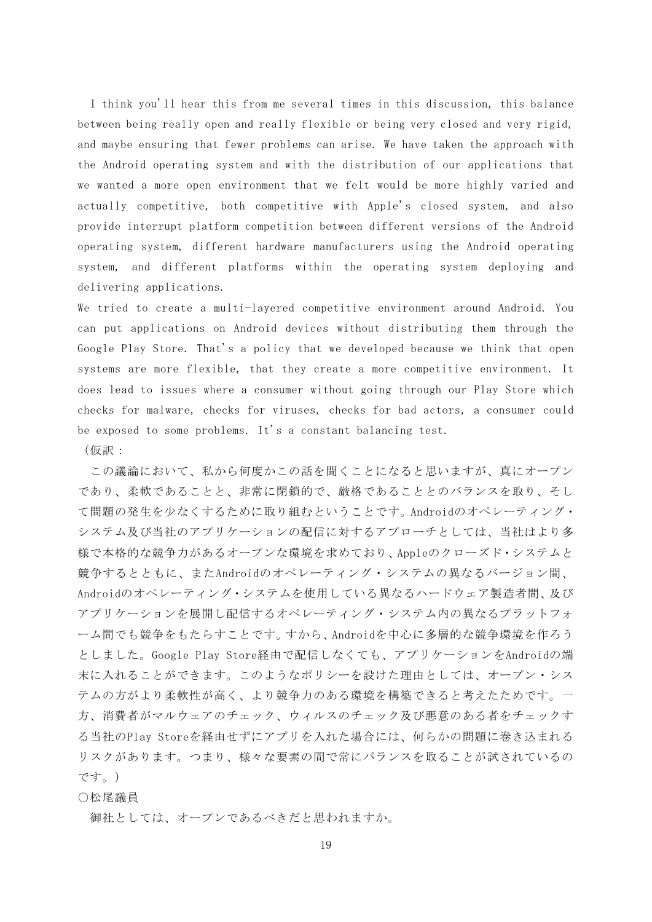I think you'll hear this from me several times in this discussion, this balance between being really open and really flexible or being very closed and very rigid, and maybe ensuring that fewer problems can arise. We have taken the approach with the Android operating system and with the distribution of our applications that we wanted a more open environment that we felt would be more highly varied and actually competitive, both competitive with Apple's closed system, and also provide interrupt platform competition between different versions of the Android operating system, different hardware manufacturers using the Android operating system, and different platforms within the operating system deploying and delivering applications.

We tried to create a multi-layered competitive environment around Android. You can put applications on Android devices without distributing them through the Google Play Store. That's a policy that we developed because we think that open systems are more flexible, that they create a more competitive environment. It does lead to issues where a consumer without going through our Play Store which checks for malware, checks for viruses, checks for bad actors, a consumer could be exposed to some problems. It's a constant balancing test.

（仮訳：

この議論において、私から何度かこの話を聞くことになると思いますが、真にオープンであり、柔軟であることと、非常に閉鎖的で、厳格であることとのバランスを取り、そして問題の発生を少なくするために取り組むということです。Androidのオペレーティング・システム及び当社のアプリケーションの配信に対するアプローチとしては、当社はより多様で本格的な競争力があるオープンな環境を求めており、Appleのクローズド・システムと競争するとともに、またAndroidのオペレーティング・システムの異なるバージョン間、Androidのオペレーティング・システムを使用している異なるハードウェア製造者間、及びアプリケーションを展開し配信するオペレーティング・システム内の異なるプラットフォーム間でも競争をもたらすことです。すから、Androidを中心に多層的な競争環境を作ろうとしました。Google Play Store経由で配信しなくても、アプリケーションをAndroidの端末に入れることができます。このようなポリシーを設けた理由としては、オープン・システムの方がより柔軟性が高く、より競争力のある環境を構築できると考えたためです。一方、消費者がマルウェアのチェック、ウィルスのチェック及び悪意のある者をチェックする当社のPlay Storeを経由せずにアプリを入れた場合には、何らかの問題に巻き込まれるリスクがあります。つまり、様々な要素の間で常にバランスを取ることが試されているのです。）

〇松尾議員

御社としては、オープンであるべきだと思われますか。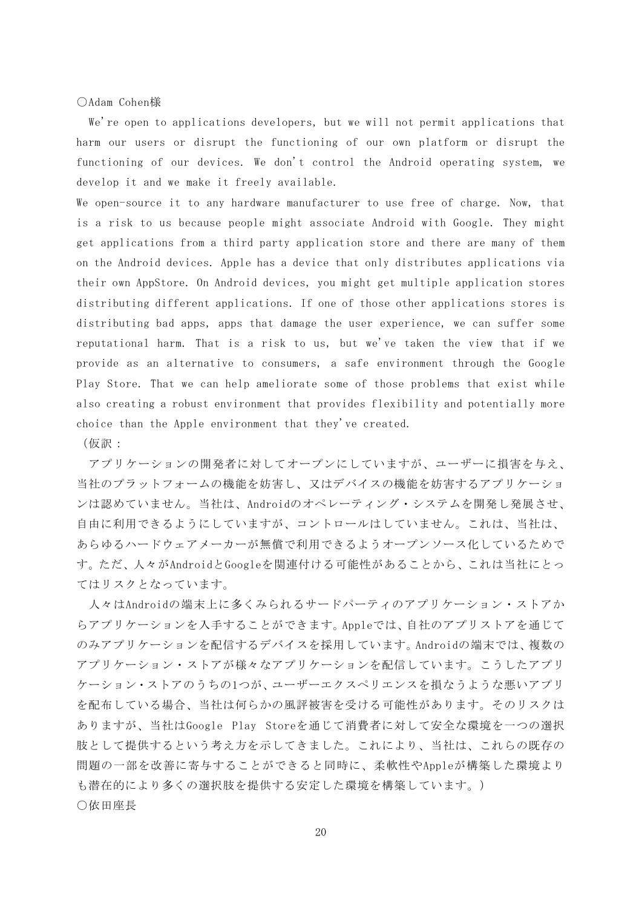○Adam Cohen様

We're open to applications developers, but we will not permit applications that harm our users or disrupt the functioning of our own platform or disrupt the functioning of our devices. We don't control the Android operating system, we develop it and we make it freely available.

We open-source it to any hardware manufacturer to use free of charge. Now, that is a risk to us because people might associate Android with Google. They might get applications from a third party application store and there are many of them on the Android devices. Apple has a device that only distributes applications via their own AppStore. On Android devices, you might get multiple application stores distributing different applications. If one of those other applications stores is distributing bad apps, apps that damage the user experience, we can suffer some reputational harm. That is a risk to us, but we've taken the view that if we provide as an alternative to consumers, a safe environment through the Google Play Store. That we can help ameliorate some of those problems that exist while also creating a robust environment that provides flexibility and potentially more choice than the Apple environment that they've created.

（仮訳：

アプリケーションの開発者に対してオープンにしていますが、ユーザーに損害を与え、当社のプラットフォームの機能を妨害し、又はデバイスの機能を妨害するアプリケーションは認めていません。当社は、Androidのオペレーティング・システムを開発し発展させ、自由に利用できるようにしていますが、コントロールはしていません。これは、当社は、あらゆるハードウェアメーカーが無償で利用できるようオープンソース化しているためです。ただ、人々がAndroidとGoogleを関連付ける可能性があることから、これは当社にとってはリスクとなっています。

人々はAndroidの端末上に多くみられるサードパーティのアプリケーション・ストアからアプリケーションを入手することができます。Appleでは、自社のアプリストアを通じてのみアプリケーションを配信するデバイスを採用しています。Androidの端末では、複数のアプリケーション・ストアが様々なアプリケーションを配信しています。こうしたアプリケーション・ストアのうちの1つが、ユーザーエクスペリエンスを損なうような悪いアプリを配布している場合、当社は何らかの風評被害を受ける可能性があります。そのリスクはありますが、当社はGoogle Play Storeを通じて消費者に対して安全な環境を一つの選択肢として提供するという考え方を示してきました。これにより、当社は、これらの既存の問題の一部を改善に寄与することができると同時に、柔軟性やAppleが構築した環境よりも潜在的により多くの選択肢を提供する安定した環境を構築しています。）

○依田座長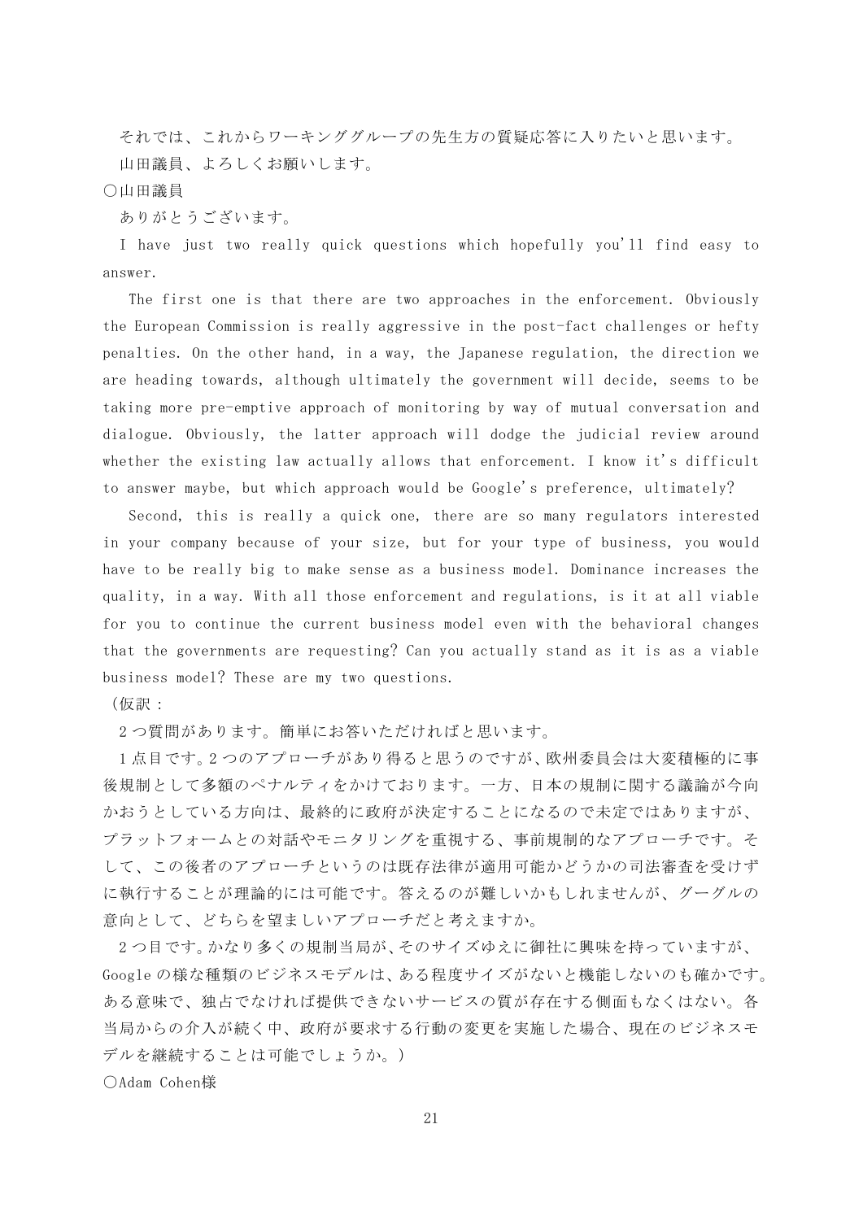それでは、これからワーキンググループの先生方の質疑応答に入りたいと思います。

山田議員、よろしくお願いします。

○山田議員

ありがとうございます。

I have just two really quick questions which hopefully you'll find easy to answer.

The first one is that there are two approaches in the enforcement. Obviously the European Commission is really aggressive in the post-fact challenges or hefty penalties. On the other hand, in a way, the Japanese regulation, the direction we are heading towards, although ultimately the government will decide, seems to be taking more pre-emptive approach of monitoring by way of mutual conversation and dialogue. Obviously, the latter approach will dodge the judicial review around whether the existing law actually allows that enforcement. I know it's difficult to answer maybe, but which approach would be Google's preference, ultimately?

Second, this is really a quick one, there are so many regulators interested in your company because of your size, but for your type of business, you would have to be really big to make sense as a business model. Dominance increases the quality, in a way. With all those enforcement and regulations, is it at all viable for you to continue the current business model even with the behavioral changes that the governments are requesting? Can you actually stand as it is as a viable business model? These are my two questions.

（仮訳：

2つ質問があります。簡単にお答いただければと思います。

1点目です。2つのアプローチがあり得ると思うのですが、欧州委員会は大変積極的に事後規制として多額のペナルティをかけております。一方、日本の規制に関する議論が今向かおうとしている方向は、最終的に政府が決定することになるので未定ではありますが、プラットフォームとの対話やモニタリングを重視する、事前規制的なアプローチです。そして、この後者のアプローチというのは既存法律が適用可能かどうかの司法審査を受けずに執行することが理論的には可能です。答えるのが難しいかもしれませんが、グーグルの意向として、どちらを望ましいアプローチだと考えますか。

2つ目です。かなり多くの規制当局が、そのサイズゆえに御社に興味を持っていますが、Googleの様な種類のビジネスモデルは、ある程度サイズがないと機能しないのも確かです。ある意味で、独占でなければ提供できないサービスの質が存在する側面もなくはない。各当局からの介入が続く中、政府が要求する行動の変更を実施した場合、現在のビジネスモデルを継続することは可能でしょうか。）

○Adam Cohen様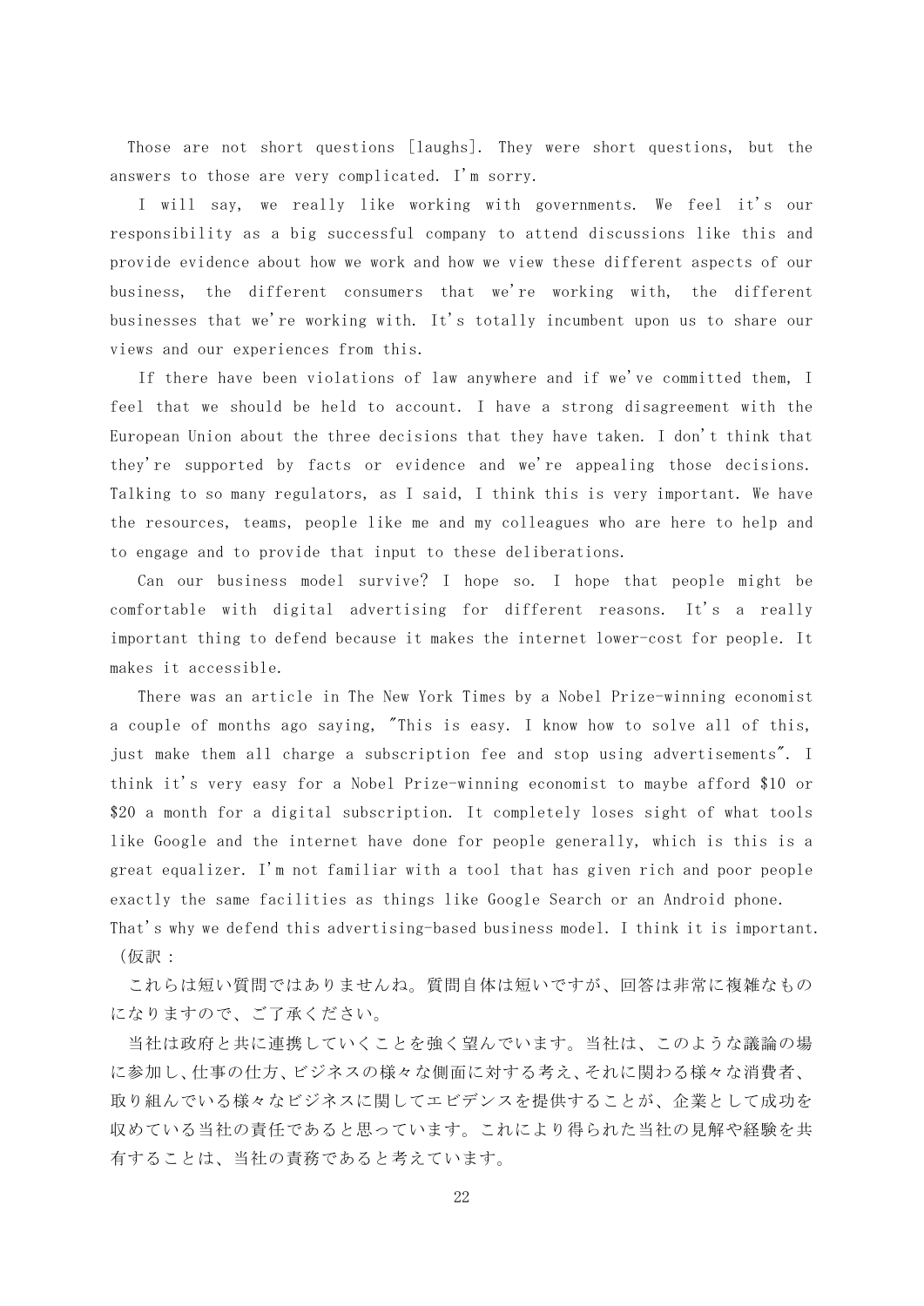Those are not short questions [laughs]. They were short questions, but the answers to those are very complicated. I'm sorry.

I will say, we really like working with governments. We feel it's our responsibility as a big successful company to attend discussions like this and provide evidence about how we work and how we view these different aspects of our business, the different consumers that we're working with, the different businesses that we're working with. It's totally incumbent upon us to share our views and our experiences from this.

If there have been violations of law anywhere and if we've committed them, I feel that we should be held to account. I have a strong disagreement with the European Union about the three decisions that they have taken. I don't think that they're supported by facts or evidence and we're appealing those decisions. Talking to so many regulators, as I said, I think this is very important. We have the resources, teams, people like me and my colleagues who are here to help and to engage and to provide that input to these deliberations.

Can our business model survive? I hope so. I hope that people might be comfortable with digital advertising for different reasons. It's a really important thing to defend because it makes the internet lower-cost for people. It makes it accessible.

There was an article in The New York Times by a Nobel Prize-winning economist a couple of months ago saying, "This is easy. I know how to solve all of this, just make them all charge a subscription fee and stop using advertisements". I think it's very easy for a Nobel Prize-winning economist to maybe afford $10 or $20 a month for a digital subscription. It completely loses sight of what tools like Google and the internet have done for people generally, which is this is a great equalizer. I'm not familiar with a tool that has given rich and poor people exactly the same facilities as things like Google Search or an Android phone. That's why we defend this advertising-based business model. I think it is important.

（仮訳：

これらは短い質問ではありませんね。質問自体は短いですが、回答は非常に複雑なものになりますので、ご了承ください。

当社は政府と共に連携していくことを強く望んでいます。当社は、このような議論の場に参加し、仕事の仕方、ビジネスの様々な側面に対する考え、それに関わる様々な消費者、取り組んでいる様々なビジネスに関してエビデンスを提供することが、企業として成功を収めている当社の責任であると思っています。これにより得られた当社の見解や経験を共有することは、当社の責務であると考えています。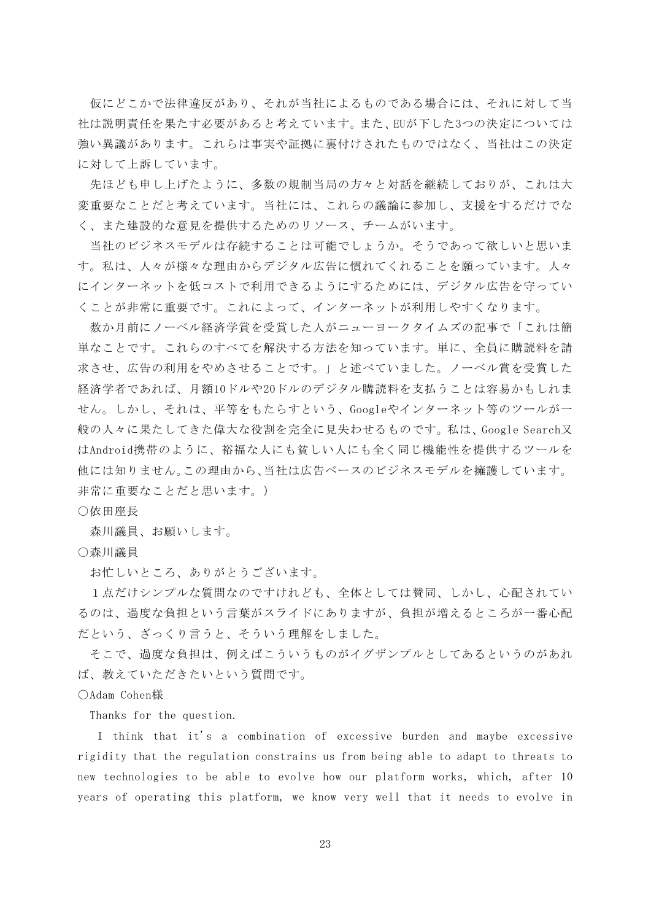仮にどこかで法律違反があり、それが当社によるものである場合には、それに対して当社は説明責任を果たす必要があると考えています。また、EUが下した3つの決定については強い異議があります。これらは事実や証拠に裏付けされたものではなく、当社はこの決定に対して上訴しています。

先ほども申し上げたように、多数の規制当局の方々と対話を継続しておりが、これは大変重要なことだと考えています。当社には、これらの議論に参加し、支援をするだけでなく、また建設的な意見を提供するためのリソース、チームがいます。

当社のビジネスモデルは存続することは可能でしょうか。そうであって欲しいと思います。私は、人々が様々な理由からデジタル広告に慣れてくれることを願っています。人々にインターネットを低コストで利用できるようにするためには、デジタル広告を守っていくことが非常に重要です。これによって、インターネットが利用しやすくなります。

数か月前にノーベル経済学賞を受賞した人がニューヨークタイムズの記事で「これは簡単なことです。これらのすべてを解決する方法を知っています。単に、全員に購読料を請求させ、広告の利用をやめさせることです。」と述べていました。ノーベル賞を受賞した経済学者であれば、月額10ドルや20ドルのデジタル購読料を支払うことは容易かもしれません。しかし、それは、平等をもたらすという、Googleやインターネット等のツールが一般の人々に果たしてきた偉大な役割を完全に見失わせるものです。私は、Google Search又はAndroid携帯のように、裕福な人にも貧しい人にも全く同じ機能性を提供するツールを他には知りません。この理由から、当社は広告ベースのビジネスモデルを擁護しています。非常に重要なことだと思います。）

○依田座長

森川議員、お願いします。

○森川議員

お忙しいところ、ありがとうございます。

１点だけシンプルな質問なのですけれども、全体としては賛同、しかし、心配されているのは、過度な負担という言葉がスライドにありますが、負担が増えるところが一番心配だという、ざっくり言うと、そういう理解をしました。

そこで、過度な負担は、例えばこういうものがイグザンプルとしてあるというのがあれば、教えていただきたいという質問です。

○Adam Cohen様

Thanks for the question.

I think that it's a combination of excessive burden and maybe excessive rigidity that the regulation constrains us from being able to adapt to threats to new technologies to be able to evolve how our platform works, which, after 10 years of operating this platform, we know very well that it needs to evolve in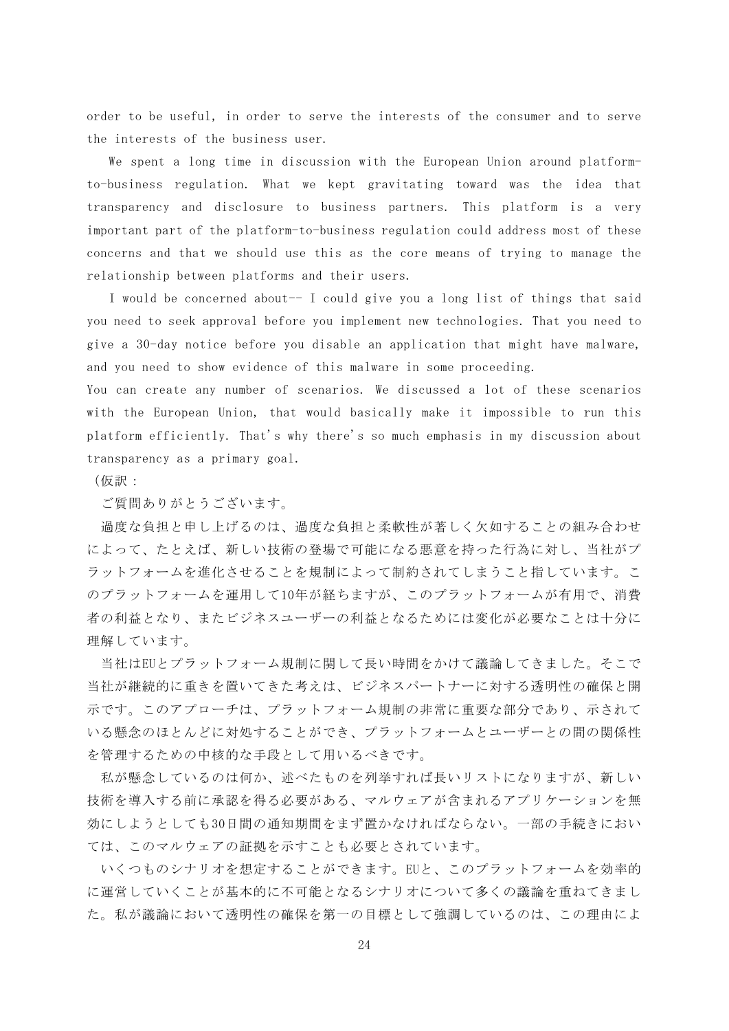order to be useful, in order to serve the interests of the consumer and to serve the interests of the business user.

We spent a long time in discussion with the European Union around platform-to-business regulation. What we kept gravitating toward was the idea that transparency and disclosure to business partners. This platform is a very important part of the platform-to-business regulation could address most of these concerns and that we should use this as the core means of trying to manage the relationship between platforms and their users.

I would be concerned about-- I could give you a long list of things that said you need to seek approval before you implement new technologies. That you need to give a 30-day notice before you disable an application that might have malware, and you need to show evidence of this malware in some proceeding.
You can create any number of scenarios. We discussed a lot of these scenarios with the European Union, that would basically make it impossible to run this platform efficiently. That's why there's so much emphasis in my discussion about transparency as a primary goal.

（仮訳：

ご質問ありがとうございます。

過度な負担と申し上げるのは、過度な負担と柔軟性が著しく欠如することの組み合わせによって、たとえば、新しい技術の登場で可能になる悪意を持った行為に対し、当社がプラットフォームを進化させることを規制によって制約されてしまうこと指しています。このプラットフォームを運用して10年が経ちますが、このプラットフォームが有用で、消費者の利益となり、またビジネスユーザーの利益となるためには変化が必要なことは十分に理解しています。

当社はEUとプラットフォーム規制に関して長い時間をかけて議論してきました。そこで当社が継続的に重きを置いてきた考えは、ビジネスパートナーに対する透明性の確保と開示です。このアプローチは、プラットフォーム規制の非常に重要な部分であり、示されている懸念のほとんどに対処することができ、プラットフォームとユーザーとの間の関係性を管理するための中核的な手段として用いるべきです。

私が懸念しているのは何か、述べたものを列挙すれば長いリストになりますが、新しい技術を導入する前に承認を得る必要がある、マルウェアが含まれるアプリケーションを無効にしようとしても30日間の通知期間をまず置かなければならない。一部の手続きにおいては、このマルウェアの証拠を示すことも必要とされています。

いくつものシナリオを想定することができます。EUと、このプラットフォームを効率的に運営していくことが基本的に不可能となるシナリオについて多くの議論を重ねてきました。私が議論において透明性の確保を第一の目標として強調しているのは、この理由によ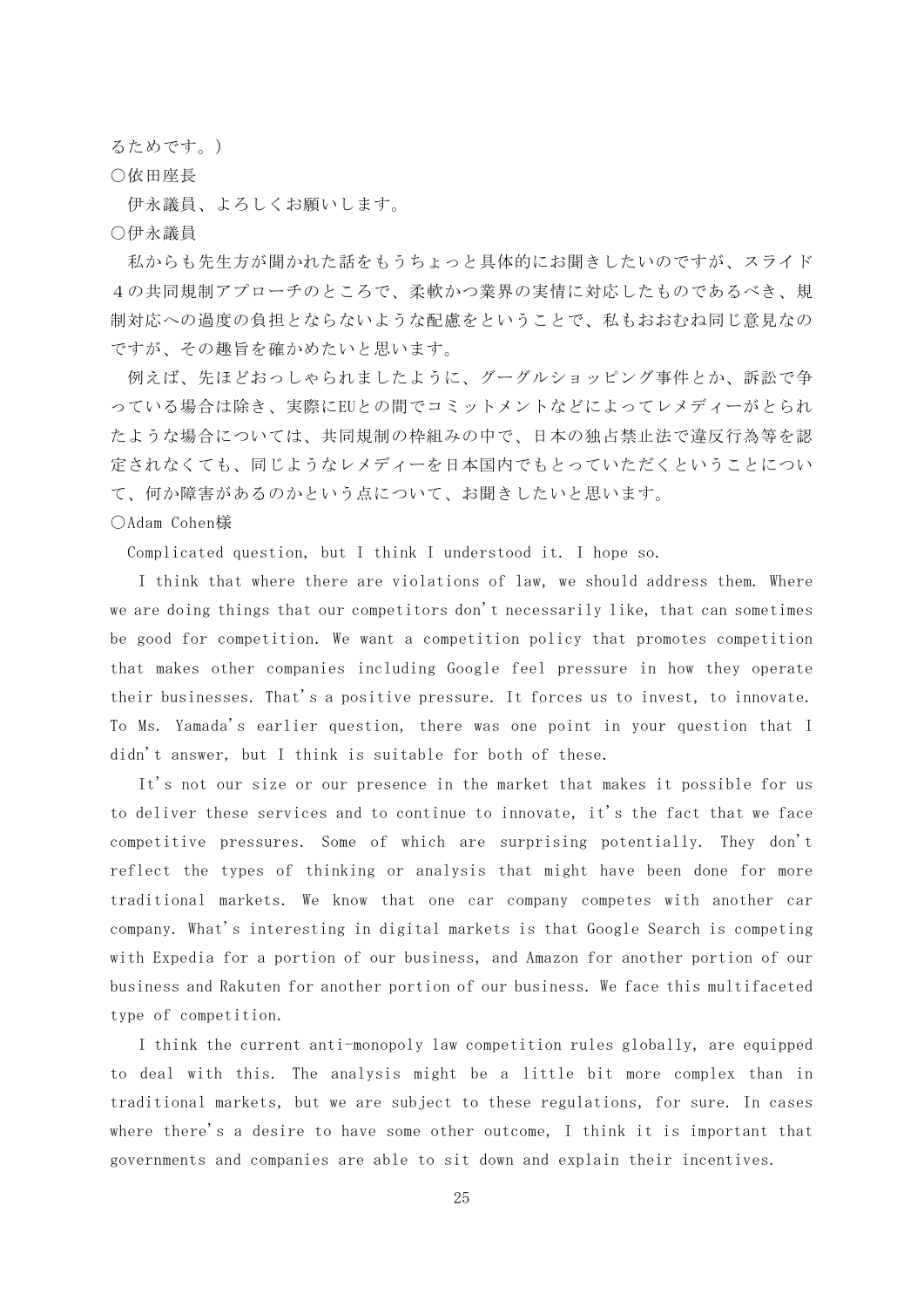るためです。)

○依田座長

伊永議員、よろしくお願いします。

○伊永議員

私からも先生方が聞かれた話をもうちょっと具体的にお聞きしたいのですが、スライド４の共同規制アプローチのところで、柔軟かつ業界の実情に対応したものであるべき、規制対応への過度の負担とならないような配慮をということで、私もおおむね同じ意見なのですが、その趣旨を確かめたいと思います。

例えば、先ほどおっしゃられましたように、グーグルショッピング事件とか、訴訟で争っている場合は除き、実際にEUとの間でコミットメントなどによってレメディーがとられたような場合については、共同規制の枠組みの中で、日本の独占禁止法で違反行為等を認定されなくても、同じようなレメディーを日本国内でもとっていただくということについて、何か障害があるのかという点について、お聞きしたいと思います。

○Adam Cohen様

Complicated question, but I think I understood it. I hope so.

I think that where there are violations of law, we should address them. Where we are doing things that our competitors don't necessarily like, that can sometimes be good for competition. We want a competition policy that promotes competition that makes other companies including Google feel pressure in how they operate their businesses. That's a positive pressure. It forces us to invest, to innovate. To Ms. Yamada's earlier question, there was one point in your question that I didn't answer, but I think is suitable for both of these.

It's not our size or our presence in the market that makes it possible for us to deliver these services and to continue to innovate, it's the fact that we face competitive pressures. Some of which are surprising potentially. They don't reflect the types of thinking or analysis that might have been done for more traditional markets. We know that one car company competes with another car company. What's interesting in digital markets is that Google Search is competing with Expedia for a portion of our business, and Amazon for another portion of our business and Rakuten for another portion of our business. We face this multifaceted type of competition.

I think the current anti-monopoly law competition rules globally, are equipped to deal with this. The analysis might be a little bit more complex than in traditional markets, but we are subject to these regulations, for sure. In cases where there's a desire to have some other outcome, I think it is important that governments and companies are able to sit down and explain their incentives.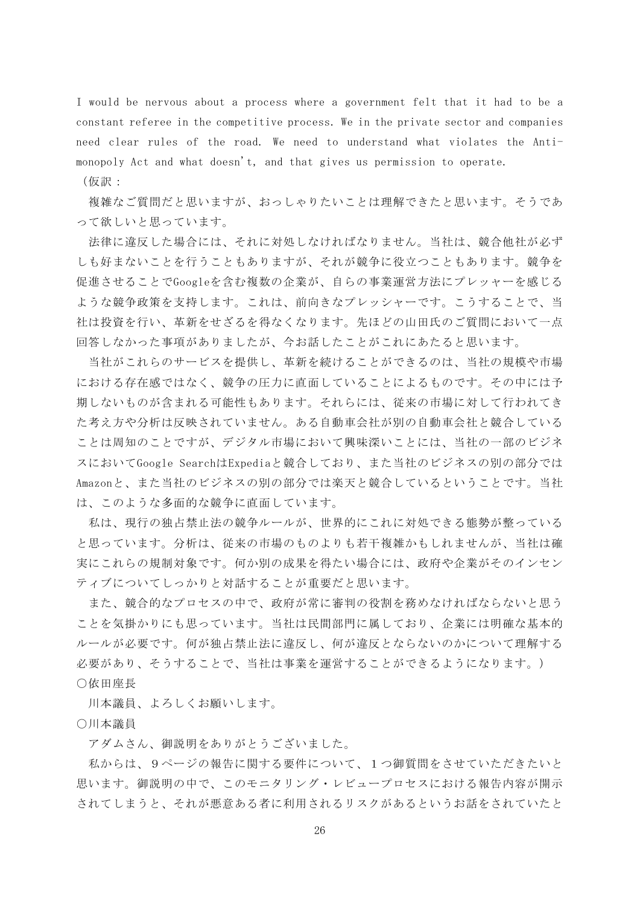I would be nervous about a process where a government felt that it had to be a constant referee in the competitive process. We in the private sector and companies need clear rules of the road. We need to understand what violates the Anti-monopoly Act and what doesn't, and that gives us permission to operate.

（仮訳：

複雑なご質問だと思いますが、おっしゃりたいことは理解できたと思います。そうであって欲しいと思っています。

法律に違反した場合には、それに対処しなければなりません。当社は、競合他社が必ずしも好まないことを行うこともありますが、それが競争に役立つこともあります。競争を促進させることでGoogleを含む複数の企業が、自らの事業運営方法にプレッシャーを感じるような競争政策を支持します。これは、前向きなプレッシャーです。こうすることで、当社は投資を行い、革新をせざるを得なくなります。先ほどの山田氏のご質問において一点回答しなかった事項がありましたが、今お話したことがこれにあたると思います。

当社がこれらのサービスを提供し、革新を続けることができるのは、当社の規模や市場における存在感ではなく、競争の圧力に直面していることによるものです。その中には予期しないものが含まれる可能性もあります。それらには、従来の市場に対して行われてきた考え方や分析は反映されていません。ある自動車会社が別の自動車会社と競合していることは周知のことですが、デジタル市場において興味深いことには、当社の一部のビジネスにおいてGoogle SearchはExpediaと競合しており、また当社のビジネスの別の部分ではAmazonと、また当社のビジネスの別の部分では楽天と競合しているということです。当社は、このような多面的な競争に直面しています。

私は、現行の独占禁止法の競争ルールが、世界的にこれに対処できる態勢が整っていると思っています。分析は、従来の市場のものよりも若干複雑かもしれませんが、当社は確実にこれらの規制対象です。何か別の成果を得たい場合には、政府や企業がそのインセンティブについてしっかりと対話することが重要だと思います。

また、競合的なプロセスの中で、政府が常に審判の役割を務めなければならないと思うことを気掛かりにも思っています。当社は民間部門に属しており、企業には明確な基本的ルールが必要です。何が独占禁止法に違反し、何が違反とならないのかについて理解する必要があり、そうすることで、当社は事業を運営することができるようになります。）

○依田座長

川本議員、よろしくお願いします。

○川本議員

アダムさん、御説明をありがとうございました。

私からは、９ページの報告に関する要件について、１つ御質問をさせていただきたいと思います。御説明の中で、このモニタリング・レビュープロセスにおける報告内容が開示されてしまうと、それが悪意ある者に利用されるリスクがあるというお話をされていたと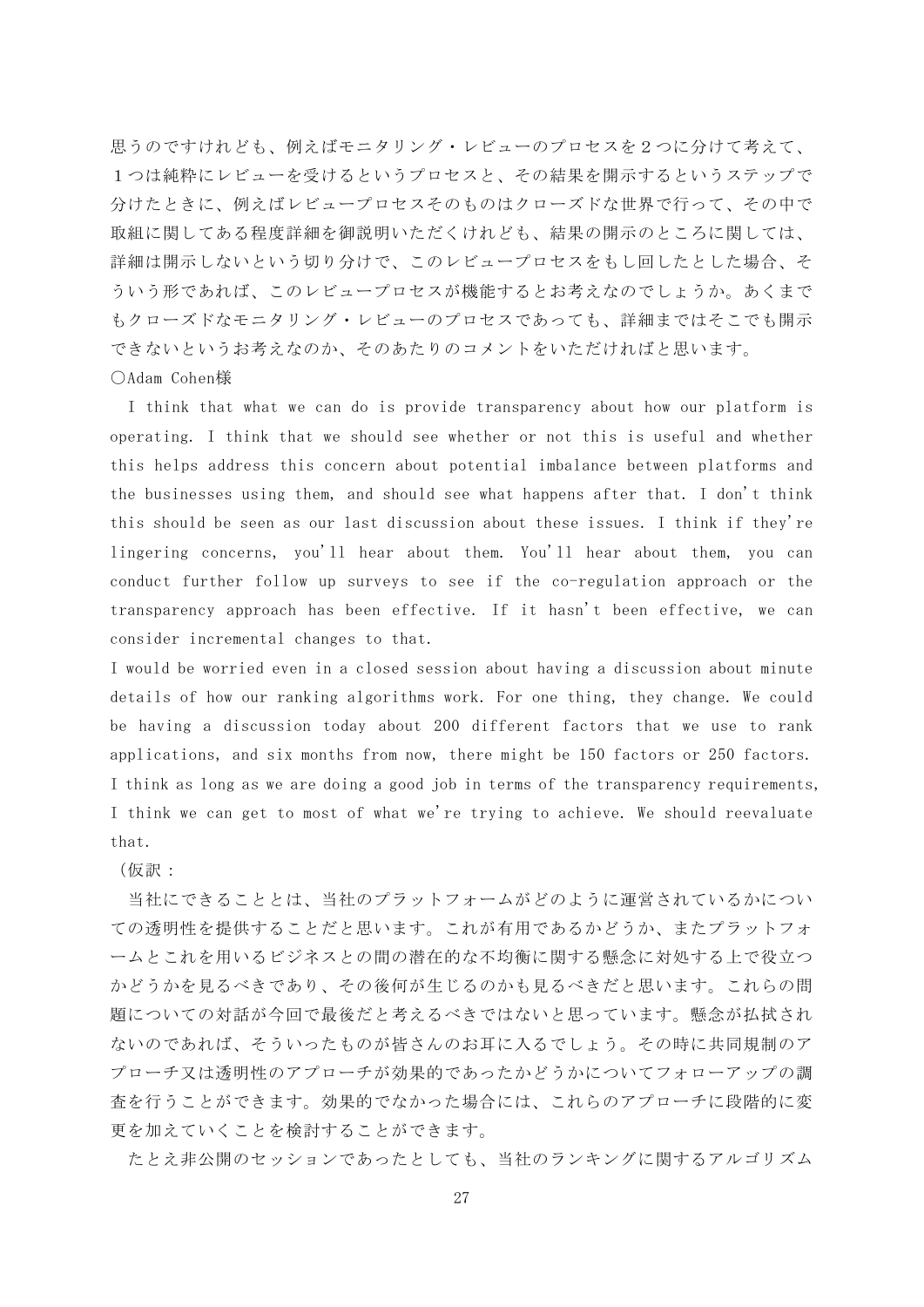思うのですけれども、例えばモニタリング・レビューのプロセスを２つに分けて考えて、１つは純粋にレビューを受けるというプロセスと、その結果を開示するというステップで分けたときに、例えばレビュープロセスそのものはクローズドな世界で行って、その中で取組に関してある程度詳細を御説明いただくけれども、結果の開示のところに関しては、詳細は開示しないという切り分けで、このレビュープロセスをもし回したとした場合、そういう形であれば、このレビュープロセスが機能するとお考えなのでしょうか。あくまでもクローズドなモニタリング・レビューのプロセスであっても、詳細まではそこでも開示できないというお考えなのか、そのあたりのコメントをいただければと思います。

○Adam Cohen様

I think that what we can do is provide transparency about how our platform is operating. I think that we should see whether or not this is useful and whether this helps address this concern about potential imbalance between platforms and the businesses using them, and should see what happens after that. I don't think this should be seen as our last discussion about these issues. I think if they're lingering concerns, you'll hear about them. You'll hear about them, you can conduct further follow up surveys to see if the co-regulation approach or the transparency approach has been effective. If it hasn't been effective, we can consider incremental changes to that.

I would be worried even in a closed session about having a discussion about minute details of how our ranking algorithms work. For one thing, they change. We could be having a discussion today about 200 different factors that we use to rank applications, and six months from now, there might be 150 factors or 250 factors. I think as long as we are doing a good job in terms of the transparency requirements, I think we can get to most of what we're trying to achieve. We should reevaluate that.

（仮訳：

当社にできることとは、当社のプラットフォームがどのように運営されているかについての透明性を提供することだと思います。これが有用であるかどうか、またプラットフォームとこれを用いるビジネスとの間の潜在的な不均衡に関する懸念に対処する上で役立つかどうかを見るべきであり、その後何が生じるのかも見るべきだと思います。これらの問題についての対話が今回で最後だと考えるべきではないと思っています。懸念が払拭されないのであれば、そういったものが皆さんのお耳に入るでしょう。その時に共同規制のアプローチ又は透明性のアプローチが効果的であったかどうかについてフォローアップの調査を行うことができます。効果的でなかった場合には、これらのアプローチに段階的に変更を加えていくことを検討することができます。

たとえ非公開のセッションであったとしても、当社のランキングに関するアルゴリズム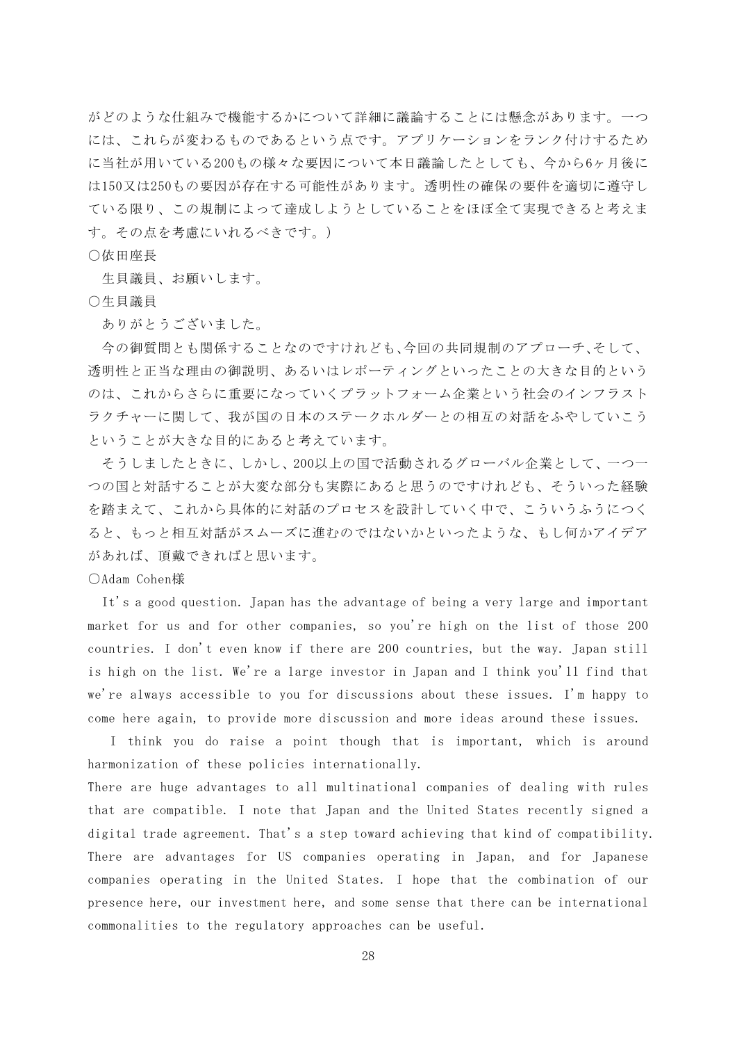がどのような仕組みで機能するかについて詳細に議論することには懸念があります。一つには、これらが変わるものであるという点です。アプリケーションをランク付けするために当社が用いている200もの様々な要因について本日議論したとしても、今から6ヶ月後には150又は250もの要因が存在する可能性があります。透明性の確保の要件を適切に遵守している限り、この規制によって達成しようとしていることをほぼ全て実現できると考えます。その点を考慮にいれるべきです。）

○依田座長

生貝議員、お願いします。

○生貝議員

ありがとうございました。

今の御質問とも関係することなのですけれども、今回の共同規制のアプローチ、そして、透明性と正当な理由の御説明、あるいはレポーティングといったことの大きな目的というのは、これからさらに重要になっていくプラットフォーム企業という社会のインフラストラクチャーに関して、我が国の日本のステークホルダーとの相互の対話をふやしていこうということが大きな目的にあると考えています。

そうしましたときに、しかし、200以上の国で活動されるグローバル企業として、一つ一つの国と対話することが大変な部分も実際にあると思うのですけれども、そういった経験を踏まえて、これから具体的に対話のプロセスを設計していく中で、こういうふうにつくると、もっと相互対話がスムーズに進むのではないかといったような、もし何かアイデアがあれば、頂戴できればと思います。

○Adam Cohen様

It's a good question. Japan has the advantage of being a very large and important market for us and for other companies, so you're high on the list of those 200 countries. I don't even know if there are 200 countries, but the way. Japan still is high on the list. We're a large investor in Japan and I think you'll find that we're always accessible to you for discussions about these issues. I'm happy to come here again, to provide more discussion and more ideas around these issues.

I think you do raise a point though that is important, which is around harmonization of these policies internationally.

There are huge advantages to all multinational companies of dealing with rules that are compatible. I note that Japan and the United States recently signed a digital trade agreement. That's a step toward achieving that kind of compatibility. There are advantages for US companies operating in Japan, and for Japanese companies operating in the United States. I hope that the combination of our presence here, our investment here, and some sense that there can be international commonalities to the regulatory approaches can be useful.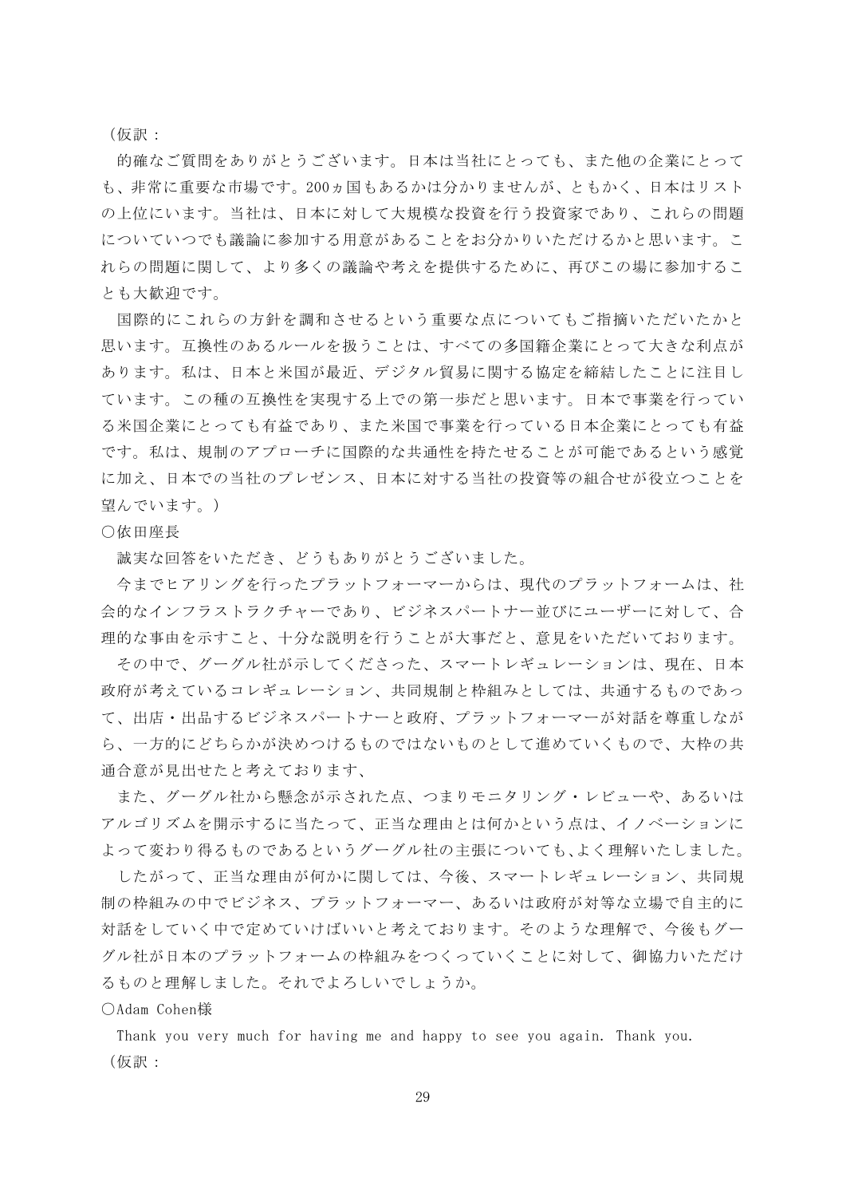（仮訳：

　的確なご質問をありがとうございます。日本は当社にとっても、また他の企業にとっても、非常に重要な市場です。200ヵ国もあるかは分かりませんが、ともかく、日本はリストの上位にいます。当社は、日本に対して大規模な投資を行う投資家であり、これらの問題についていつでも議論に参加する用意があることをお分かりいただけるかと思います。これらの問題に関して、より多くの議論や考えを提供するために、再びこの場に参加することも大歓迎です。

　国際的にこれらの方針を調和させるという重要な点についてもご指摘いただいたかと思います。互換性のあるルールを扱うことは、すべての多国籍企業にとって大きな利点があります。私は、日本と米国が最近、デジタル貿易に関する協定を締結したことに注目しています。この種の互換性を実現する上での第一歩だと思います。日本で事業を行っている米国企業にとっても有益であり、また米国で事業を行っている日本企業にとっても有益です。私は、規制のアプローチに国際的な共通性を持たせることが可能であるという感覚に加え、日本での当社のプレゼンス、日本に対する当社の投資等の組合せが役立つことを望んでいます。）

○依田座長

　誠実な回答をいただき、どうもありがとうございました。

　今までヒアリングを行ったプラットフォーマーからは、現代のプラットフォームは、社会的なインフラストラクチャーであり、ビジネスパートナー並びにユーザーに対して、合理的な事由を示すこと、十分な説明を行うことが大事だと、意見をいただいております。

　その中で、グーグル社が示してくださった、スマートレギュレーションは、現在、日本政府が考えているコレギュレーション、共同規制と枠組みとしては、共通するものであって、出店・出品するビジネスパートナーと政府、プラットフォーマーが対話を尊重しながら、一方的にどちらかが決めつけるものではないものとして進めていくもので、大枠の共通合意が見出せたと考えております、

　また、グーグル社から懸念が示された点、つまりモニタリング・レビューや、あるいはアルゴリズムを開示するに当たって、正当な理由とは何かという点は、イノベーションによって変わり得るものであるというグーグル社の主張についても、よく理解いたしました。

　したがって、正当な理由が何かに関しては、今後、スマートレギュレーション、共同規制の枠組みの中でビジネス、プラットフォーマー、あるいは政府が対等な立場で自主的に対話をしていく中で定めていけばいいと考えております。そのような理解で、今後もグーグル社が日本のプラットフォームの枠組みをつくっていくことに対して、御協力いただけるものと理解しました。それでよろしいでしょうか。

○Adam Cohen様

　Thank you very much for having me and happy to see you again. Thank you.

（仮訳：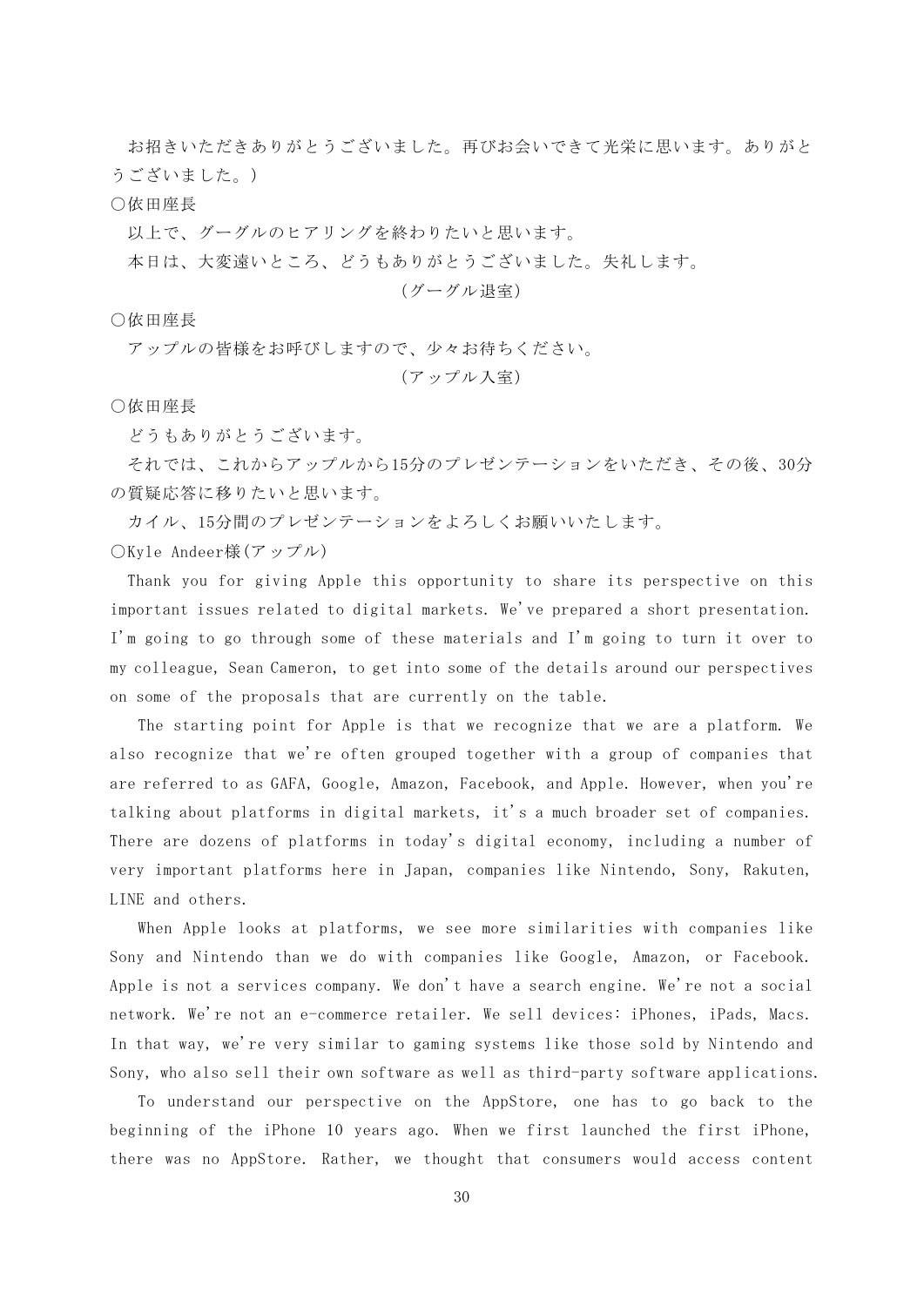お招きいただきありがとうございました。再びお会いできて光栄に思います。ありがとうございました。）

○依田座長

以上で、グーグルのヒアリングを終わりたいと思います。

本日は、大変遠いところ、どうもありがとうございました。失礼します。

（グーグル退室）

○依田座長

アップルの皆様をお呼びしますので、少々お待ちください。

（アップル入室）

○依田座長

どうもありがとうございます。

それでは、これからアップルから15分のプレゼンテーションをいただき、その後、30分の質疑応答に移りたいと思います。

カイル、15分間のプレゼンテーションをよろしくお願いいたします。

○Kyle Andeer様（アップル）

Thank you for giving Apple this opportunity to share its perspective on this important issues related to digital markets. We've prepared a short presentation. I'm going to go through some of these materials and I'm going to turn it over to my colleague, Sean Cameron, to get into some of the details around our perspectives on some of the proposals that are currently on the table.

The starting point for Apple is that we recognize that we are a platform. We also recognize that we're often grouped together with a group of companies that are referred to as GAFA, Google, Amazon, Facebook, and Apple. However, when you're talking about platforms in digital markets, it's a much broader set of companies. There are dozens of platforms in today's digital economy, including a number of very important platforms here in Japan, companies like Nintendo, Sony, Rakuten, LINE and others.

When Apple looks at platforms, we see more similarities with companies like Sony and Nintendo than we do with companies like Google, Amazon, or Facebook. Apple is not a services company. We don't have a search engine. We're not a social network. We're not an e-commerce retailer. We sell devices: iPhones, iPads, Macs. In that way, we're very similar to gaming systems like those sold by Nintendo and Sony, who also sell their own software as well as third-party software applications.

To understand our perspective on the AppStore, one has to go back to the beginning of the iPhone 10 years ago. When we first launched the first iPhone, there was no AppStore. Rather, we thought that consumers would access content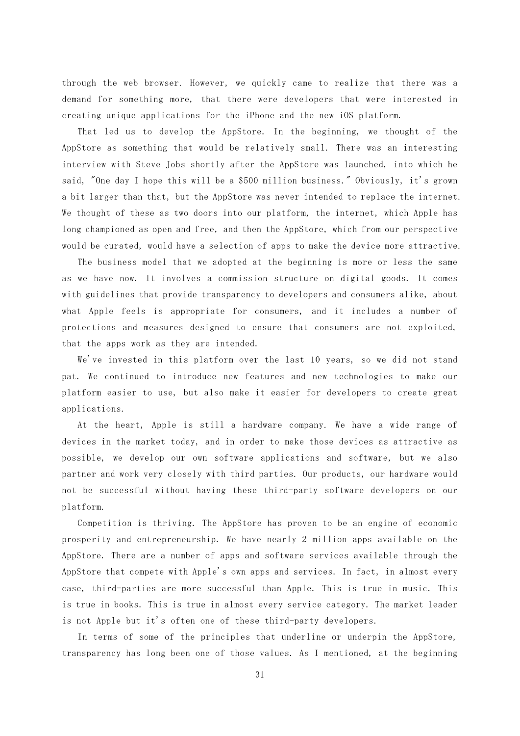through the web browser. However, we quickly came to realize that there was a demand for something more, that there were developers that were interested in creating unique applications for the iPhone and the new iOS platform.

That led us to develop the AppStore. In the beginning, we thought of the AppStore as something that would be relatively small. There was an interesting interview with Steve Jobs shortly after the AppStore was launched, into which he said, "One day I hope this will be a $500 million business." Obviously, it's grown a bit larger than that, but the AppStore was never intended to replace the internet. We thought of these as two doors into our platform, the internet, which Apple has long championed as open and free, and then the AppStore, which from our perspective would be curated, would have a selection of apps to make the device more attractive.

The business model that we adopted at the beginning is more or less the same as we have now. It involves a commission structure on digital goods. It comes with guidelines that provide transparency to developers and consumers alike, about what Apple feels is appropriate for consumers, and it includes a number of protections and measures designed to ensure that consumers are not exploited, that the apps work as they are intended.

We've invested in this platform over the last 10 years, so we did not stand pat. We continued to introduce new features and new technologies to make our platform easier to use, but also make it easier for developers to create great applications.

At the heart, Apple is still a hardware company. We have a wide range of devices in the market today, and in order to make those devices as attractive as possible, we develop our own software applications and software, but we also partner and work very closely with third parties. Our products, our hardware would not be successful without having these third-party software developers on our platform.

Competition is thriving. The AppStore has proven to be an engine of economic prosperity and entrepreneurship. We have nearly 2 million apps available on the AppStore. There are a number of apps and software services available through the AppStore that compete with Apple's own apps and services. In fact, in almost every case, third-parties are more successful than Apple. This is true in music. This is true in books. This is true in almost every service category. The market leader is not Apple but it's often one of these third-party developers.

In terms of some of the principles that underline or underpin the AppStore, transparency has long been one of those values. As I mentioned, at the beginning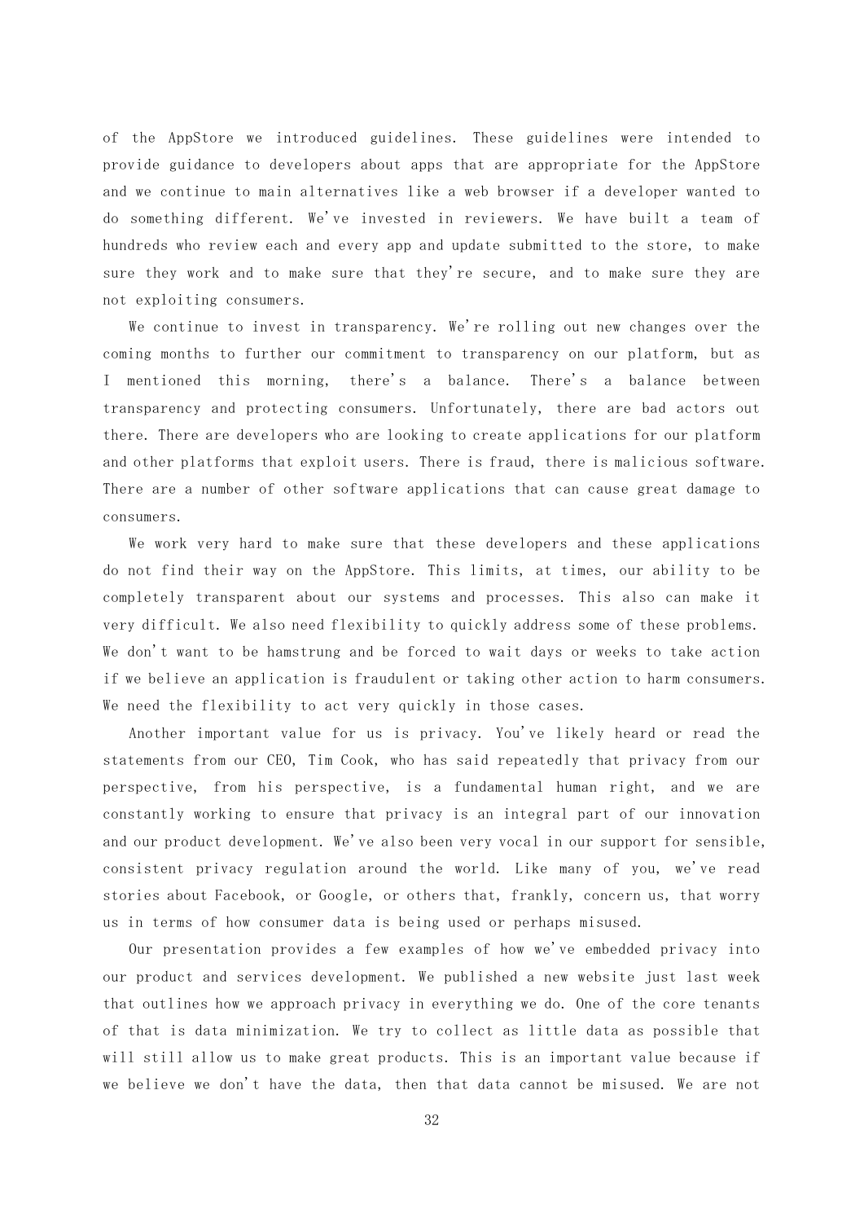of the AppStore we introduced guidelines. These guidelines were intended to provide guidance to developers about apps that are appropriate for the AppStore and we continue to main alternatives like a web browser if a developer wanted to do something different. We've invested in reviewers. We have built a team of hundreds who review each and every app and update submitted to the store, to make sure they work and to make sure that they're secure, and to make sure they are not exploiting consumers.

We continue to invest in transparency. We're rolling out new changes over the coming months to further our commitment to transparency on our platform, but as I mentioned this morning, there's a balance. There's a balance between transparency and protecting consumers. Unfortunately, there are bad actors out there. There are developers who are looking to create applications for our platform and other platforms that exploit users. There is fraud, there is malicious software. There are a number of other software applications that can cause great damage to consumers.

We work very hard to make sure that these developers and these applications do not find their way on the AppStore. This limits, at times, our ability to be completely transparent about our systems and processes. This also can make it very difficult. We also need flexibility to quickly address some of these problems. We don't want to be hamstrung and be forced to wait days or weeks to take action if we believe an application is fraudulent or taking other action to harm consumers. We need the flexibility to act very quickly in those cases.

Another important value for us is privacy. You've likely heard or read the statements from our CEO, Tim Cook, who has said repeatedly that privacy from our perspective, from his perspective, is a fundamental human right, and we are constantly working to ensure that privacy is an integral part of our innovation and our product development. We've also been very vocal in our support for sensible, consistent privacy regulation around the world. Like many of you, we've read stories about Facebook, or Google, or others that, frankly, concern us, that worry us in terms of how consumer data is being used or perhaps misused.

Our presentation provides a few examples of how we've embedded privacy into our product and services development. We published a new website just last week that outlines how we approach privacy in everything we do. One of the core tenants of that is data minimization. We try to collect as little data as possible that will still allow us to make great products. This is an important value because if we believe we don't have the data, then that data cannot be misused. We are not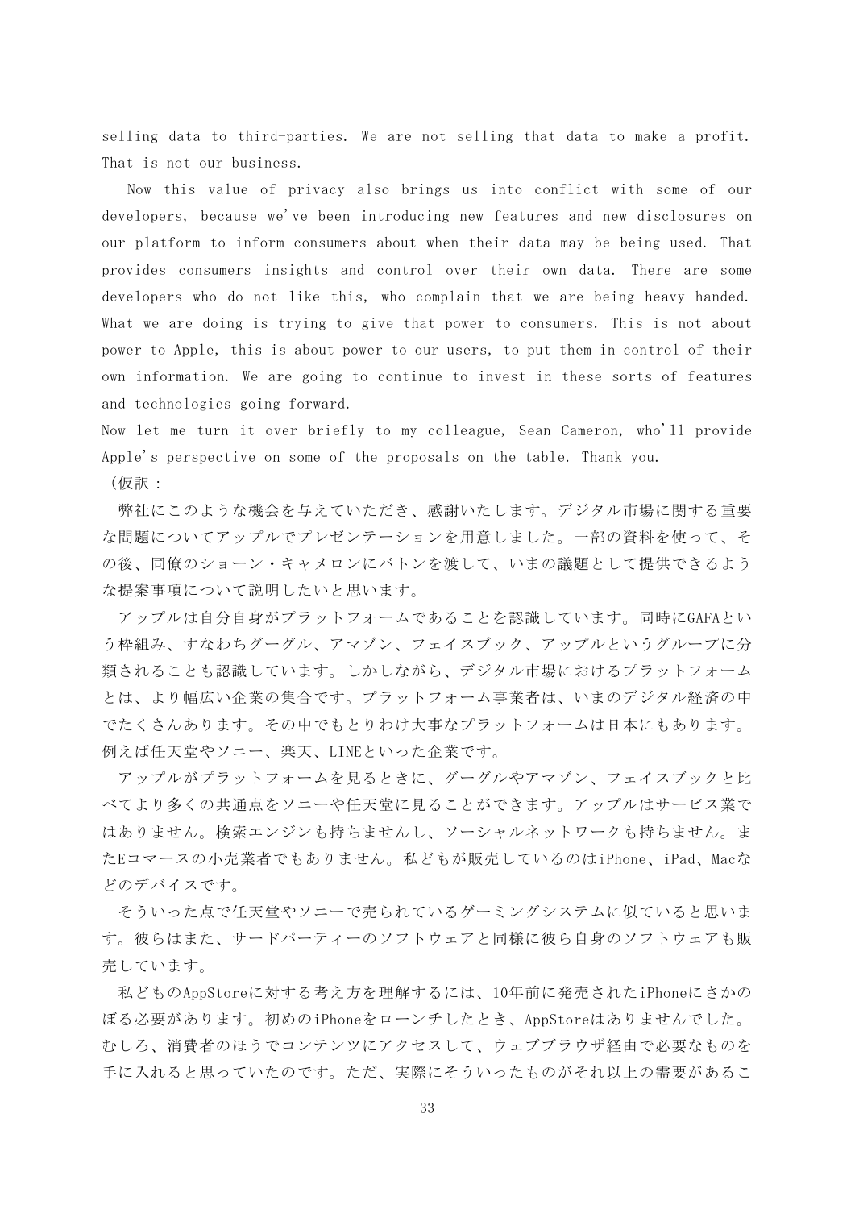selling data to third-parties. We are not selling that data to make a profit. That is not our business.

Now this value of privacy also brings us into conflict with some of our developers, because we've been introducing new features and new disclosures on our platform to inform consumers about when their data may be being used. That provides consumers insights and control over their own data. There are some developers who do not like this, who complain that we are being heavy handed. What we are doing is trying to give that power to consumers. This is not about power to Apple, this is about power to our users, to put them in control of their own information. We are going to continue to invest in these sorts of features and technologies going forward.

Now let me turn it over briefly to my colleague, Sean Cameron, who'll provide Apple's perspective on some of the proposals on the table. Thank you.

（仮訳：

弊社にこのような機会を与えていただき、感謝いたします。デジタル市場に関する重要な問題についてアップルでプレゼンテーションを用意しました。一部の資料を使って、その後、同僚のショーン・キャメロンにバトンを渡して、いまの議題として提供できるような提案事項について説明したいと思います。

アップルは自分自身がプラットフォームであることを認識しています。同時にGAFAという枠組み、すなわちグーグル、アマゾン、フェイスブック、アップルというグループに分類されることも認識しています。しかしながら、デジタル市場におけるプラットフォームとは、より幅広い企業の集合です。プラットフォーム事業者は、いまのデジタル経済の中でたくさんあります。その中でもとりわけ大事なプラットフォームは日本にもあります。例えば任天堂やソニー、楽天、LINEといった企業です。

アップルがプラットフォームを見るときに、グーグルやアマゾン、フェイスブックと比べてより多くの共通点をソニーや任天堂に見ることができます。アップルはサービス業ではありません。検索エンジンも持ちませんし、ソーシャルネットワークも持ちません。またEコマースの小売業者でもありません。私どもが販売しているのはiPhone、iPad、Macなどのデバイスです。

そういった点で任天堂やソニーで売られているゲーミングシステムに似ていると思います。彼らはまた、サードパーティーのソフトウェアと同様に彼ら自身のソフトウェアも販売しています。

私どものAppStoreに対する考え方を理解するには、10年前に発売されたiPhoneにさかのぼる必要があります。初めのiPhoneをローンチしたとき、AppStoreはありませんでした。むしろ、消費者のほうでコンテンツにアクセスして、ウェブブラウザ経由で必要なものを手に入れると思っていたのです。ただ、実際にそういったものがそれ以上の需要があるこ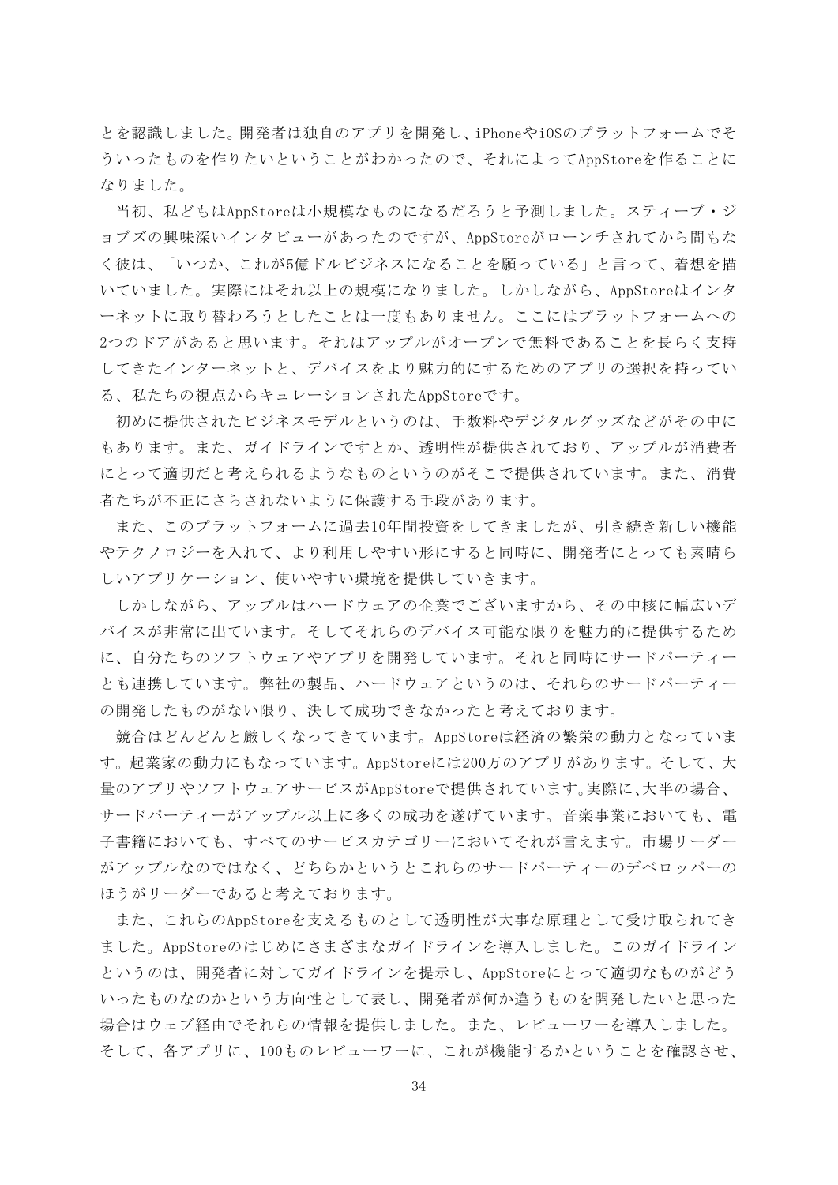とを認識しました。開発者は独自のアプリを開発し、iPhoneやiOSのプラットフォームでそういったものを作りたいということがわかったので、それによってAppStoreを作ることになりました。

当初、私どもはAppStoreは小規模なものになるだろうと予測しました。スティーブ・ジョブズの興味深いインタビューがあったのですが、AppStoreがローンチされてから間もなく彼は、「いつか、これが5億ドルビジネスになることを願っている」と言って、着想を描いていました。実際にはそれ以上の規模になりました。しかしながら、AppStoreはインターネットに取り替わろうとしたことは一度もありません。ここにはプラットフォームへの2つのドアがあると思います。それはアップルがオープンで無料であることを長らく支持してきたインターネットと、デバイスをより魅力的にするためのアプリの選択を持っている、私たちの視点からキュレーションされたAppStoreです。

初めに提供されたビジネスモデルというのは、手数料やデジタルグッズなどがその中にもあります。また、ガイドラインですとか、透明性が提供されており、アップルが消費者にとって適切だと考えられるようなものというのがそこで提供されています。また、消費者たちが不正にさらされないように保護する手段があります。

また、このプラットフォームに過去10年間投資をしてきましたが、引き続き新しい機能やテクノロジーを入れて、より利用しやすい形にすると同時に、開発者にとっても素晴らしいアプリケーション、使いやすい環境を提供していきます。

しかしながら、アップルはハードウェアの企業でございますから、その中核に幅広いデバイスが非常に出ています。そしてそれらのデバイス可能な限りを魅力的に提供するために、自分たちのソフトウェアやアプリを開発しています。それと同時にサードパーティーとも連携しています。弊社の製品、ハードウェアというのは、それらのサードパーティーの開発したものがない限り、決して成功できなかったと考えております。

競合はどんどんと厳しくなってきています。AppStoreは経済の繁栄の動力となっています。起業家の動力にもなっています。AppStoreには200万のアプリがあります。そして、大量のアプリやソフトウェアサービスがAppStoreで提供されています。実際に、大半の場合、サードパーティーがアップル以上に多くの成功を遂げています。音楽事業においても、電子書籍においても、すべてのサービスカテゴリーにおいてそれが言えます。市場リーダーがアップルなのではなく、どちらかというとこれらのサードパーティーのデベロッパーのほうがリーダーであると考えております。

また、これらのAppStoreを支えるものとして透明性が大事な原理として受け取られてきました。AppStoreのはじめにさまざまなガイドラインを導入しました。このガイドラインというのは、開発者に対してガイドラインを提示し、AppStoreにとって適切なものがどういったものなのかという方向性として表し、開発者が何か違うものを開発したいと思った場合はウェブ経由でそれらの情報を提供しました。また、レビューワーを導入しました。そして、各アプリに、100ものレビューワーに、これが機能するかということを確認させ、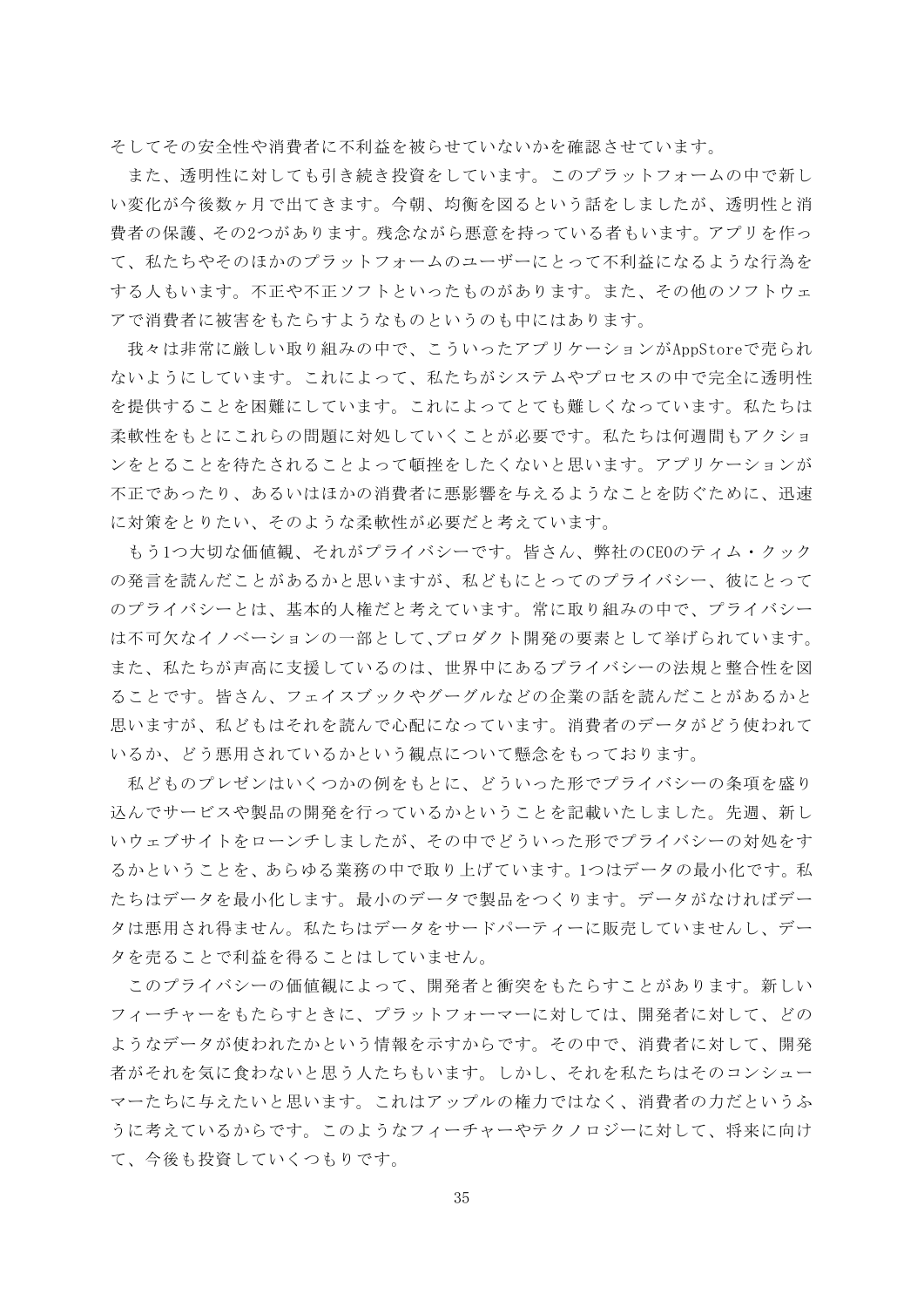そしてその安全性や消費者に不利益を被らせていないかを確認させています。

また、透明性に対しても引き続き投資をしています。このプラットフォームの中で新しい変化が今後数ヶ月で出てきます。今朝、均衡を図るという話をしましたが、透明性と消費者の保護、その2つがあります。残念ながら悪意を持っている者もいます。アプリを作って、私たちやそのほかのプラットフォームのユーザーにとって不利益になるような行為をする人もいます。不正や不正ソフトといったものがあります。また、その他のソフトウェアで消費者に被害をもたらすようなものというのも中にはあります。

我々は非常に厳しい取り組みの中で、こういったアプリケーションがAppStoreで売られないようにしています。これによって、私たちがシステムやプロセスの中で完全に透明性を提供することを困難にしています。これによってとても難しくなっています。私たちは柔軟性をもとにこれらの問題に対処していくことが必要です。私たちは何週間もアクションをとることを待たされることよって頓挫をしたくないと思います。アプリケーションが不正であったり、あるいはほかの消費者に悪影響を与えるようなことを防ぐために、迅速に対策をとりたい、そのような柔軟性が必要だと考えています。

もう1つ大切な価値観、それがプライバシーです。皆さん、弊社のCEOのティム・クックの発言を読んだことがあるかと思いますが、私どもにとってのプライバシー、彼にとってのプライバシーとは、基本的人権だと考えています。常に取り組みの中で、プライバシーは不可欠なイノベーションの一部として,プロダクト開発の要素として挙げられています。また、私たちが声高に支援しているのは、世界中にあるプライバシーの法規と整合性を図ることです。皆さん、フェイスブックやグーグルなどの企業の話を読んだことがあるかと思いますが、私どもはそれを読んで心配になっています。消費者のデータがどう使われているか、どう悪用されているかという観点について懸念をもっております。

私どものプレゼンはいくつかの例をもとに、どういった形でプライバシーの条項を盛り込んでサービスや製品の開発を行っているかということを記載いたしました。先週、新しいウェブサイトをローンチしましたが、その中でどういった形でプライバシーの対処をするかということを、あらゆる業務の中で取り上げています。1つはデータの最小化です。私たちはデータを最小化します。最小のデータで製品をつくります。データがなければデータは悪用され得ません。私たちはデータをサードパーティーに販売していませんし、データを売ることで利益を得ることはしていません。

このプライバシーの価値観によって、開発者と衝突をもたらすことがあります。新しいフィーチャーをもたらすときに、プラットフォーマーに対しては、開発者に対して、どのようなデータが使われたかという情報を示すからです。その中で、消費者に対して、開発者がそれを気に食わないと思う人たちもいます。しかし、それを私たちはそのコンシューマーたちに与えたいと思います。これはアップルの権力ではなく、消費者の力だというふうに考えているからです。このようなフィーチャーやテクノロジーに対して、将来に向けて、今後も投資していくつもりです。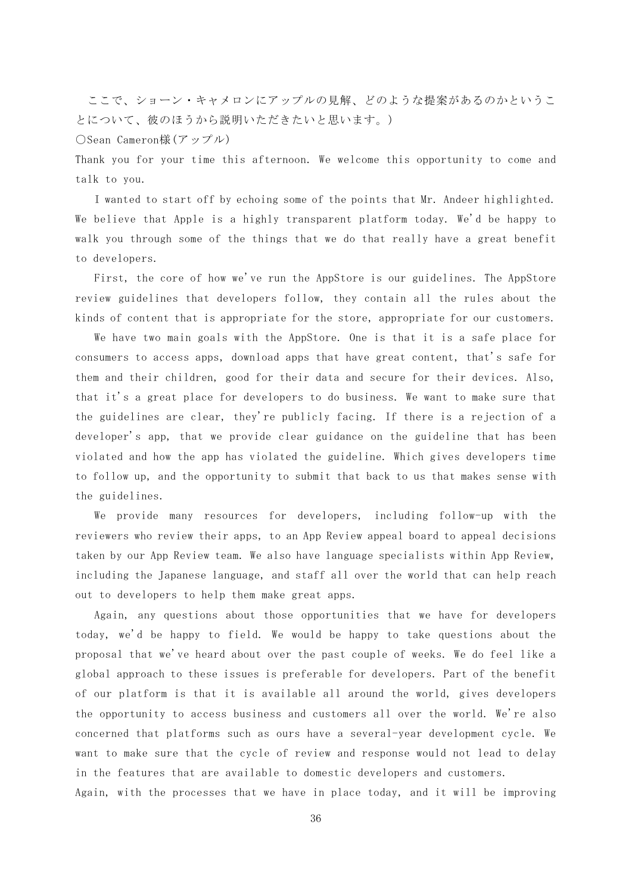ここで、ショーン・キャメロンにアップルの見解、どのような提案があるのかということについて、彼のほうから説明いただきたいと思います。）

○Sean Cameron様（アップル）

Thank you for your time this afternoon. We welcome this opportunity to come and talk to you.

I wanted to start off by echoing some of the points that Mr. Andeer highlighted. We believe that Apple is a highly transparent platform today. We'd be happy to walk you through some of the things that we do that really have a great benefit to developers.

First, the core of how we've run the AppStore is our guidelines. The AppStore review guidelines that developers follow, they contain all the rules about the kinds of content that is appropriate for the store, appropriate for our customers.

We have two main goals with the AppStore. One is that it is a safe place for consumers to access apps, download apps that have great content, that's safe for them and their children, good for their data and secure for their devices. Also, that it's a great place for developers to do business. We want to make sure that the guidelines are clear, they're publicly facing. If there is a rejection of a developer's app, that we provide clear guidance on the guideline that has been violated and how the app has violated the guideline. Which gives developers time to follow up, and the opportunity to submit that back to us that makes sense with the guidelines.

We provide many resources for developers, including follow-up with the reviewers who review their apps, to an App Review appeal board to appeal decisions taken by our App Review team. We also have language specialists within App Review, including the Japanese language, and staff all over the world that can help reach out to developers to help them make great apps.

Again, any questions about those opportunities that we have for developers today, we'd be happy to field. We would be happy to take questions about the proposal that we've heard about over the past couple of weeks. We do feel like a global approach to these issues is preferable for developers. Part of the benefit of our platform is that it is available all around the world, gives developers the opportunity to access business and customers all over the world. We're also concerned that platforms such as ours have a several-year development cycle. We want to make sure that the cycle of review and response would not lead to delay in the features that are available to domestic developers and customers.

Again, with the processes that we have in place today, and it will be improving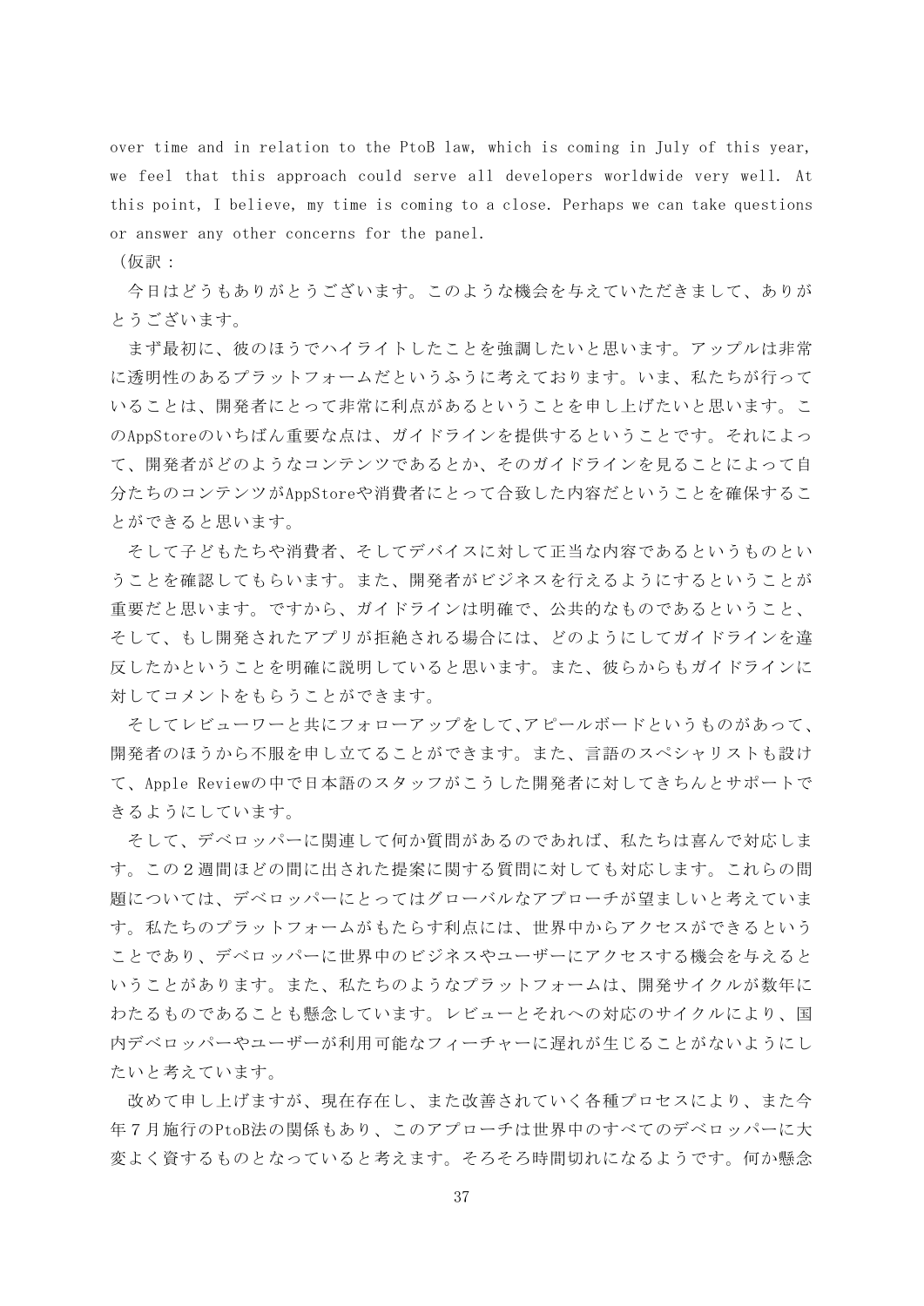over time and in relation to the PtoB law, which is coming in July of this year, we feel that this approach could serve all developers worldwide very well. At this point, I believe, my time is coming to a close. Perhaps we can take questions or answer any other concerns for the panel.

（仮訳：

今日はどうもありがとうございます。このような機会を与えていただきまして、ありがとうございます。

まず最初に、彼のほうでハイライトしたことを強調したいと思います。アップルは非常に透明性のあるプラットフォームだというふうに考えております。いま、私たちが行っていることは、開発者にとって非常に利点があるということを申し上げたいと思います。このAppStoreのいちばん重要な点は、ガイドラインを提供するということです。それによって、開発者がどのようなコンテンツであるとか、そのガイドラインを見ることによって自分たちのコンテンツがAppStoreや消費者にとって合致した内容だということを確保することができると思います。

そして子どもたちや消費者、そしてデバイスに対して正当な内容であるというものということを確認してもらいます。また、開発者がビジネスを行えるようにするということが重要だと思います。ですから、ガイドラインは明確で、公共的なものであるということ、そして、もし開発されたアプリが拒絶される場合には、どのようにしてガイドラインを違反したかということを明確に説明していると思います。また、彼らからもガイドラインに対してコメントをもらうことができます。

そしてレビューワーと共にフォローアップをして､アピールボードというものがあって、開発者のほうから不服を申し立てることができます。また、言語のスペシャリストも設けて、Apple Reviewの中で日本語のスタッフがこうした開発者に対してきちんとサポートできるようにしています。

そして、デベロッパーに関連して何か質問があるのであれば、私たちは喜んで対応します。この２週間ほどの間に出された提案に関する質問に対しても対応します。これらの問題については、デベロッパーにとってはグローバルなアプローチが望ましいと考えています。私たちのプラットフォームがもたらす利点には、世界中からアクセスができるということであり、デベロッパーに世界中のビジネスやユーザーにアクセスする機会を与えるということがあります。また、私たちのようなプラットフォームは、開発サイクルが数年にわたるものであることも懸念しています。レビューとそれへの対応のサイクルにより、国内デベロッパーやユーザーが利用可能なフィーチャーに遅れが生じることがないようにしたいと考えています。

改めて申し上げますが、現在存在し、また改善されていく各種プロセスにより、また今年７月施行のPtoB法の関係もあり、このアプローチは世界中のすべてのデベロッパーに大変よく資するものとなっていると考えます。そろそろ時間切れになるようです。何か懸念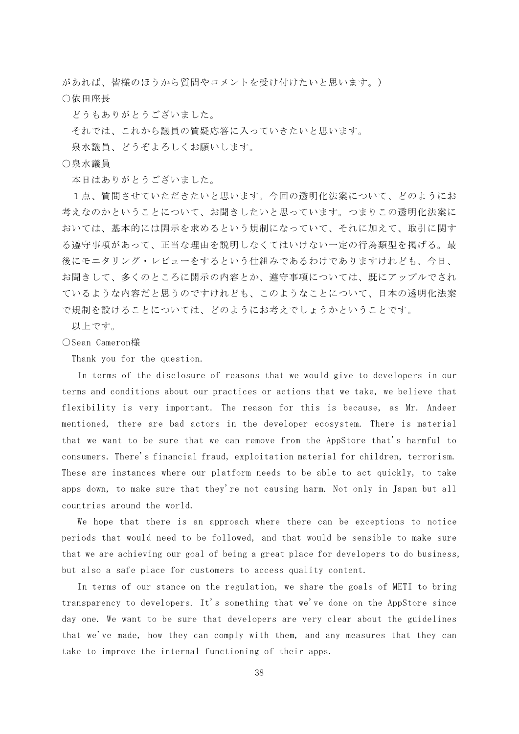があれば、皆様のほうから質問やコメントを受け付けたいと思います。)

○依田座長

どうもありがとうございました。

それでは、これから議員の質疑応答に入っていきたいと思います。

泉水議員、どうぞよろしくお願いします。

○泉水議員

本日はありがとうございました。

１点、質問させていただきたいと思います。今回の透明化法案について、どのようにお考えなのかということについて、お聞きしたいと思っています。つまりこの透明化法案においては、基本的には開示を求めるという規制になっていて、それに加えて、取引に関する遵守事項があって、正当な理由を説明しなくてはいけない一定の行為類型を掲げる。最後にモニタリング・レビューをするという仕組みであるわけでありますけれども、今日、お聞きして、多くのところに開示の内容とか、遵守事項については、既にアップルでされているような内容だと思うのですけれども、このようなことについて、日本の透明化法案で規制を設けることについては、どのようにお考えでしょうかということです。

以上です。

○Sean Cameron様

Thank you for the question.

In terms of the disclosure of reasons that we would give to developers in our terms and conditions about our practices or actions that we take, we believe that flexibility is very important. The reason for this is because, as Mr. Andeer mentioned, there are bad actors in the developer ecosystem. There is material that we want to be sure that we can remove from the AppStore that's harmful to consumers. There's financial fraud, exploitation material for children, terrorism. These are instances where our platform needs to be able to act quickly, to take apps down, to make sure that they're not causing harm. Not only in Japan but all countries around the world.

We hope that there is an approach where there can be exceptions to notice periods that would need to be followed, and that would be sensible to make sure that we are achieving our goal of being a great place for developers to do business, but also a safe place for customers to access quality content.

In terms of our stance on the regulation, we share the goals of METI to bring transparency to developers. It's something that we've done on the AppStore since day one. We want to be sure that developers are very clear about the guidelines that we've made, how they can comply with them, and any measures that they can take to improve the internal functioning of their apps.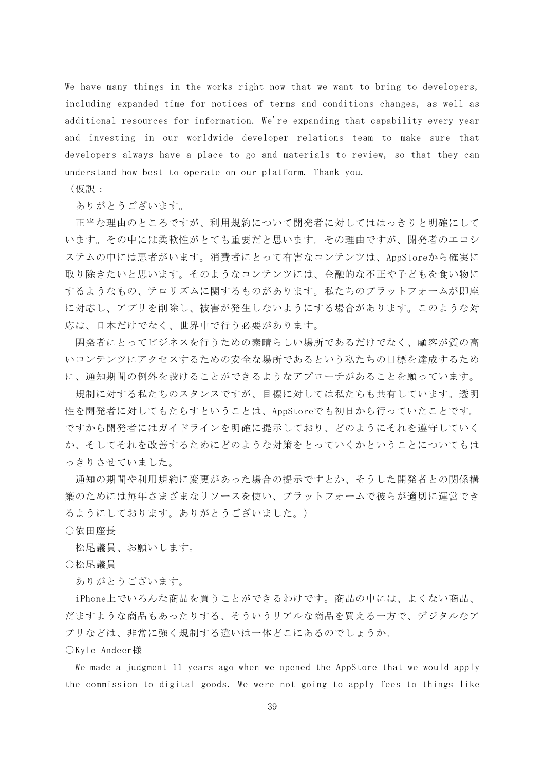We have many things in the works right now that we want to bring to developers, including expanded time for notices of terms and conditions changes, as well as additional resources for information. We're expanding that capability every year and investing in our worldwide developer relations team to make sure that developers always have a place to go and materials to review, so that they can understand how best to operate on our platform. Thank you.

（仮訳：

ありがとうございます。

正当な理由のところですが、利用規約について開発者に対してははっきりと明確にしています。その中には柔軟性がとても重要だと思います。その理由ですが、開発者のエコシステムの中には悪者がいます。消費者にとって有害なコンテンツは、AppStoreから確実に取り除きたいと思います。そのようなコンテンツには、金融的な不正や子どもを食い物にするようなもの、テロリズムに関するものがあります。私たちのプラットフォームが即座に対応し、アプリを削除し、被害が発生しないようにする場合があります。このような対応は、日本だけでなく、世界中で行う必要があります。

開発者にとってビジネスを行うための素晴らしい場所であるだけでなく、顧客が質の高いコンテンツにアクセスするための安全な場所であるという私たちの目標を達成するために、通知期間の例外を設けることができるようなアプローチがあることを願っています。

規制に対する私たちのスタンスですが、目標に対しては私たちも共有しています。透明性を開発者に対してもたらすということは、AppStoreでも初日から行っていたことです。ですから開発者にはガイドラインを明確に提示しており、どのようにそれを遵守していくか、そしてそれを改善するためにどのような対策をとっていくかということについてもはっきりさせていました。

通知の期間や利用規約に変更があった場合の提示ですとか、そうした開発者との関係構築のためには毎年さまざまなリソースを使い、プラットフォームで彼らが適切に運営できるようにしております。ありがとうございました。）

○依田座長

松尾議員、お願いします。

○松尾議員

ありがとうございます。

iPhone上でいろんな商品を買うことができるわけです。商品の中には、よくない商品、だますような商品もあったりする、そういうリアルな商品を買える一方で、デジタルなアプリなどは、非常に強く規制する違いは一体どこにあるのでしょうか。

○Kyle Andeer様

We made a judgment 11 years ago when we opened the AppStore that we would apply the commission to digital goods. We were not going to apply fees to things like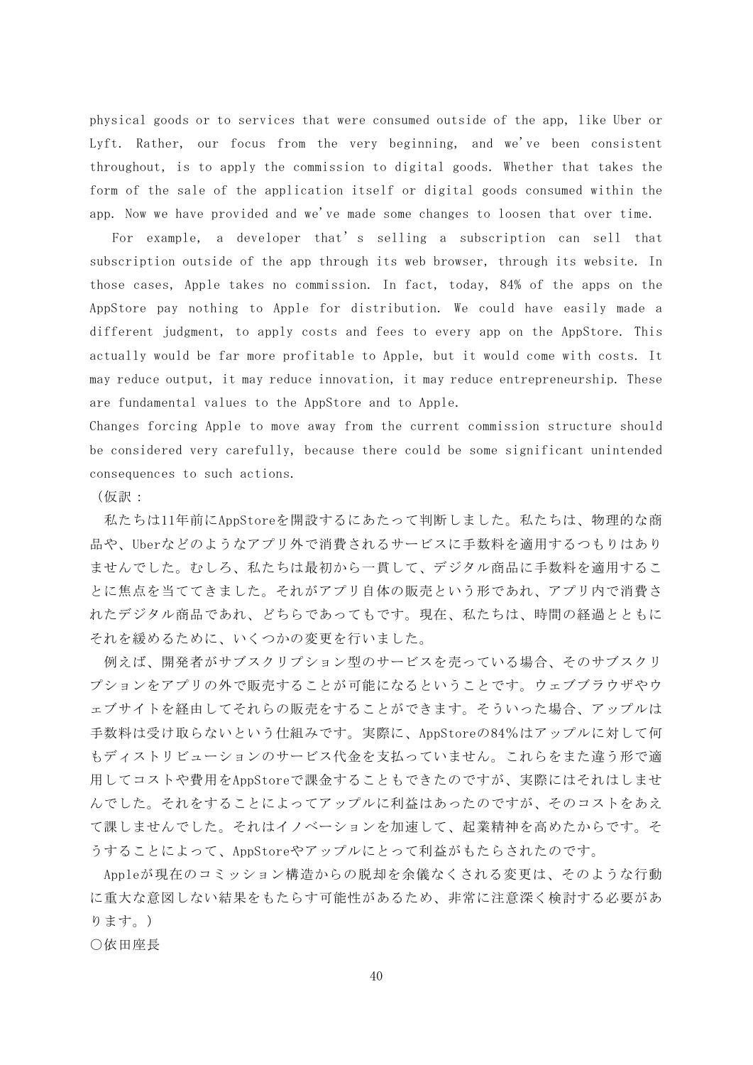physical goods or to services that were consumed outside of the app, like Uber or Lyft. Rather, our focus from the very beginning, and we've been consistent throughout, is to apply the commission to digital goods. Whether that takes the form of the sale of the application itself or digital goods consumed within the app. Now we have provided and we've made some changes to loosen that over time.

For example, a developer that's selling a subscription can sell that subscription outside of the app through its web browser, through its website. In those cases, Apple takes no commission. In fact, today, 84% of the apps on the AppStore pay nothing to Apple for distribution. We could have easily made a different judgment, to apply costs and fees to every app on the AppStore. This actually would be far more profitable to Apple, but it would come with costs. It may reduce output, it may reduce innovation, it may reduce entrepreneurship. These are fundamental values to the AppStore and to Apple.

Changes forcing Apple to move away from the current commission structure should be considered very carefully, because there could be some significant unintended consequences to such actions.

（仮訳：

私たちは11年前にAppStoreを開設するにあたって判断しました。私たちは、物理的な商品や、Uberなどのようなアプリ外で消費されるサービスに手数料を適用するつもりはありませんでした。むしろ、私たちは最初から一貫して、デジタル商品に手数料を適用することに焦点を当ててきました。それがアプリ自体の販売という形であれ、アプリ内で消費されたデジタル商品であれ、どちらであってもです。現在、私たちは、時間の経過とともにそれを緩めるために、いくつかの変更を行いました。

例えば、開発者がサブスクリプション型のサービスを売っている場合、そのサブスクリプションをアプリの外で販売することが可能になるということです。ウェブブラウザやウェブサイトを経由してそれらの販売をすることができます。そういった場合、アップルは手数料は受け取らないという仕組みです。実際に、AppStoreの84％はアップルに対して何もディストリビューションのサービス代金を支払っていません。これらをまた違う形で適用してコストや費用をAppStoreで課金することもできたのですが、実際にはそれはしませんでした。それをすることによってアップルに利益はあったのですが、そのコストをあえて課しませんでした。それはイノベーションを加速して、起業精神を高めたからです。そうすることによって、AppStoreやアップルにとって利益がもたらされたのです。

Appleが現在のコミッション構造からの脱却を余儀なくされる変更は、そのような行動に重大な意図しない結果をもたらす可能性があるため、非常に注意深く検討する必要があります。）

○依田座長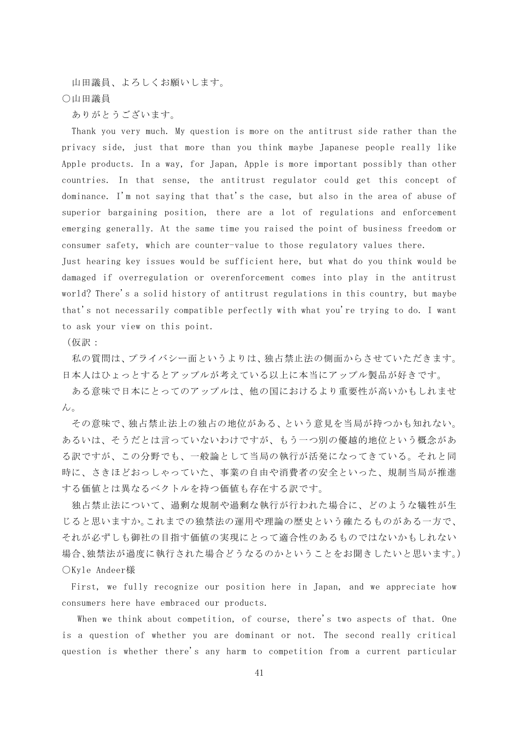山田議員、よろしくお願いします。

○山田議員

ありがとうございます。

Thank you very much. My question is more on the antitrust side rather than the privacy side, just that more than you think maybe Japanese people really like Apple products. In a way, for Japan, Apple is more important possibly than other countries. In that sense, the antitrust regulator could get this concept of dominance. I'm not saying that that's the case, but also in the area of abuse of superior bargaining position, there are a lot of regulations and enforcement emerging generally. At the same time you raised the point of business freedom or consumer safety, which are counter-value to those regulatory values there.

Just hearing key issues would be sufficient here, but what do you think would be damaged if overregulation or overenforcement comes into play in the antitrust world? There's a solid history of antitrust regulations in this country, but maybe that's not necessarily compatible perfectly with what you're trying to do. I want to ask your view on this point.

（仮訳：

私の質問は、プライバシー面というよりは、独占禁止法の側面からさせていただきます。日本人はひょっとするとアップルが考えている以上に本当にアップル製品が好きです。

ある意味で日本にとってのアップルは、他の国におけるより重要性が高いかもしれません。

その意味で、独占禁止法上の独占の地位がある、という意見を当局が持つかも知れない。あるいは、そうだとは言っていないわけですが、もう一つ別の優越的地位という概念がある訳ですが、この分野でも、一般論として当局の執行が活発になってきている。それと同時に、さきほどおっしゃっていた、事業の自由や消費者の安全といった、規制当局が推進する価値とは異なるベクトルを持つ価値も存在する訳です。

独占禁止法について、過剰な規制や過剰な執行が行われた場合に、どのような犠牲が生じると思いますか。これまでの独禁法の運用や理論の歴史という確たるものがある一方で、それが必ずしも御社の目指す価値の実現にとって適合性のあるものではないかもしれない場合、独禁法が過度に執行された場合どうなるのかということをお聞きしたいと思います。）

○Kyle Andeer様

First, we fully recognize our position here in Japan, and we appreciate how consumers here have embraced our products.

When we think about competition, of course, there's two aspects of that. One is a question of whether you are dominant or not. The second really critical question is whether there's any harm to competition from a current particular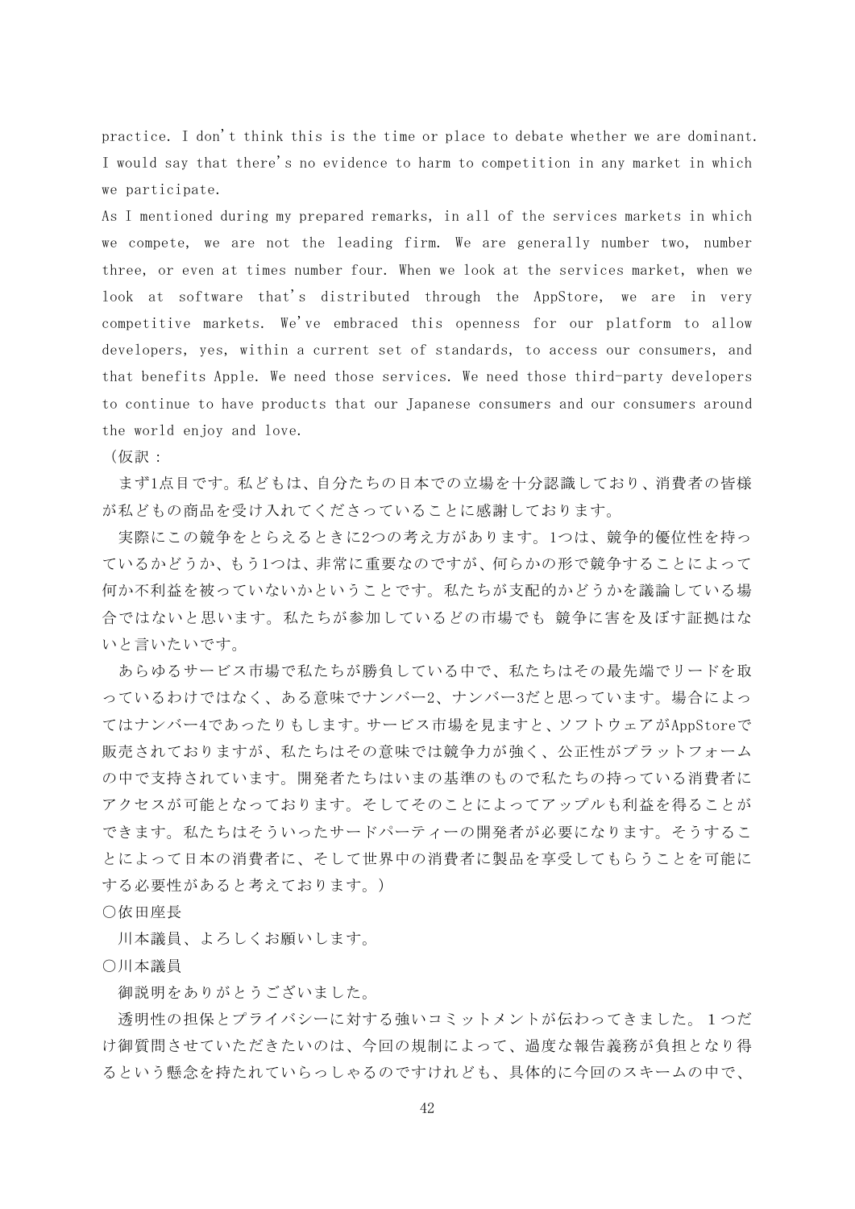practice. I don't think this is the time or place to debate whether we are dominant. I would say that there's no evidence to harm to competition in any market in which we participate.

As I mentioned during my prepared remarks, in all of the services markets in which we compete, we are not the leading firm. We are generally number two, number three, or even at times number four. When we look at the services market, when we look at software that's distributed through the AppStore, we are in very competitive markets. We've embraced this openness for our platform to allow developers, yes, within a current set of standards, to access our consumers, and that benefits Apple. We need those services. We need those third-party developers to continue to have products that our Japanese consumers and our consumers around the world enjoy and love.

（仮訳：

まず1点目です。私どもは、自分たちの日本での立場を十分認識しており、消費者の皆様が私どもの商品を受け入れてくださっていることに感謝しております。

実際にこの競争をとらえるときに2つの考え方があります。1つは、競争的優位性を持っているかどうか、もう1つは、非常に重要なのですが、何らかの形で競争することによって何か不利益を被っていないかということです。私たちが支配的かどうかを議論している場合ではないと思います。私たちが参加しているどの市場でも 競争に害を及ぼす証拠はないと言いたいです。

あらゆるサービス市場で私たちが勝負している中で、私たちはその最先端でリードを取っているわけではなく、ある意味でナンバー2、ナンバー3だと思っています。場合によってはナンバー4であったりもします。サービス市場を見ますと、ソフトウェアがAppStoreで販売されておりますが、私たちはその意味では競争力が強く、公正性がプラットフォームの中で支持されています。開発者たちはいまの基準のもので私たちの持っている消費者にアクセスが可能となっております。そしてそのことによってアップルも利益を得ることができます。私たちはそういったサードパーティーの開発者が必要になります。そうすることによって日本の消費者に、そして世界中の消費者に製品を享受してもらうことを可能にする必要性があると考えております。）

○依田座長

川本議員、よろしくお願いします。

○川本議員

御説明をありがとうございました。

透明性の担保とプライバシーに対する強いコミットメントが伝わってきました。１つだけ御質問させていただきたいのは、今回の規制によって、過度な報告義務が負担となり得るという懸念を持たれていらっしゃるのですけれども、具体的に今回のスキームの中で、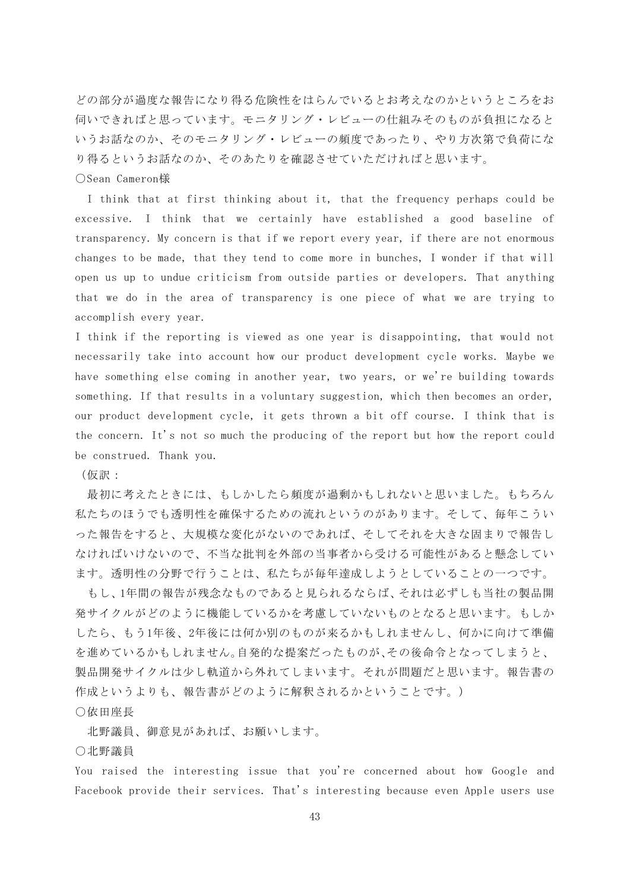どの部分が過度な報告になり得る危険性をはらんでいるとお考えなのかというところをお伺いできればと思っています。モニタリング・レビューの仕組みそのものが負担になるというお話なのか、そのモニタリング・レビューの頻度であったり、やり方次第で負荷になり得るというお話なのか、そのあたりを確認させていただければと思います。

○Sean Cameron様

I think that at first thinking about it, that the frequency perhaps could be excessive. I think that we certainly have established a good baseline of transparency. My concern is that if we report every year, if there are not enormous changes to be made, that they tend to come more in bunches, I wonder if that will open us up to undue criticism from outside parties or developers. That anything that we do in the area of transparency is one piece of what we are trying to accomplish every year.

I think if the reporting is viewed as one year is disappointing, that would not necessarily take into account how our product development cycle works. Maybe we have something else coming in another year, two years, or we're building towards something. If that results in a voluntary suggestion, which then becomes an order, our product development cycle, it gets thrown a bit off course. I think that is the concern. It's not so much the producing of the report but how the report could be construed. Thank you.

（仮訳：

最初に考えたときには、もしかしたら頻度が過剰かもしれないと思いました。もちろん私たちのほうでも透明性を確保するための流れというのがあります。そして、毎年こういった報告をすると、大規模な変化がないのであれば、そしてそれを大きな固まりで報告しなければいけないので、不当な批判を外部の当事者から受ける可能性があると懸念しています。透明性の分野で行うことは、私たちが毎年達成しようとしていることの一つです。

もし、1年間の報告が残念なものであると見られるならば、それは必ずしも当社の製品開発サイクルがどのように機能しているかを考慮していないものとなると思います。もしかしたら、もう1年後、2年後には何か別のものが来るかもしれませんし、何かに向けて準備を進めているかもしれません。自発的な提案だったものが、その後命令となってしまうと、製品開発サイクルは少し軌道から外れてしまいます。それが問題だと思います。報告書の作成というよりも、報告書がどのように解釈されるかということです。）

○依田座長

北野議員、御意見があれば、お願いします。

○北野議員

You raised the interesting issue that you're concerned about how Google and Facebook provide their services. That's interesting because even Apple users use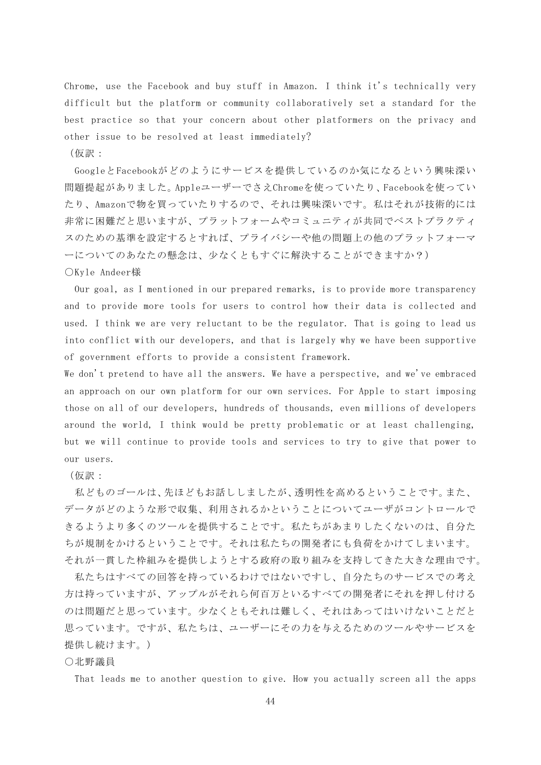Chrome, use the Facebook and buy stuff in Amazon. I think it's technically very difficult but the platform or community collaboratively set a standard for the best practice so that your concern about other platformers on the privacy and other issue to be resolved at least immediately?

（仮訳：

GoogleとFacebookがどのようにサービスを提供しているのか気になるという興味深い問題提起がありました。AppleユーザーでさえChromeを使っていたり、Facebookを使っていたり、Amazonで物を買っていたりするので、それは興味深いです。私はそれが技術的には非常に困難だと思いますが、プラットフォームやコミュニティが共同でベストプラクティスのための基準を設定するとすれば、プライバシーや他の問題上の他のプラットフォーマーについてのあなたの懸念は、少なくともすぐに解決することができますか？）

○Kyle Andeer様

Our goal, as I mentioned in our prepared remarks, is to provide more transparency and to provide more tools for users to control how their data is collected and used. I think we are very reluctant to be the regulator. That is going to lead us into conflict with our developers, and that is largely why we have been supportive of government efforts to provide a consistent framework.

We don't pretend to have all the answers. We have a perspective, and we've embraced an approach on our own platform for our own services. For Apple to start imposing those on all of our developers, hundreds of thousands, even millions of developers around the world, I think would be pretty problematic or at least challenging, but we will continue to provide tools and services to try to give that power to our users.

（仮訳：

私どものゴールは、先ほどもお話ししましたが、透明性を高めるということです。また、データがどのような形で収集、利用されるかということについてユーザがコントロールできるようより多くのツールを提供することです。私たちがあまりしたくないのは、自分たちが規制をかけるということです。それは私たちの開発者にも負荷をかけてしまいます。それが一貫した枠組みを提供しようとする政府の取り組みを支持してきた大きな理由です。

私たちはすべての回答を持っているわけではないですし、自分たちのサービスでの考え方は持っていますが、アップルがそれら何百万といるすべての開発者にそれを押し付けるのは問題だと思っています。少なくともそれは難しく、それはあってはいけないことだと思っています。ですが、私たちは、ユーザーにその力を与えるためのツールやサービスを提供し続けます。）

○北野議員

That leads me to another question to give. How you actually screen all the apps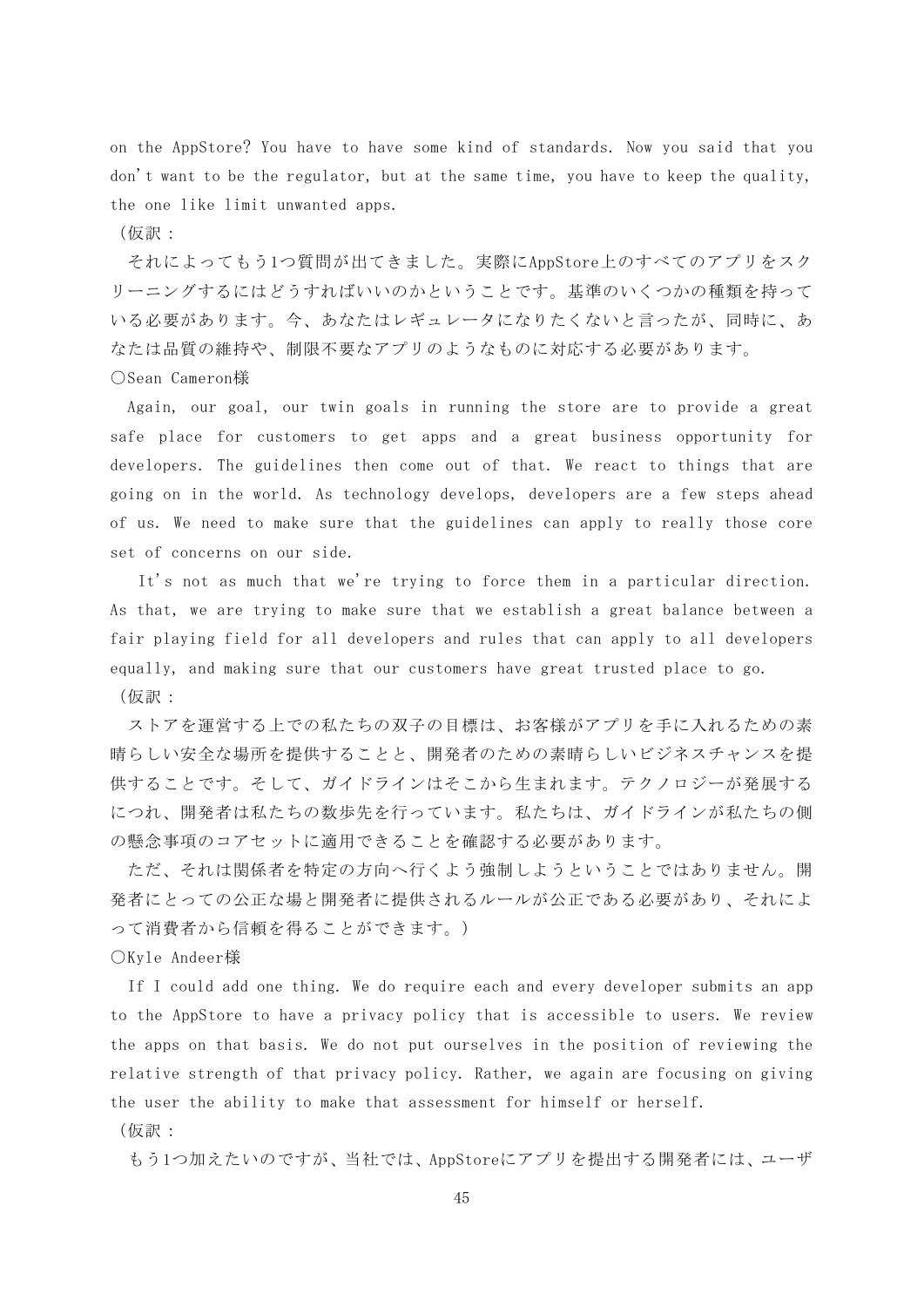on the AppStore? You have to have some kind of standards. Now you said that you don't want to be the regulator, but at the same time, you have to keep the quality, the one like limit unwanted apps.

（仮訳：

それによってもう1つ質問が出てきました。実際にAppStore上のすべてのアプリをスクリーニングするにはどうすればいいのかということです。基準のいくつかの種類を持っている必要があります。今、あなたはレギュレータになりたくないと言ったが、同時に、あなたは品質の維持や、制限不要なアプリのようなものに対応する必要があります。

○Sean Cameron様

Again, our goal, our twin goals in running the store are to provide a great safe place for customers to get apps and a great business opportunity for developers. The guidelines then come out of that. We react to things that are going on in the world. As technology develops, developers are a few steps ahead of us. We need to make sure that the guidelines can apply to really those core set of concerns on our side.

It's not as much that we're trying to force them in a particular direction. As that, we are trying to make sure that we establish a great balance between a fair playing field for all developers and rules that can apply to all developers equally, and making sure that our customers have great trusted place to go.

（仮訳：

ストアを運営する上での私たちの双子の目標は、お客様がアプリを手に入れるための素晴らしい安全な場所を提供することと、開発者のための素晴らしいビジネスチャンスを提供することです。そして、ガイドラインはそこから生まれます。テクノロジーが発展するにつれ、開発者は私たちの数歩先を行っています。私たちは、ガイドラインが私たちの側の懸念事項のコアセットに適用できることを確認する必要があります。

ただ、それは関係者を特定の方向へ行くよう強制しようということではありません。開発者にとっての公正な場と開発者に提供されるルールが公正である必要があり、それによって消費者から信頼を得ることができます。）

○Kyle Andeer様

If I could add one thing. We do require each and every developer submits an app to the AppStore to have a privacy policy that is accessible to users. We review the apps on that basis. We do not put ourselves in the position of reviewing the relative strength of that privacy policy. Rather, we again are focusing on giving the user the ability to make that assessment for himself or herself.

（仮訳：

もう1つ加えたいのですが、当社では、AppStoreにアプリを提出する開発者には、ユーザ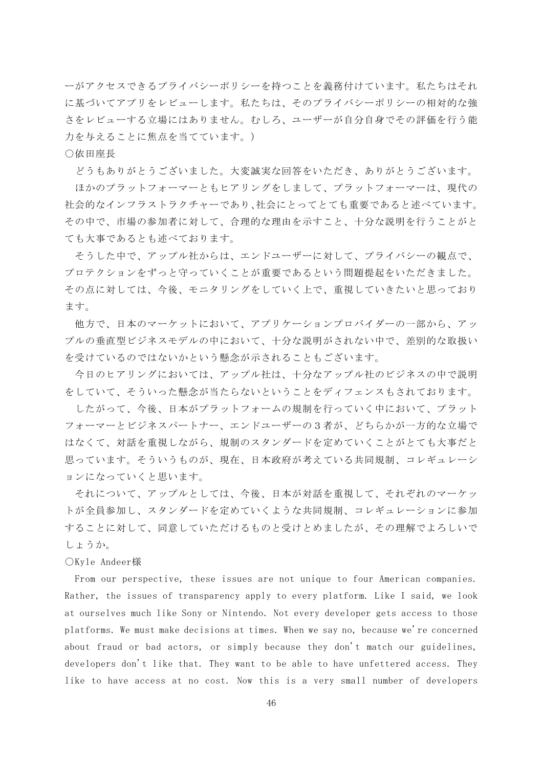ーがアクセスできるプライバシーポリシーを持つことを義務付けています。私たちはそれに基づいてアプリをレビューします。私たちは、そのプライバシーポリシーの相対的な強さをレビューする立場にはありません。むしろ、ユーザーが自分自身でその評価を行う能力を与えることに焦点を当てています。）

○依田座長

どうもありがとうございました。大変誠実な回答をいただき、ありがとうございます。

ほかのプラットフォーマーともヒアリングをしまして、プラットフォーマーは、現代の社会的なインフラストラクチャーであり､社会にとってとても重要であると述べています。その中で、市場の参加者に対して、合理的な理由を示すこと、十分な説明を行うことがとても大事であるとも述べております。

そうした中で、アップル社からは、エンドユーザーに対して、プライバシーの観点で、プロテクションをずっと守っていくことが重要であるという問題提起をいただきました。その点に対しては、今後、モニタリングをしていく上で、重視していきたいと思っております。

他方で、日本のマーケットにおいて、アプリケーションプロバイダーの一部から、アップルの垂直型ビジネスモデルの中において、十分な説明がされない中で、差別的な取扱いを受けているのではないかという懸念が示されることもございます。

今日のヒアリングにおいては、アップル社は、十分なアップル社のビジネスの中で説明をしていて、そういった懸念が当たらないということをディフェンスもされております。

したがって、今後、日本がプラットフォームの規制を行っていく中において、プラットフォーマーとビジネスパートナー、エンドユーザーの３者が、どちらかが一方的な立場ではなくて、対話を重視しながら、規制のスタンダードを定めていくことがとても大事だと思っています。そういうものが、現在、日本政府が考えている共同規制、コレギュレーションになっていくと思います。

それについて、アップルとしては、今後、日本が対話を重視して、それぞれのマーケットが全員参加し、スタンダードを定めていくような共同規制、コレギュレーションに参加することに対して、同意していただけるものと受けとめましたが、その理解でよろしいでしょうか。

○Kyle Andeer様

From our perspective, these issues are not unique to four American companies. Rather, the issues of transparency apply to every platform. Like I said, we look at ourselves much like Sony or Nintendo. Not every developer gets access to those platforms. We must make decisions at times. When we say no, because we're concerned about fraud or bad actors, or simply because they don't match our guidelines, developers don't like that. They want to be able to have unfettered access. They like to have access at no cost. Now this is a very small number of developers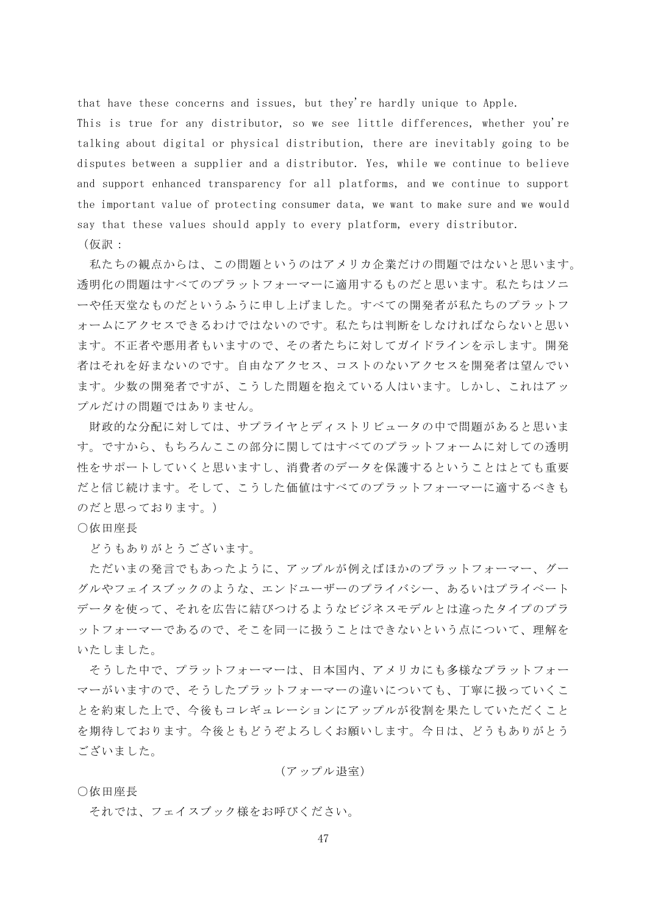that have these concerns and issues, but they're hardly unique to Apple.
This is true for any distributor, so we see little differences, whether you're talking about digital or physical distribution, there are inevitably going to be disputes between a supplier and a distributor. Yes, while we continue to believe and support enhanced transparency for all platforms, and we continue to support the important value of protecting consumer data, we want to make sure and we would say that these values should apply to every platform, every distributor.

（仮訳：

私たちの観点からは、この問題というのはアメリカ企業だけの問題ではないと思います。透明化の問題はすべてのプラットフォーマーに適用するものだと思います。私たちはソニーや任天堂なものだというふうに申し上げました。すべての開発者が私たちのプラットフォームにアクセスできるわけではないのです。私たちは判断をしなければならないと思います。不正者や悪用者もいますので、その者たちに対してガイドラインを示します。開発者はそれを好まないのです。自由なアクセス、コストのないアクセスを開発者は望んでいます。少数の開発者ですが、こうした問題を抱えている人はいます。しかし、これはアップルだけの問題ではありません。

財政的な分配に対しては、サプライヤとディストリビュータの中で問題があると思います。ですから、もちろんここの部分に関してはすべてのプラットフォームに対しての透明性をサポートしていくと思いますし、消費者のデータを保護するということはとても重要だと信じ続けます。そして、こうした価値はすべてのプラットフォーマーに適するべきものだと思っております。）

〇依田座長

どうもありがとうございます。

ただいまの発言でもあったように、アップルが例えばほかのプラットフォーマー、グーグルやフェイスブックのような、エンドユーザーのプライバシー、あるいはプライベートデータを使って、それを広告に結びつけるようなビジネスモデルとは違ったタイプのプラットフォーマーであるので、そこを同一に扱うことはできないという点について、理解をいたしました。

そうした中で、プラットフォーマーは、日本国内、アメリカにも多様なプラットフォーマーがいますので、そうしたプラットフォーマーの違いについても、丁寧に扱っていくことを約束した上で、今後もコレギュレーションにアップルが役割を果たしていただくことを期待しております。今後ともどうぞよろしくお願いします。今日は、どうもありがとうございました。

（アップル退室）

〇依田座長

それでは、フェイスブック様をお呼びください。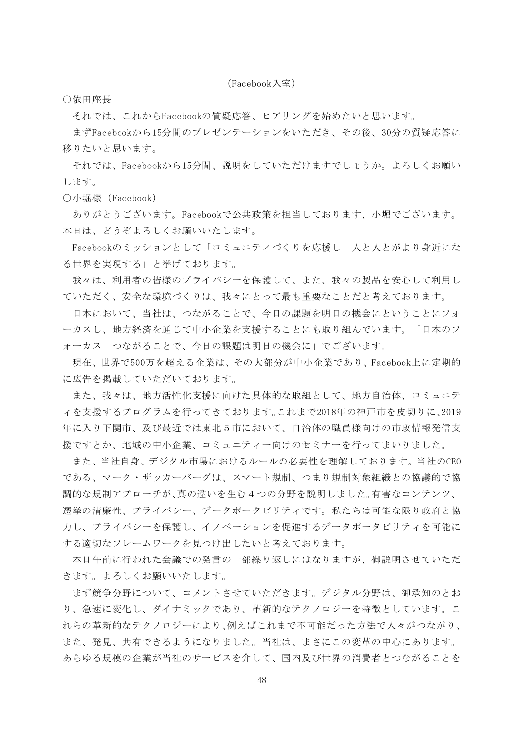（Facebook入室）

〇依田座長

それでは、これからFacebookの質疑応答、ヒアリングを始めたいと思います。

まずFacebookから15分間のプレゼンテーションをいただき、その後、30分の質疑応答に移りたいと思います。

それでは、Facebookから15分間、説明をしていただけますでしょうか。よろしくお願いします。

〇小堀様（Facebook）

ありがとうございます。Facebookで公共政策を担当しております、小堀でございます。本日は、どうぞよろしくお願いいたします。

Facebookのミッションとして「コミュニティづくりを応援し　人と人とがより身近になる世界を実現する」と挙げております。

我々は、利用者の皆様のプライバシーを保護して、また、我々の製品を安心して利用していただく、安全な環境づくりは、我々にとって最も重要なことだと考えております。

日本において、当社は、つながることで、今日の課題を明日の機会にということにフォーカスし、地方経済を通じて中小企業を支援することにも取り組んでいます。「日本のフォーカス　つながることで、今日の課題は明日の機会に」でございます。

現在、世界で500万を超える企業は、その大部分が中小企業であり、Facebook上に定期的に広告を掲載していただいております。

また、我々は、地方活性化支援に向けた具体的な取組として、地方自治体、コミュニティを支援するプログラムを行ってきております。これまで2018年の神戸市を皮切りに、2019年に入り下関市、及び最近では東北５市において、自治体の職員様向けの市政情報発信支援ですとか、地域の中小企業、コミュニティー向けのセミナーを行ってまいりました。

また、当社自身、デジタル市場におけるルールの必要性を理解しております。当社のCEOである、マーク・ザッカーバーグは、スマート規制、つまり規制対象組織との協議的で協調的な規制アプローチが、真の違いを生む４つの分野を説明しました。有害なコンテンツ、選挙の清廉性、プライバシー、データポータビリティです。私たちは可能な限り政府と協力し、プライバシーを保護し、イノベーションを促進するデータポータビリティを可能にする適切なフレームワークを見つけ出したいと考えております。

本日午前に行われた会議での発言の一部繰り返しにはなりますが、御説明させていただきます。よろしくお願いいたします。

まず競争分野について、コメントさせていただきます。デジタル分野は、御承知のとおり、急速に変化し、ダイナミックであり、革新的なテクノロジーを特徴としています。これらの革新的なテクノロジーにより、例えばこれまで不可能だった方法で人々がつながり、また、発見、共有できるようになりました。当社は、まさにこの変革の中心にあります。あらゆる規模の企業が当社のサービスを介して、国内及び世界の消費者とつながることを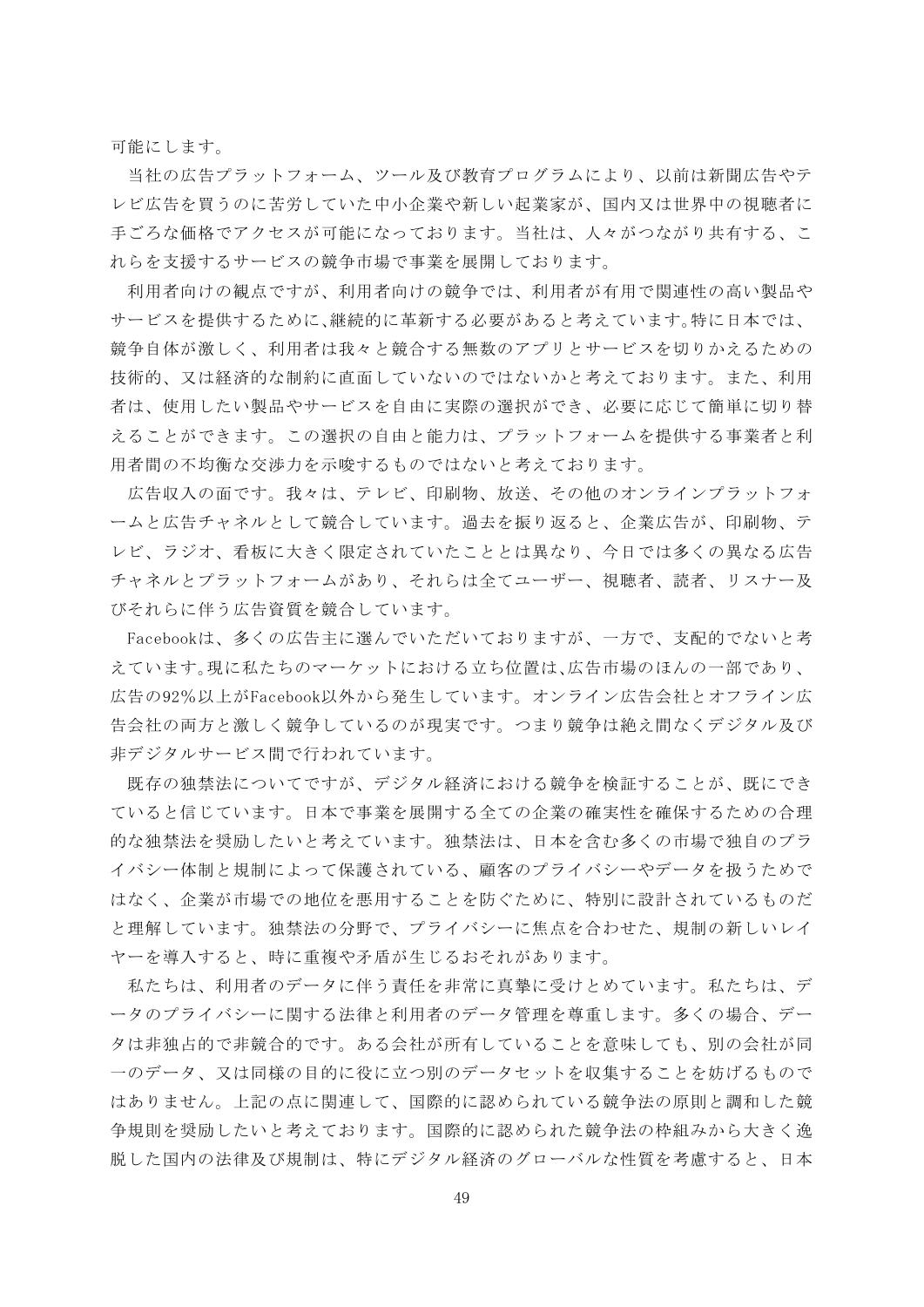可能にします。

当社の広告プラットフォーム、ツール及び教育プログラムにより、以前は新聞広告やテレビ広告を買うのに苦労していた中小企業や新しい起業家が、国内又は世界中の視聴者に手ごろな価格でアクセスが可能になっております。当社は、人々がつながり共有する、これらを支援するサービスの競争市場で事業を展開しております。

利用者向けの観点ですが、利用者向けの競争では、利用者が有用で関連性の高い製品やサービスを提供するために､継続的に革新する必要があると考えています｡特に日本では、競争自体が激しく、利用者は我々と競合する無数のアプリとサービスを切りかえるための技術的、又は経済的な制約に直面していないのではないかと考えております。また、利用者は、使用したい製品やサービスを自由に実際の選択ができ、必要に応じて簡単に切り替えることができます。この選択の自由と能力は、プラットフォームを提供する事業者と利用者間の不均衡な交渉力を示唆するものではないと考えております。

広告収入の面です。我々は、テレビ、印刷物、放送、その他のオンラインプラットフォームと広告チャネルとして競合しています。過去を振り返ると、企業広告が、印刷物、テレビ、ラジオ、看板に大きく限定されていたこととは異なり、今日では多くの異なる広告チャネルとプラットフォームがあり、それらは全てユーザー、視聴者、読者、リスナー及びそれらに伴う広告資質を競合しています。

Facebookは、多くの広告主に選んでいただいておりますが、一方で、支配的でないと考えています｡現に私たちのマーケットにおける立ち位置は､広告市場のほんの一部であり、広告の92%以上がFacebook以外から発生しています。オンライン広告会社とオフライン広告会社の両方と激しく競争しているのが現実です。つまり競争は絶え間なくデジタル及び非デジタルサービス間で行われています。

既存の独禁法についてですが、デジタル経済における競争を検証することが、既にできていると信じています。日本で事業を展開する全ての企業の確実性を確保するための合理的な独禁法を奨励したいと考えています。独禁法は、日本を含む多くの市場で独自のプライバシー体制と規制によって保護されている、顧客のプライバシーやデータを扱うためではなく、企業が市場での地位を悪用することを防ぐために、特別に設計されているものだと理解しています。独禁法の分野で、プライバシーに焦点を合わせた、規制の新しいレイヤーを導入すると、時に重複や矛盾が生じるおそれがあります。

私たちは、利用者のデータに伴う責任を非常に真摯に受けとめています。私たちは、データのプライバシーに関する法律と利用者のデータ管理を尊重します。多くの場合、データは非独占的で非競合的です。ある会社が所有していることを意味しても、別の会社が同一のデータ、又は同様の目的に役に立つ別のデータセットを収集することを妨げるものではありません。上記の点に関連して、国際的に認められている競争法の原則と調和した競争規則を奨励したいと考えております。国際的に認められた競争法の枠組みから大きく逸脱した国内の法律及び規制は、特にデジタル経済のグローバルな性質を考慮すると、日本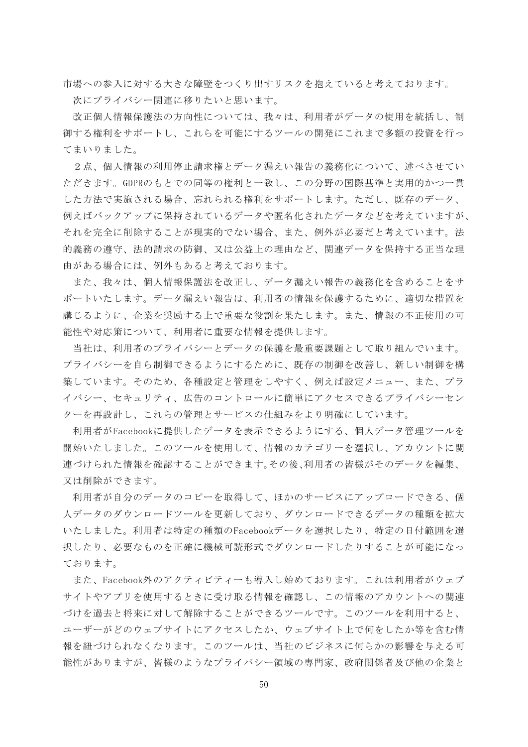市場への参入に対する大きな障壁をつくり出すリスクを抱えていると考えております。

次にプライバシー関連に移りたいと思います。

改正個人情報保護法の方向性については、我々は、利用者がデータの使用を統括し、制御する権利をサポートし、これらを可能にするツールの開発にこれまで多額の投資を行ってまいりました。

２点、個人情報の利用停止請求権とデータ漏えい報告の義務化について、述べさせていただきます。GDPRのもとでの同等の権利と一致し、この分野の国際基準と実用的かつ一貫した方法で実施される場合、忘れられる権利をサポートします。ただし、既存のデータ、例えばバックアップに保持されているデータや匿名化されたデータなどを考えていますが、それを完全に削除することが現実的でない場合、また、例外が必要だと考えています。法的義務の遵守、法的請求の防御、又は公益上の理由など、関連データを保持する正当な理由がある場合には、例外もあると考えております。

また、我々は、個人情報保護法を改正し、データ漏えい報告の義務化を含めることをサポートいたします。データ漏えい報告は、利用者の情報を保護するために、適切な措置を講じるように、企業を奨励する上で重要な役割を果たします。また、情報の不正使用の可能性や対応策について、利用者に重要な情報を提供します。

当社は、利用者のプライバシーとデータの保護を最重要課題として取り組んでいます。プライバシーを自ら制御できるようにするために、既存の制御を改善し、新しい制御を構築しています。そのため、各種設定と管理をしやすく、例えば設定メニュー、また、プライバシー、セキュリティ、広告のコントロールに簡単にアクセスできるプライバシーセンターを再設計し、これらの管理とサービスの仕組みをより明確にしています。

利用者がFacebookに提供したデータを表示できるようにする、個人データ管理ツールを開始いたしました。このツールを使用して、情報のカテゴリーを選択し、アカウントに関連づけられた情報を確認することができます。その後、利用者の皆様がそのデータを編集、又は削除ができます。

利用者が自分のデータのコピーを取得して、ほかのサービスにアップロードできる、個人データのダウンロードツールを更新しており、ダウンロードできるデータの種類を拡大いたしました。利用者は特定の種類のFacebookデータを選択したり、特定の日付範囲を選択したり、必要なものを正確に機械可読形式でダウンロードしたりすることが可能になっております。

また、Facebook外のアクティビティーも導入し始めております。これは利用者がウェブサイトやアプリを使用するときに受け取る情報を確認し、この情報のアカウントへの関連づけを過去と将来に対して解除することができるツールです。このツールを利用すると、ユーザーがどのウェブサイトにアクセスしたか、ウェブサイト上で何をしたか等を含む情報を紐づけられなくなります。このツールは、当社のビジネスに何らかの影響を与える可能性がありますが、皆様のようなプライバシー領域の専門家、政府関係者及び他の企業と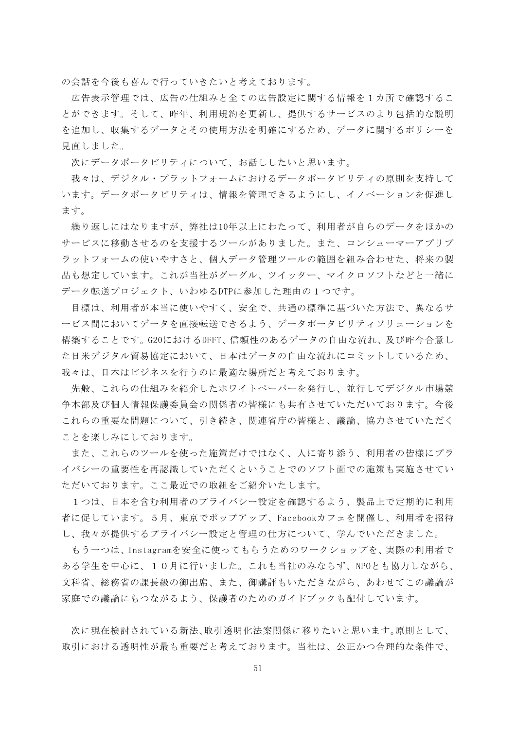の会話を今後も喜んで行っていきたいと考えております。

広告表示管理では、広告の仕組みと全ての広告設定に関する情報を１カ所で確認することができます。そして、昨年、利用規約を更新し、提供するサービスのより包括的な説明を追加し、収集するデータとその使用方法を明確にするため、データに関するポリシーを見直しました。

次にデータポータビリティについて、お話ししたいと思います。

我々は、デジタル・プラットフォームにおけるデータポータビリティの原則を支持しています。データポータビリティは、情報を管理できるようにし、イノベーションを促進します。

繰り返しにはなりますが、弊社は10年以上にわたって、利用者が自らのデータをほかのサービスに移動させるのを支援するツールがありました。また、コンシューマーアプリプラットフォームの使いやすさと、個人データ管理ツールの範囲を組み合わせた、将来の製品も想定しています。これが当社がグーグル、ツイッター、マイクロソフトなどと一緒にデータ転送プロジェクト、いわゆるDTPに参加した理由の１つです。

目標は、利用者が本当に使いやすく、安全で、共通の標準に基づいた方法で、異なるサービス間においてデータを直接転送できるよう、データポータビリティソリューションを構築することです。G20におけるDFFT、信頼性のあるデータの自由な流れ、及び昨今合意した日米デジタル貿易協定において、日本はデータの自由な流れにコミットしているため、我々は、日本はビジネスを行うのに最適な場所だと考えております。

先般、これらの仕組みを紹介したホワイトペーパーを発行し、並行してデジタル市場競争本部及び個人情報保護委員会の関係者の皆様にも共有させていただいております。今後これらの重要な問題について、引き続き、関連省庁の皆様と、議論、協力させていただくことを楽しみにしております。

また、これらのツールを使った施策だけではなく、人に寄り添う、利用者の皆様にプライバシーの重要性を再認識していただくということでのソフト面での施策も実施させていただいております。ここ最近での取組をご紹介いたします。

１つは、日本を含む利用者のプライバシー設定を確認するよう、製品上で定期的に利用者に促しています。５月、東京でポップアップ、Facebookカフェを開催し、利用者を招待し、我々が提供するプライバシー設定と管理の仕方について、学んでいただきました。

もう一つは、Instagramを安全に使ってもらうためのワークショップを、実際の利用者である学生を中心に、１０月に行いました。これも当社のみならず、NPOとも協力しながら、文科省、総務省の課長級の御出席、また、御講評もいただきながら、あわせてこの議論が家庭での議論にもつながるよう、保護者のためのガイドブックも配付しています。

次に現在検討されている新法、取引透明化法案関係に移りたいと思います。原則として、取引における透明性が最も重要だと考えております。当社は、公正かつ合理的な条件で、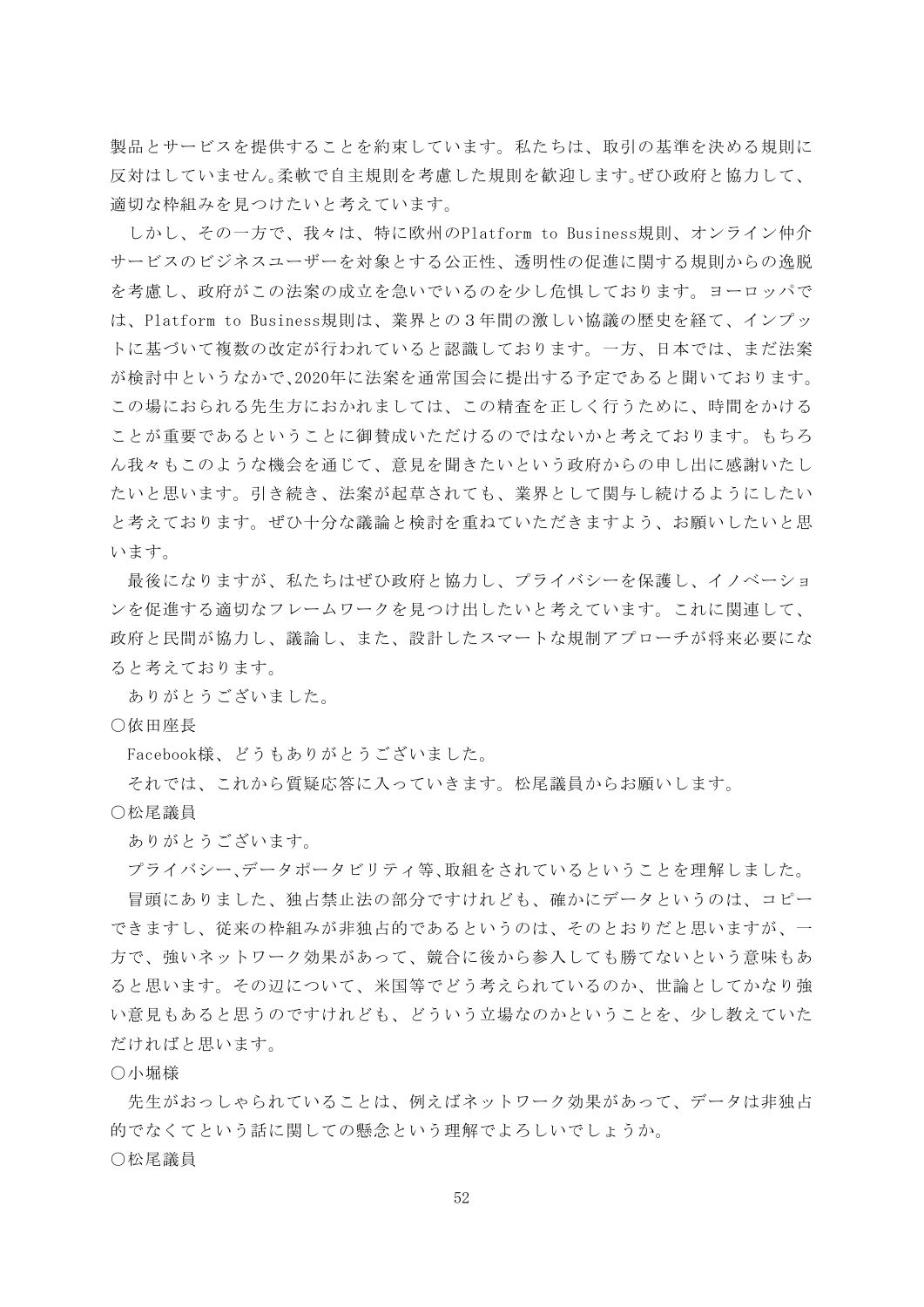製品とサービスを提供することを約束しています。私たちは、取引の基準を決める規則に反対はしていません。柔軟で自主規則を考慮した規則を歓迎します。ぜひ政府と協力して、適切な枠組みを見つけたいと考えています。

しかし、その一方で、我々は、特に欧州のPlatform to Business規則、オンライン仲介サービスのビジネスユーザーを対象とする公正性、透明性の促進に関する規則からの逸脱を考慮し、政府がこの法案の成立を急いでいるのを少し危惧しております。ヨーロッパでは、Platform to Business規則は、業界との３年間の激しい協議の歴史を経て、インプットに基づいて複数の改定が行われていると認識しております。一方、日本では、まだ法案が検討中というなかで、2020年に法案を通常国会に提出する予定であると聞いております。この場におられる先生方におかれましては、この精査を正しく行うために、時間をかけることが重要であるということに御賛成いただけるのではないかと考えております。もちろん我々もこのような機会を通じて、意見を聞きたいという政府からの申し出に感謝いたしたいと思います。引き続き、法案が起草されても、業界として関与し続けるようにしたいと考えております。ぜひ十分な議論と検討を重ねていただきますよう、お願いしたいと思います。

最後になりますが、私たちはぜひ政府と協力し、プライバシーを保護し、イノベーションを促進する適切なフレームワークを見つけ出したいと考えています。これに関連して、政府と民間が協力し、議論し、また、設計したスマートな規制アプローチが将来必要になると考えております。

ありがとうございました。

○依田座長

Facebook様、どうもありがとうございました。

それでは、これから質疑応答に入っていきます。松尾議員からお願いします。

○松尾議員

ありがとうございます。

プライバシー、データポータビリティ等、取組をされているということを理解しました。

冒頭にありました、独占禁止法の部分ですけれども、確かにデータというのは、コピーできますし、従来の枠組みが非独占的であるというのは、そのとおりだと思いますが、一方で、強いネットワーク効果があって、競合に後から参入しても勝てないという意味もあると思います。その辺について、米国等でどう考えられているのか、世論としてかなり強い意見もあると思うのですけれども、どういう立場なのかということを、少し教えていただければと思います。

○小堀様

先生がおっしゃられていることは、例えばネットワーク効果があって、データは非独占的でなくてという話に関しての懸念という理解でよろしいでしょうか。

○松尾議員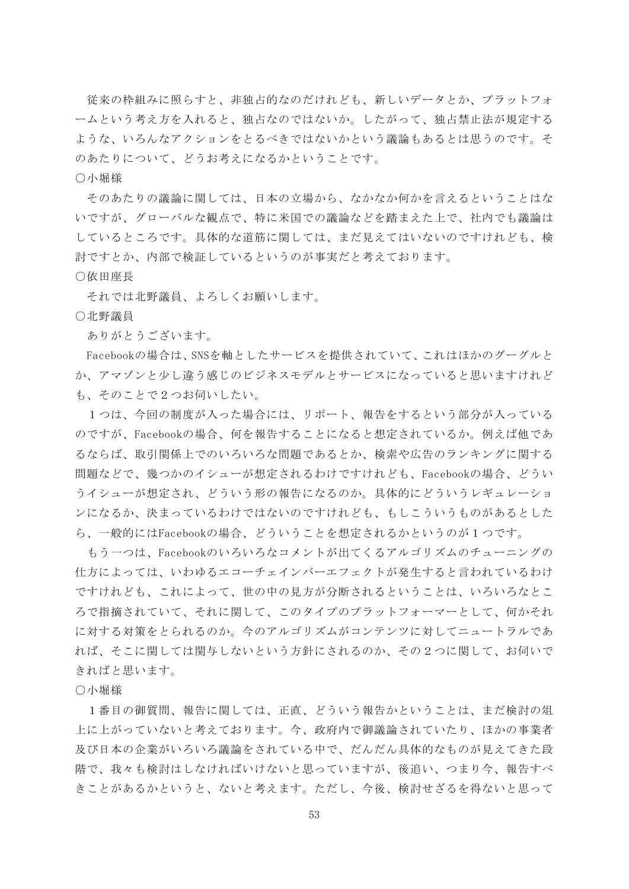従来の枠組みに照らすと、非独占的なのだけれども、新しいデータとか、プラットフォームという考え方を入れると、独占なのではないか。したがって、独占禁止法が規定するような、いろんなアクションをとるべきではないかという議論もあるとは思うのです。そのあたりについて、どうお考えになるかということです。

○小堀様

そのあたりの議論に関しては、日本の立場から、なかなか何かを言えるということはないですが、グローバルな観点で、特に米国での議論などを踏まえた上で、社内でも議論はしているところです。具体的な道筋に関しては、まだ見えてはいないのですけれども、検討ですとか、内部で検証しているというのが事実だと考えております。

○依田座長

それでは北野議員、よろしくお願いします。

○北野議員

ありがとうございます。

Facebookの場合は、SNSを軸としたサービスを提供されていて、これはほかのグーグルとか、アマゾンと少し違う感じのビジネスモデルとサービスになっていると思いますけれども、そのことで２つお伺いしたい。

１つは、今回の制度が入った場合には、リポート、報告をするという部分が入っているのですが、Facebookの場合、何を報告することになると想定されているか。例えば他であるならば、取引関係上でのいろいろな問題であるとか、検索や広告のランキングに関する問題などで、幾つかのイシューが想定されるわけですけれども、Facebookの場合、どういうイシューが想定され、どういう形の報告になるのか。具体的にどういうレギュレーションになるか、決まっているわけではないのですけれども、もしこういうものがあるとしたら、一般的にはFacebookの場合、どういうことを想定されるかというのが１つです。

もう一つは、Facebookのいろいろなコメントが出てくるアルゴリズムのチューニングの仕方によっては、いわゆるエコーチェインバーエフェクトが発生すると言われているわけですけれども、これによって、世の中の見方が分断されるということは、いろいろなところで指摘されていて、それに関して、このタイプのプラットフォーマーとして、何かそれに対する対策をとられるのか。今のアルゴリズムがコンテンツに対してニュートラルであれば、そこに関しては関与しないという方針にされるのか、その２つに関して、お伺いできればと思います。

○小堀様

１番目の御質問、報告に関しては、正直、どういう報告かということは、まだ検討の俎上に上がっていないと考えております。今、政府内で御議論されていたり、ほかの事業者及び日本の企業がいろいろ議論をされている中で、だんだん具体的なものが見えてきた段階で、我々も検討はしなければいけないと思っていますが、後追い、つまり今、報告すべきことがあるかというと、ないと考えます。ただし、今後、検討せざるを得ないと思って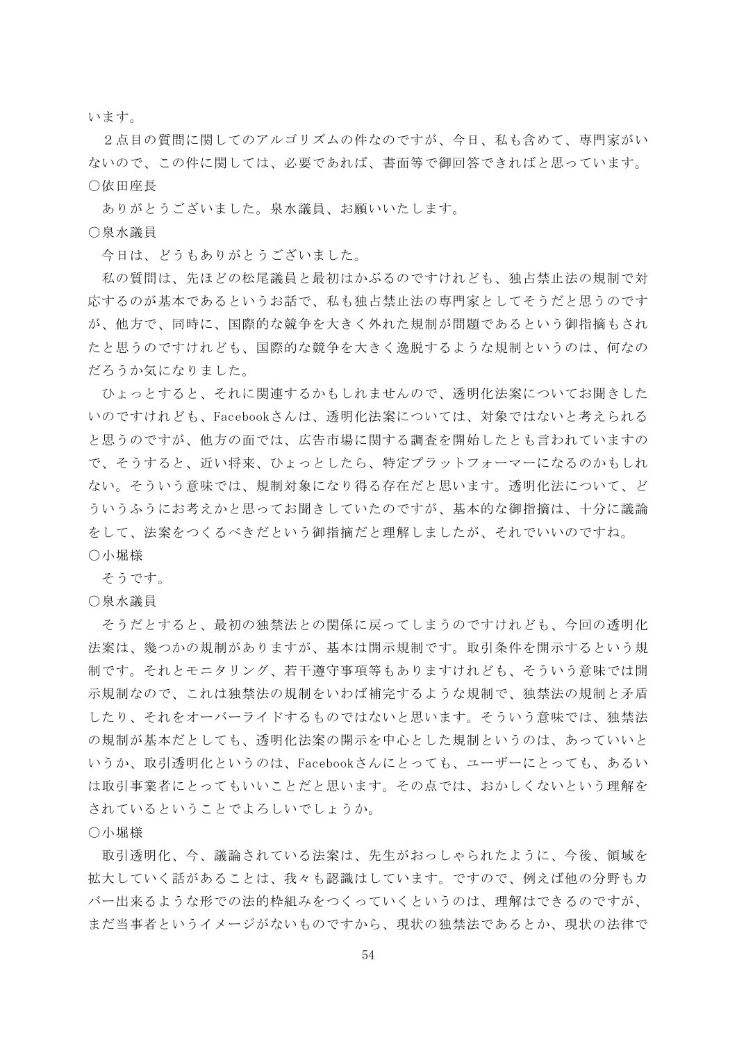います。

２点目の質問に関してのアルゴリズムの件なのですが、今日、私も含めて、専門家がいないので、この件に関しては、必要であれば、書面等で御回答できればと思っています。

○依田座長

ありがとうございました。泉水議員、お願いいたします。

○泉水議員

今日は、どうもありがとうございました。

私の質問は、先ほどの松尾議員と最初はかぶるのですけれども、独占禁止法の規制で対応するのが基本であるというお話で、私も独占禁止法の専門家としてそうだと思うのですが、他方で、同時に、国際的な競争を大きく外れた規制が問題であるという御指摘もされたと思うのですけれども、国際的な競争を大きく逸脱するような規制というのは、何なのだろうか気になりました。

ひょっとすると、それに関連するかもしれませんので、透明化法案についてお聞きしたいのですけれども、Facebookさんは、透明化法案については、対象ではないと考えられると思うのですが、他方の面では、広告市場に関する調査を開始したとも言われていますので、そうすると、近い将来、ひょっとしたら、特定プラットフォーマーになるのかもしれない。そういう意味では、規制対象になり得る存在だと思います。透明化法について、どういうふうにお考えかと思ってお聞きしていたのですが、基本的な御指摘は、十分に議論をして、法案をつくるべきだという御指摘だと理解しましたが、それでいいのですね。

○小堀様

そうです。

○泉水議員

そうだとすると、最初の独禁法との関係に戻ってしまうのですけれども、今回の透明化法案は、幾つかの規制がありますが、基本は開示規制です。取引条件を開示するという規制です。それとモニタリング、若干遵守事項等もありますけれども、そういう意味では開示規制なので、これは独禁法の規制をいわば補完するような規制で、独禁法の規制と矛盾したり、それをオーバーライドするものではないと思います。そういう意味では、独禁法の規制が基本だとしても、透明化法案の開示を中心とした規制というのは、あっていいというか、取引透明化というのは、Facebookさんにとっても、ユーザーにとっても、あるいは取引事業者にとってもいいことだと思います。その点では、おかしくないという理解をされているということでよろしいでしょうか。

○小堀様

取引透明化、今、議論されている法案は、先生がおっしゃられたように、今後、領域を拡大していく話があることは、我々も認識はしています。ですので、例えば他の分野もカバー出来るような形での法的枠組みをつくっていくというのは、理解はできるのですが、まだ当事者というイメージがないものですから、現状の独禁法であるとか、現状の法律で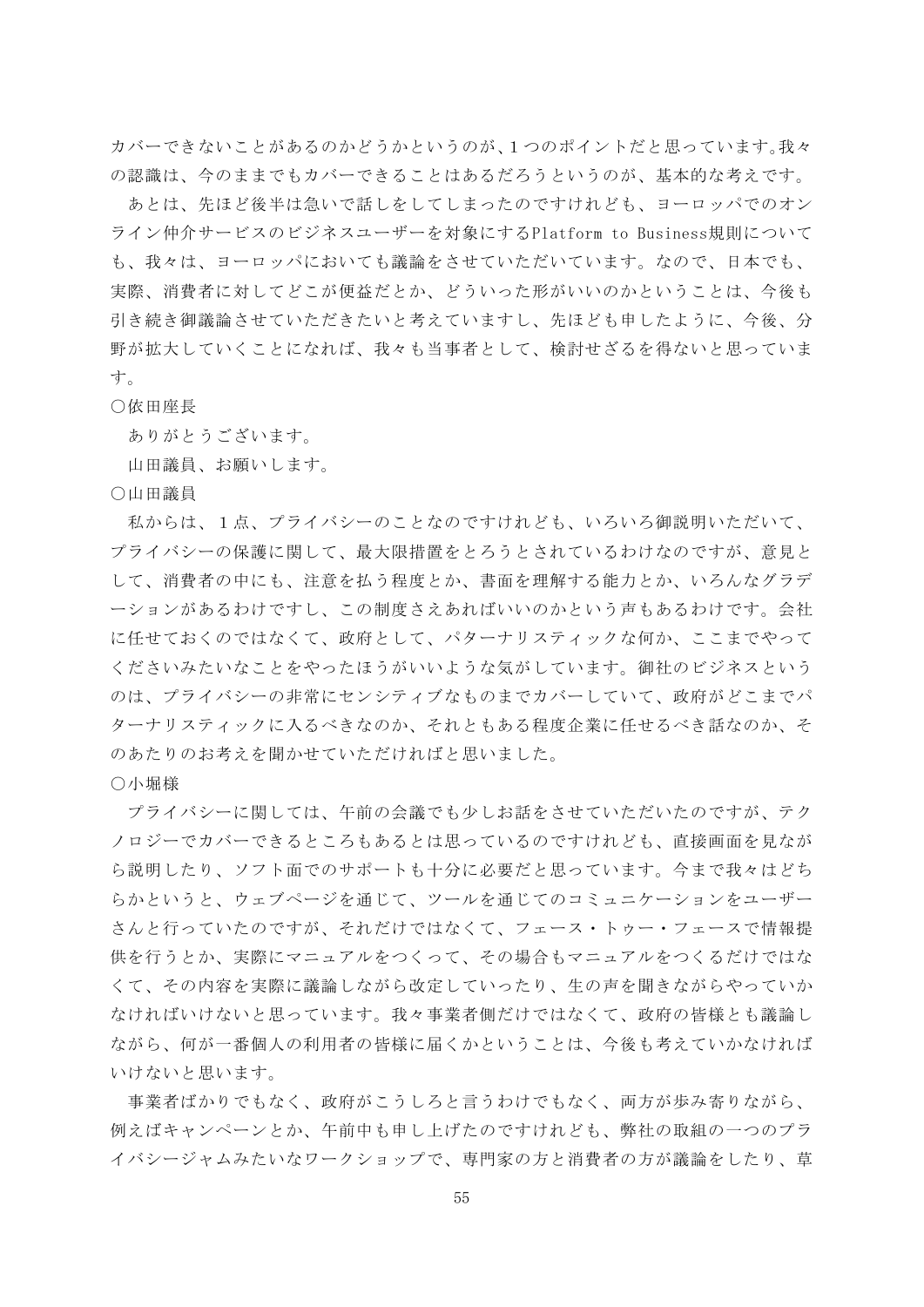カバーできないことがあるのかどうかというのが、1つのポイントだと思っています。我々の認識は、今のままでもカバーできることはあるだろうというのが、基本的な考えです。

あとは、先ほど後半は急いで話しをしてしまったのですけれども、ヨーロッパでのオンライン仲介サービスのビジネスユーザーを対象にするPlatform to Business規則についても、我々は、ヨーロッパにおいても議論をさせていただいています。なので、日本でも、実際、消費者に対してどこが便益だとか、どういった形がいいのかということは、今後も引き続き御議論させていただきたいと考えていますし、先ほども申したように、今後、分野が拡大していくことになれば、我々も当事者として、検討せざるを得ないと思っています。

○依田座長

ありがとうございます。

山田議員、お願いします。

○山田議員

私からは、1点、プライバシーのことなのですけれども、いろいろ御説明いただいて、プライバシーの保護に関して、最大限措置をとろうとされているわけなのですが、意見として、消費者の中にも、注意を払う程度とか、書面を理解する能力とか、いろんなグラデーションがあるわけですし、この制度さえあればいいのかという声もあるわけです。会社に任せておくのではなくて、政府として、パターナリスティックな何か、ここまでやってくださいみたいなことをやったほうがいいような気がしています。御社のビジネスというのは、プライバシーの非常にセンシティブなものまでカバーしていて、政府がどこまでパターナリスティックに入るべきなのか、それともある程度企業に任せるべき話なのか、そのあたりのお考えを聞かせていただければと思いました。

○小堀様

プライバシーに関しては、午前の会議でも少しお話をさせていただいたのですが、テクノロジーでカバーできるところもあるとは思っているのですけれども、直接画面を見ながら説明したり、ソフト面でのサポートも十分に必要だと思っています。今まで我々はどちらかというと、ウェブページを通じて、ツールを通じてのコミュニケーションをユーザーさんと行っていたのですが、それだけではなくて、フェース・トゥー・フェースで情報提供を行うとか、実際にマニュアルをつくって、その場合もマニュアルをつくるだけではなくて、その内容を実際に議論しながら改定していったり、生の声を聞きながらやっていかなければいけないと思っています。我々事業者側だけではなくて、政府の皆様とも議論しながら、何が一番個人の利用者の皆様に届くかということは、今後も考えていかなければいけないと思います。

事業者ばかりでもなく、政府がこうしろと言うわけでもなく、両方が歩み寄りながら、例えばキャンペーンとか、午前中も申し上げたのですけれども、弊社の取組の一つのプライバシージャムみたいなワークショップで、専門家の方と消費者の方が議論をしたり、草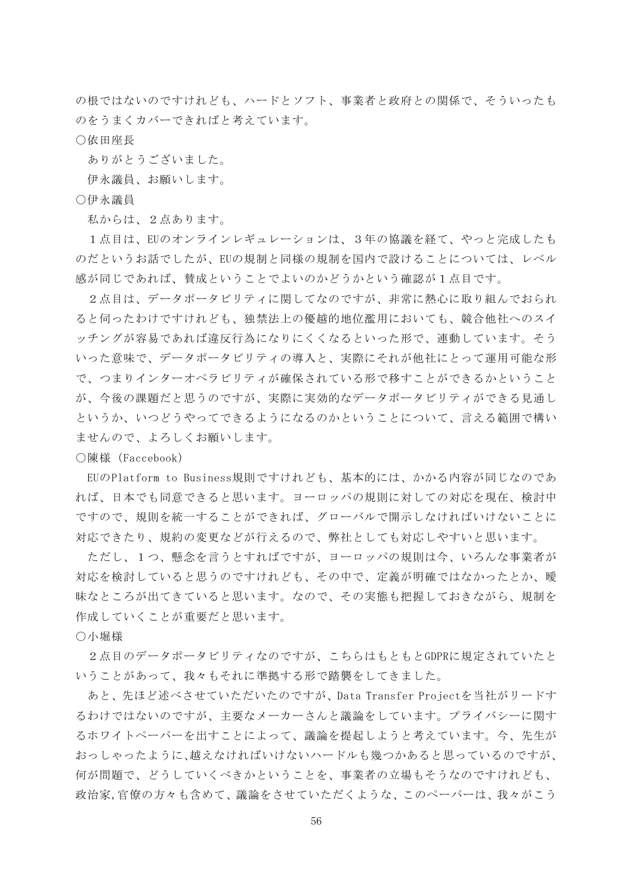の根ではないのですけれども、ハードとソフト、事業者と政府との関係で、そういったものをうまくカバーできればと考えています。

○依田座長

ありがとうございました。

伊永議員、お願いします。

○伊永議員

私からは、２点あります。

１点目は、EUのオンラインレギュレーションは、３年の協議を経て、やっと完成したものだというお話でしたが、EUの規制と同様の規制を国内で設けることについては、レベル感が同じであれば、賛成ということでよいのかどうかという確認が１点目です。

２点目は、データポータビリティに関してなのですが、非常に熱心に取り組んでおられると伺ったわけですけれども、独禁法上の優越的地位濫用においても、競合他社へのスイッチングが容易であれば違反行為になりにくくなるといった形で、連動しています。そういった意味で、データポータビリティの導入と、実際にそれが他社にとって運用可能な形で、つまりインターオペラビリティが確保されている形で移すことができるかということが、今後の課題だと思うのですが、実際に実効的なデータポータビリティができる見通しというか、いつどうやってできるようになるのかということについて、言える範囲で構いませんので、よろしくお願いします。

○陳様（Faccebook）

EUのPlatform to Business規則ですけれども、基本的には、かかる内容が同じなのであれば、日本でも同意できると思います。ヨーロッパの規則に対しての対応を現在、検討中ですので、規則を統一することができれば、グローバルで開示しなければいけないことに対応できたり、規約の変更などが行えるので、弊社としても対応しやすいと思います。

ただし、１つ、懸念を言うとすればですが、ヨーロッパの規則は今、いろんな事業者が対応を検討していると思うのですけれども、その中で、定義が明確ではなかったとか、曖昧なところが出てきていると思います。なので、その実態も把握しておきながら、規制を作成していくことが重要だと思います。

○小堀様

２点目のデータポータビリティなのですが、こちらはもともとGDPRに規定されていたということがあって、我々もそれに準拠する形で踏襲をしてきました。

あと、先ほど述べさせていただいたのですが、Data Transfer Projectを当社がリードするわけではないのですが、主要なメーカーさんと議論をしています。プライバシーに関するホワイトペーパーを出すことによって、議論を提起しようと考えています。今、先生がおっしゃったように､越えなければいけないハードルも幾つかあると思っているのですが、何が問題で、どうしていくべきかということを、事業者の立場もそうなのですけれども、政治家,官僚の方々も含めて、議論をさせていただくような、このペーパーは、我々がこう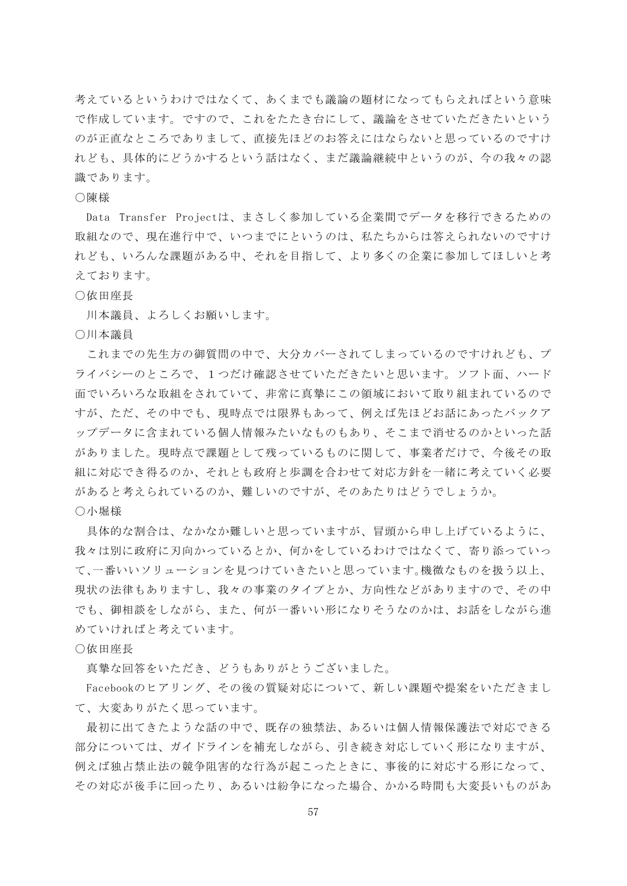考えているというわけではなくて、あくまでも議論の題材になってもらえればという意味で作成しています。ですので、これをたたき台にして、議論をさせていただきたいというのが正直なところでありまして、直接先ほどのお答えにはならないと思っているのですけれども、具体的にどうかするという話はなく、まだ議論継続中というのが、今の我々の認識であります。

〇陳様

Data Transfer Projectは、まさしく参加している企業間でデータを移行できるための取組なので、現在進行中で、いつまでにというのは、私たちからは答えられないのですけれども、いろんな課題がある中、それを目指して、より多くの企業に参加してほしいと考えております。

〇依田座長

川本議員、よろしくお願いします。

〇川本議員

これまでの先生方の御質問の中で、大分カバーされてしまっているのですけれども、プライバシーのところで、１つだけ確認させていただきたいと思います。ソフト面、ハード面でいろいろな取組をされていて、非常に真摯にこの領域において取り組まれているのですが、ただ、その中でも、現時点では限界もあって、例えば先ほどお話にあったバックアップデータに含まれている個人情報みたいなものもあり、そこまで消せるのかといった話がありました。現時点で課題として残っているものに関して、事業者だけで、今後その取組に対応でき得るのか、それとも政府と歩調を合わせて対応方針を一緒に考えていく必要があると考えられているのか、難しいのですが、そのあたりはどうでしょうか。

〇小堀様

具体的な割合は、なかなか難しいと思っていますが、冒頭から申し上げているように、我々は別に政府に刃向かっているとか、何かをしているわけではなくて、寄り添っていって、一番いいソリューションを見つけていきたいと思っています。機微なものを扱う以上、現状の法律もありますし、我々の事業のタイプとか、方向性などがありますので、その中でも、御相談をしながら、また、何が一番いい形になりそうなのかは、お話をしながら進めていければと考えています。

〇依田座長

真摯な回答をいただき、どうもありがとうございました。

Facebookのヒアリング、その後の質疑対応について、新しい課題や提案をいただきまして、大変ありがたく思っています。

最初に出てきたような話の中で、既存の独禁法、あるいは個人情報保護法で対応できる部分については、ガイドラインを補充しながら、引き続き対応していく形になりますが、例えば独占禁止法の競争阻害的な行為が起こったときに、事後的に対応する形になって、その対応が後手に回ったり、あるいは紛争になった場合、かかる時間も大変長いものがあ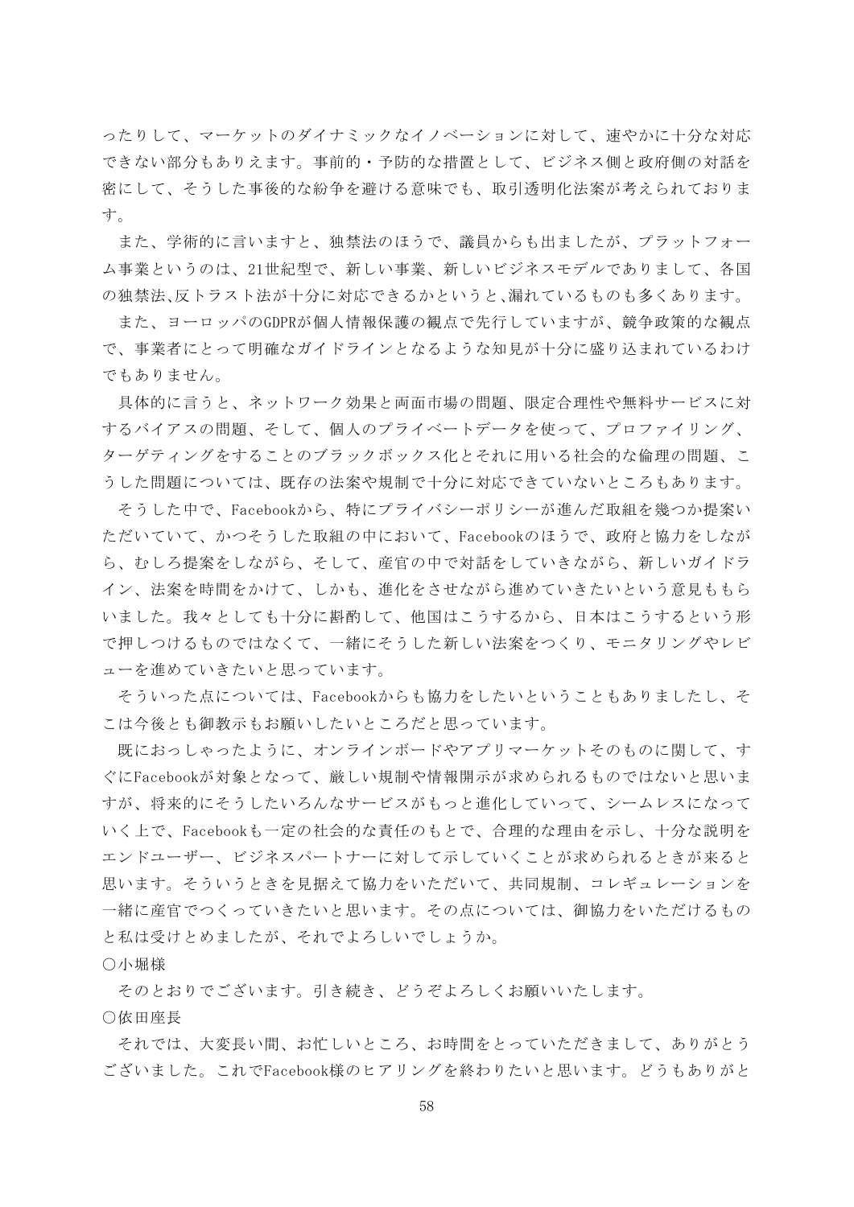ったりして、マーケットのダイナミックなイノベーションに対して、速やかに十分な対応できない部分もありえます。事前的・予防的な措置として、ビジネス側と政府側の対話を密にして、そうした事後的な紛争を避ける意味でも、取引透明化法案が考えられております。

また、学術的に言いますと、独禁法のほうで、議員からも出ましたが、プラットフォーム事業というのは、21世紀型で、新しい事業、新しいビジネスモデルでありまして、各国の独禁法,反トラスト法が十分に対応できるかというと,漏れているものも多くあります。

また、ヨーロッパのGDPRが個人情報保護の観点で先行していますが、競争政策的な観点で、事業者にとって明確なガイドラインとなるような知見が十分に盛り込まれているわけでもありません。

具体的に言うと、ネットワーク効果と両面市場の問題、限定合理性や無料サービスに対するバイアスの問題、そして、個人のプライベートデータを使って、プロファイリング、ターゲティングをすることのブラックボックス化とそれに用いる社会的な倫理の問題、こうした問題については、既存の法案や規制で十分に対応できていないところもあります。

そうした中で、Facebookから、特にプライバシーポリシーが進んだ取組を幾つか提案いただいていて、かつそうした取組の中において、Facebookのほうで、政府と協力をしながら、むしろ提案をしながら、そして、産官の中で対話をしていきながら、新しいガイドライン、法案を時間をかけて、しかも、進化をさせながら進めていきたいという意見ももらいました。我々としても十分に斟酌して、他国はこうするから、日本はこうするという形で押しつけるものではなくて、一緒にそうした新しい法案をつくり、モニタリングやレビューを進めていきたいと思っています。

そういった点については、Facebookからも協力をしたいということもありましたし、そこは今後とも御教示もお願いしたいところだと思っています。

既におっしゃったように、オンラインボードやアプリマーケットそのものに関して、すぐにFacebookが対象となって、厳しい規制や情報開示が求められるものではないと思いますが、将来的にそうしたいろんなサービスがもっと進化していって、シームレスになっていく上で、Facebookも一定の社会的な責任のもとで、合理的な理由を示し、十分な説明をエンドユーザー、ビジネスパートナーに対して示していくことが求められるときが来ると思います。そういうときを見据えて協力をいただいて、共同規制、コレギュレーションを一緒に産官でつくっていきたいと思います。その点については、御協力をいただけるものと私は受けとめましたが、それでよろしいでしょうか。

○小堀様

そのとおりでございます。引き続き、どうぞよろしくお願いいたします。

○依田座長

それでは、大変長い間、お忙しいところ、お時間をとっていただきまして、ありがとうございました。これでFacebook様のヒアリングを終わりたいと思います。どうもありがと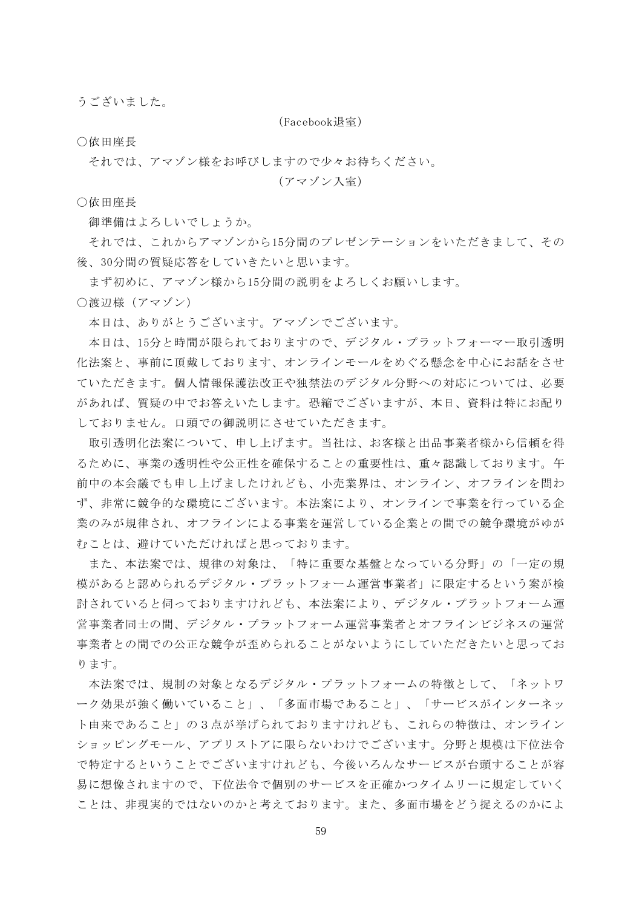うございました。

（Facebook退室）

○依田座長

それでは、アマゾン様をお呼びしますので少々お待ちください。

（アマゾン入室）

○依田座長

御準備はよろしいでしょうか。

それでは、これからアマゾンから15分間のプレゼンテーションをいただきまして、その後、30分間の質疑応答をしていきたいと思います。

まず初めに、アマゾン様から15分間の説明をよろしくお願いします。

○渡辺様（アマゾン）

本日は、ありがとうございます。アマゾンでございます。

本日は、15分と時間が限られておりますので、デジタル・プラットフォーマー取引透明化法案と、事前に頂戴しております、オンラインモールをめぐる懸念を中心にお話をさせていただきます。個人情報保護法改正や独禁法のデジタル分野への対応については、必要があれば、質疑の中でお答えいたします。恐縮でございますが、本日、資料は特にお配りしておりません。口頭での御説明にさせていただきます。

取引透明化法案について、申し上げます。当社は、お客様と出品事業者様から信頼を得るために、事業の透明性や公正性を確保することの重要性は、重々認識しております。午前中の本会議でも申し上げましたけれども、小売業界は、オンライン、オフラインを問わず、非常に競争的な環境にございます。本法案により、オンラインで事業を行っている企業のみが規律され、オフラインによる事業を運営している企業との間での競争環境がゆがむことは、避けていただければと思っております。

また、本法案では、規律の対象は、「特に重要な基盤となっている分野」の「一定の規模があると認められるデジタル・プラットフォーム運営事業者」に限定するという案が検討されていると伺っておりますけれども、本法案により、デジタル・プラットフォーム運営事業者同士の間、デジタル・プラットフォーム運営事業者とオフラインビジネスの運営事業者との間での公正な競争が歪められることがないようにしていただきたいと思っております。

本法案では、規制の対象となるデジタル・プラットフォームの特徴として、「ネットワーク効果が強く働いていること」、「多面市場であること」、「サービスがインターネット由来であること」の３点が挙げられておりますけれども、これらの特徴は、オンラインショッピングモール、アプリストアに限らないわけでございます。分野と規模は下位法令で特定するということでございますけれども、今後いろんなサービスが台頭することが容易に想像されますので、下位法令で個別のサービスを正確かつタイムリーに規定していくことは、非現実的ではないのかと考えております。また、多面市場をどう捉えるのかによ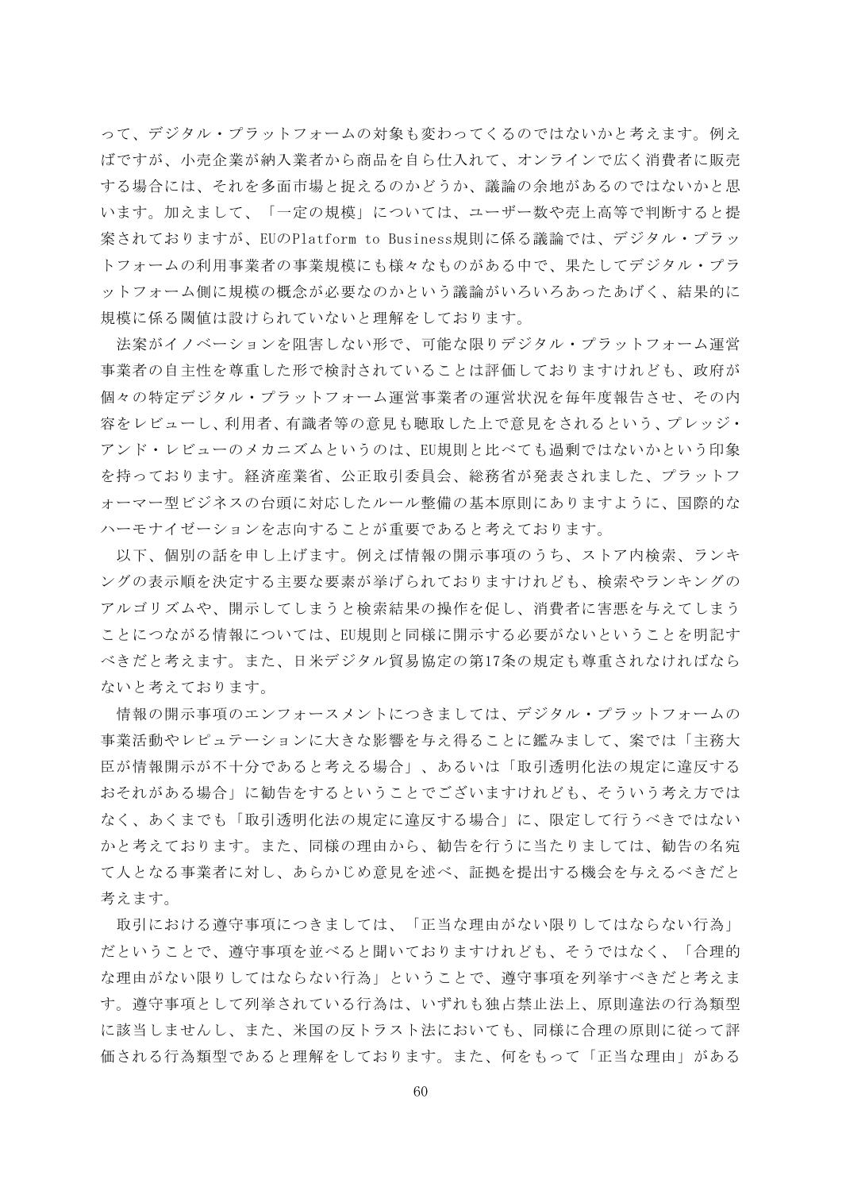って、デジタル・プラットフォームの対象も変わってくるのではないかと考えます。例えばですが、小売企業が納入業者から商品を自ら仕入れて、オンラインで広く消費者に販売する場合には、それを多面市場と捉えるのかどうか、議論の余地があるのではないかと思います。加えまして、「一定の規模」については、ユーザー数や売上高等で判断すると提案されておりますが、EUのPlatform to Business規則に係る議論では、デジタル・プラットフォームの利用事業者の事業規模にも様々なものがある中で、果たしてデジタル・プラットフォーム側に規模の概念が必要なのかという議論がいろいろあったあげく、結果的に規模に係る閾値は設けられていないと理解をしております。

法案がイノベーションを阻害しない形で、可能な限りデジタル・プラットフォーム運営事業者の自主性を尊重した形で検討されていることは評価しておりますけれども、政府が個々の特定デジタル・プラットフォーム運営事業者の運営状況を毎年度報告させ、その内容をレビューし、利用者、有識者等の意見も聴取した上で意見をされるという、プレッジ・アンド・レビューのメカニズムというのは、EU規則と比べても過剰ではないかという印象を持っております。経済産業省、公正取引委員会、総務省が発表されました、プラットフォーマー型ビジネスの台頭に対応したルール整備の基本原則にありますように、国際的なハーモナイゼーションを志向することが重要であると考えております。

以下、個別の話を申し上げます。例えば情報の開示事項のうち、ストア内検索、ランキングの表示順を決定する主要な要素が挙げられておりますけれども、検索やランキングのアルゴリズムや、開示してしまうと検索結果の操作を促し、消費者に害悪を与えてしまうことにつながる情報については、EU規則と同様に開示する必要がないということを明記すべきだと考えます。また、日米デジタル貿易協定の第17条の規定も尊重されなければならないと考えております。

情報の開示事項のエンフォースメントにつきましては、デジタル・プラットフォームの事業活動やレピュテーションに大きな影響を与え得ることに鑑みまして、案では「主務大臣が情報開示が不十分であると考える場合」、あるいは「取引透明化法の規定に違反するおそれがある場合」に勧告をするということでございますけれども、そういう考え方ではなく、あくまでも「取引透明化法の規定に違反する場合」に、限定して行うべきではないかと考えております。また、同様の理由から、勧告を行うに当たりましては、勧告の名宛て人となる事業者に対し、あらかじめ意見を述べ、証拠を提出する機会を与えるべきだと考えます。

取引における遵守事項につきましては、「正当な理由がない限りしてはならない行為」だということで、遵守事項を並べると聞いておりますけれども、そうではなく、「合理的な理由がない限りしてはならない行為」ということで、遵守事項を列挙すべきだと考えます。遵守事項として列挙されている行為は、いずれも独占禁止法上、原則違法の行為類型に該当しませんし、また、米国の反トラスト法においても、同様に合理の原則に従って評価される行為類型であると理解をしております。また、何をもって「正当な理由」がある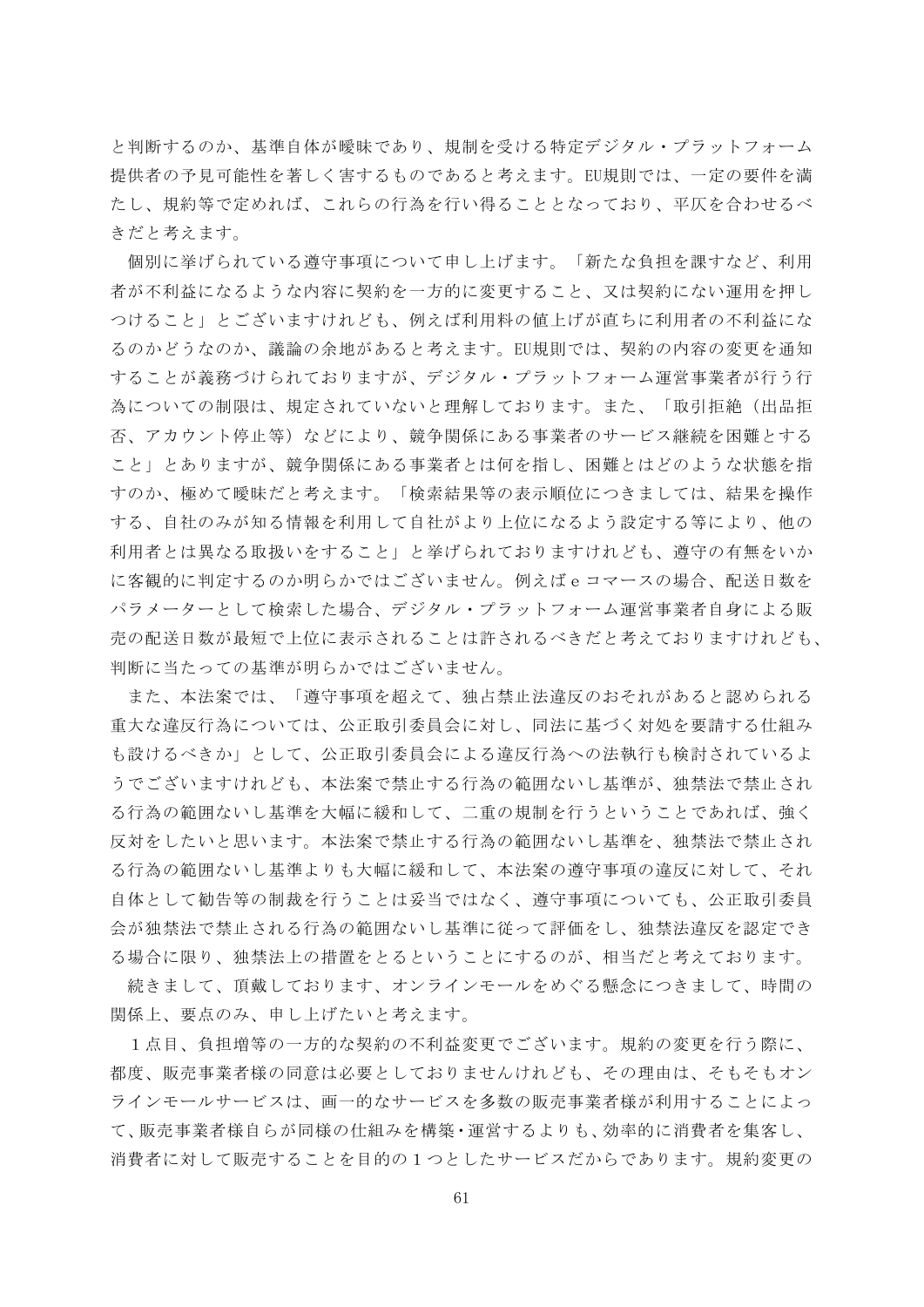と判断するのか、基準自体が曖昧であり、規制を受ける特定デジタル・プラットフォーム提供者の予見可能性を著しく害するものであると考えます。EU規則では、一定の要件を満たし、規約等で定めれば、これらの行為を行い得ることとなっており、平仄を合わせるべきだと考えます。

個別に挙げられている遵守事項について申し上げます。「新たな負担を課すなど、利用者が不利益になるような内容に契約を一方的に変更すること、又は契約にない運用を押しつけること」とございますけれども、例えば利用料の値上げが直ちに利用者の不利益になるのかどうなのか、議論の余地があると考えます。EU規則では、契約の内容の変更を通知することが義務づけられておりますが、デジタル・プラットフォーム運営事業者が行う行為についての制限は、規定されていないと理解しております。また、「取引拒絶（出品拒否、アカウント停止等）などにより、競争関係にある事業者のサービス継続を困難とすること」とありますが、競争関係にある事業者とは何を指し、困難とはどのような状態を指すのか、極めて曖昧だと考えます。「検索結果等の表示順位につきましては、結果を操作する、自社のみが知る情報を利用して自社がより上位になるよう設定する等により、他の利用者とは異なる取扱いをすること」と挙げられておりますけれども、遵守の有無をいかに客観的に判定するのか明らかではございません。例えばｅコマースの場合、配送日数をパラメーターとして検索した場合、デジタル・プラットフォーム運営事業者自身による販売の配送日数が最短で上位に表示されることは許されるべきだと考えておりますけれども、判断に当たっての基準が明らかではございません。

また、本法案では、「遵守事項を超えて、独占禁止法違反のおそれがあると認められる重大な違反行為については、公正取引委員会に対し、同法に基づく対処を要請する仕組みも設けるべきか」として、公正取引委員会による違反行為への法執行も検討されているようでございますけれども、本法案で禁止する行為の範囲ないし基準が、独禁法で禁止される行為の範囲ないし基準を大幅に緩和して、二重の規制を行うということであれば、強く反対をしたいと思います。本法案で禁止する行為の範囲ないし基準を、独禁法で禁止される行為の範囲ないし基準よりも大幅に緩和して、本法案の遵守事項の違反に対して、それ自体として勧告等の制裁を行うことは妥当ではなく、遵守事項についても、公正取引委員会が独禁法で禁止される行為の範囲ないし基準に従って評価をし、独禁法違反を認定できる場合に限り、独禁法上の措置をとるということにするのが、相当だと考えております。

続きまして、頂戴しております、オンラインモールをめぐる懸念につきまして、時間の関係上、要点のみ、申し上げたいと考えます。

１点目、負担増等の一方的な契約の不利益変更でございます。規約の変更を行う際に、都度、販売事業者様の同意は必要としておりませんけれども、その理由は、そもそもオンラインモールサービスは、画一的なサービスを多数の販売事業者様が利用することによって、販売事業者様自らが同様の仕組みを構築・運営するよりも、効率的に消費者を集客し、消費者に対して販売することを目的の１つとしたサービスだからであります。規約変更の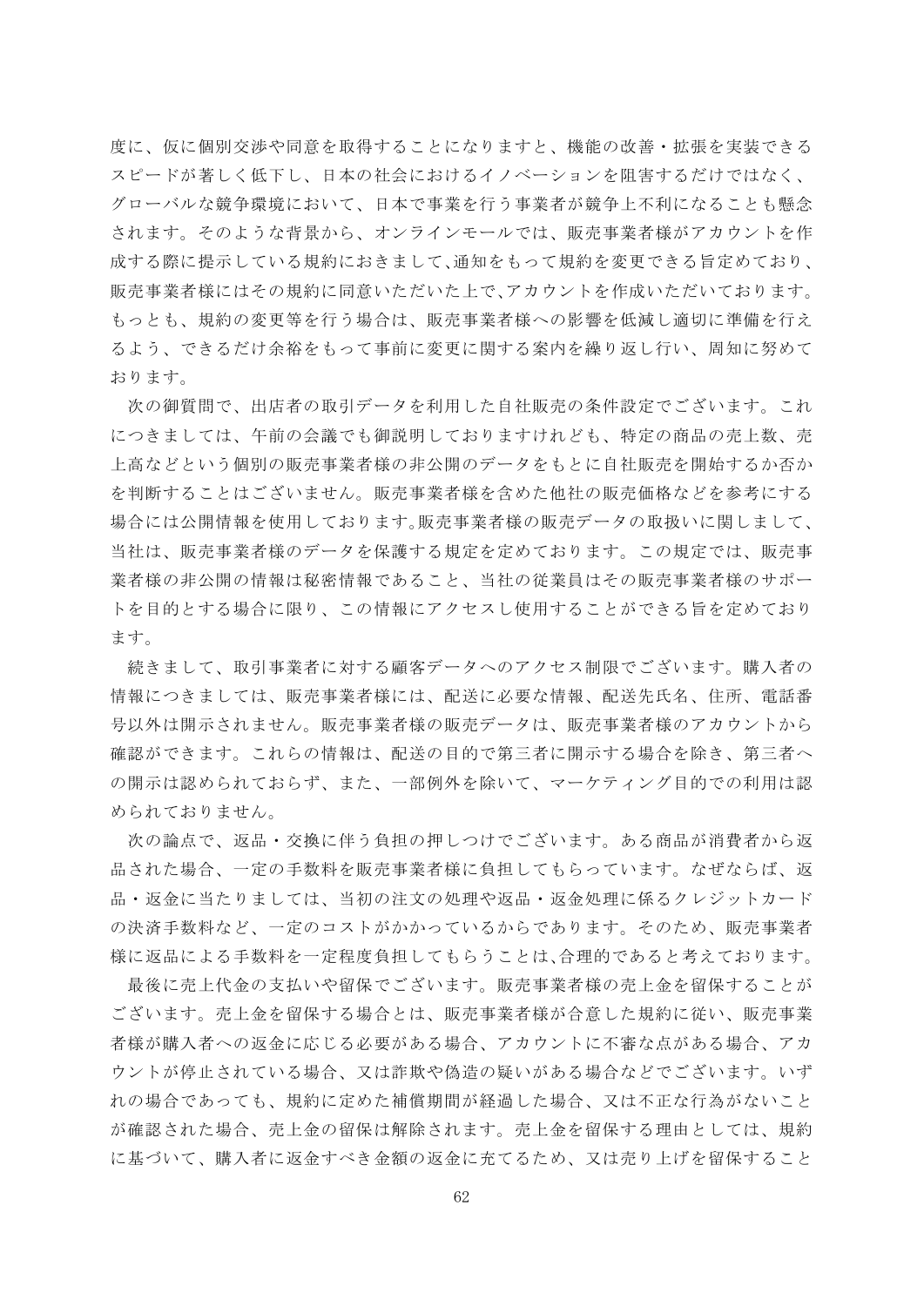度に、仮に個別交渉や同意を取得することになりますと、機能の改善・拡張を実装できるスピードが著しく低下し、日本の社会におけるイノベーションを阻害するだけではなく、グローバルな競争環境において、日本で事業を行う事業者が競争上不利になることも懸念されます。そのような背景から、オンラインモールでは、販売事業者様がアカウントを作成する際に提示している規約におきまして,通知をもって規約を変更できる旨定めており、販売事業者様にはその規約に同意いただいた上で,アカウントを作成いただいております。もっとも、規約の変更等を行う場合は、販売事業者様への影響を低減し適切に準備を行えるよう、できるだけ余裕をもって事前に変更に関する案内を繰り返し行い、周知に努めております。

次の御質問で、出店者の取引データを利用した自社販売の条件設定でございます。これにつきましては、午前の会議でも御説明しておりますけれども、特定の商品の売上数、売上高などという個別の販売事業者様の非公開のデータをもとに自社販売を開始するか否かを判断することはございません。販売事業者様を含めた他社の販売価格などを参考にする場合には公開情報を使用しております。販売事業者様の販売データの取扱いに関しまして、当社は、販売事業者様のデータを保護する規定を定めております。この規定では、販売事業者様の非公開の情報は秘密情報であること、当社の従業員はその販売事業者様のサポートを目的とする場合に限り、この情報にアクセスし使用することができる旨を定めております。

続きまして、取引事業者に対する顧客データへのアクセス制限でございます。購入者の情報につきましては、販売事業者様には、配送に必要な情報、配送先氏名、住所、電話番号以外は開示されません。販売事業者様の販売データは、販売事業者様のアカウントから確認ができます。これらの情報は、配送の目的で第三者に開示する場合を除き、第三者への開示は認められておらず、また、一部例外を除いて、マーケティング目的での利用は認められておりません。

次の論点で、返品・交換に伴う負担の押しつけでございます。ある商品が消費者から返品された場合、一定の手数料を販売事業者様に負担してもらっています。なぜならば、返品・返金に当たりましては、当初の注文の処理や返品・返金処理に係るクレジットカードの決済手数料など、一定のコストがかかっているからであります。そのため、販売事業者様に返品による手数料を一定程度負担してもらうことは,合理的であると考えております。

最後に売上代金の支払いや留保でございます。販売事業者様の売上金を留保することがございます。売上金を留保する場合とは、販売事業者様が合意した規約に従い、販売事業者様が購入者への返金に応じる必要がある場合、アカウントに不審な点がある場合、アカウントが停止されている場合、又は詐欺や偽造の疑いがある場合などでございます。いずれの場合であっても、規約に定めた補償期間が経過した場合、又は不正な行為がないことが確認された場合、売上金の留保は解除されます。売上金を留保する理由としては、規約に基づいて、購入者に返金すべき金額の返金に充てるため、又は売り上げを留保すること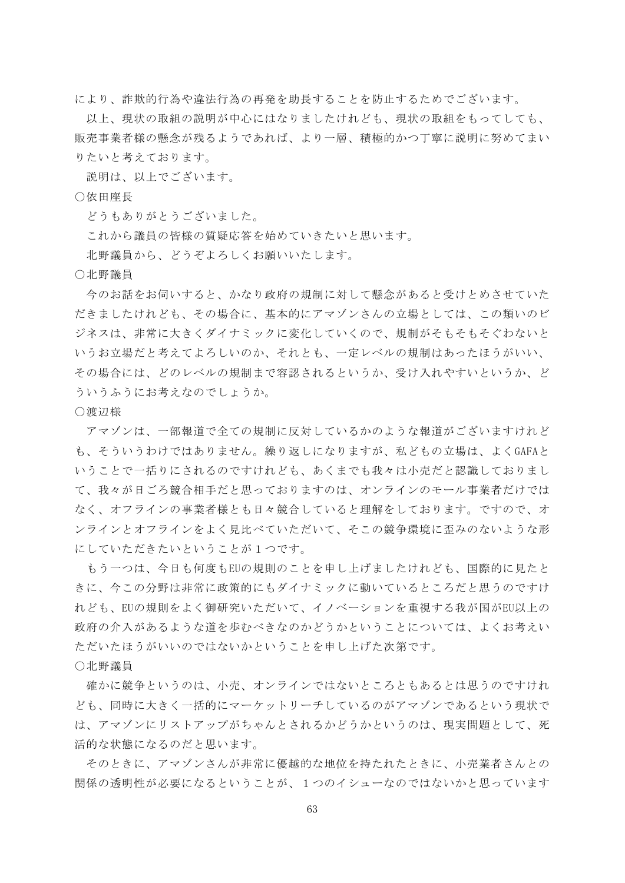により、詐欺的行為や違法行為の再発を助長することを防止するためでございます。

以上、現状の取組の説明が中心にはなりましたけれども、現状の取組をもってしても、販売事業者様の懸念が残るようであれば、より一層、積極的かつ丁寧に説明に努めてまいりたいと考えております。

説明は、以上でございます。

〇依田座長

どうもありがとうございました。

これから議員の皆様の質疑応答を始めていきたいと思います。

北野議員から、どうぞよろしくお願いいたします。

〇北野議員

今のお話をお伺いすると、かなり政府の規制に対して懸念があると受けとめさせていただきましたけれども、その場合に、基本的にアマゾンさんの立場としては、この類いのビジネスは、非常に大きくダイナミックに変化していくので、規制がそもそもそぐわないというお立場だと考えてよろしいのか、それとも、一定レベルの規制はあったほうがいい、その場合には、どのレベルの規制まで容認されるというか、受け入れやすいというか、どういうふうにお考えなのでしょうか。

〇渡辺様

アマゾンは、一部報道で全ての規制に反対しているかのような報道がございますけれども、そういうわけではありません。繰り返しになりますが、私どもの立場は、よくGAFAということで一括りにされるのですけれども、あくまでも我々は小売だと認識しておりまして、我々が日ごろ競合相手だと思っておりますのは、オンラインのモール事業者だけではなく、オフラインの事業者様とも日々競合していると理解をしております。ですので、オンラインとオフラインをよく見比べていただいて、そこの競争環境に歪みのないような形にしていただきたいということが１つです。

もう一つは、今日も何度もEUの規則のことを申し上げましたけれども、国際的に見たときに、今この分野は非常に政策的にもダイナミックに動いているところだと思うのですけれども、EUの規則をよく御研究いただいて、イノベーションを重視する我が国がEU以上の政府の介入があるような道を歩むべきなのかどうかということについては、よくお考えいただいたほうがいいのではないかということを申し上げた次第です。

〇北野議員

確かに競争というのは、小売、オンラインではないところともあるとは思うのですけれども、同時に大きく一括的にマーケットリーチしているのがアマゾンであるという現状では、アマゾンにリストアップがちゃんとされるかどうかというのは、現実問題として、死活的な状態になるのだと思います。

そのときに、アマゾンさんが非常に優越的な地位を持たれたときに、小売業者さんとの関係の透明性が必要になるということが、１つのイシューなのではないかと思っています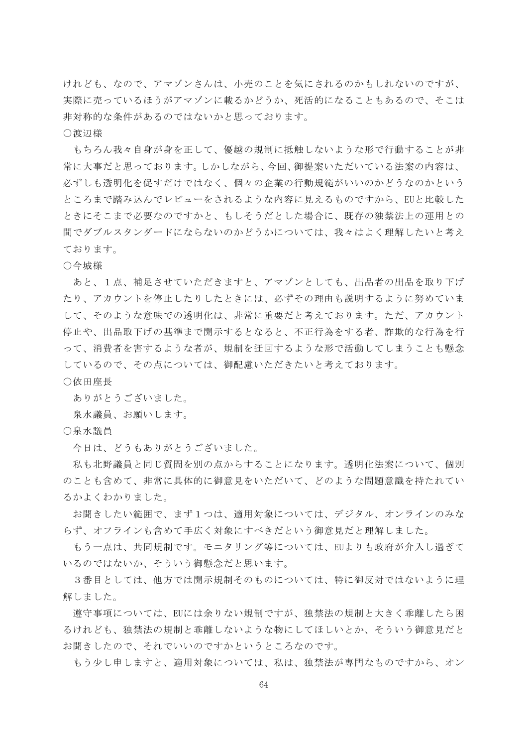けれども、なので、アマゾンさんは、小売のことを気にされるのかもしれないのですが、実際に売っているほうがアマゾンに載るかどうか、死活的になることもあるので、そこは非対称的な条件があるのではないかと思っております。

○渡辺様

もちろん我々自身が身を正して、優越の規制に抵触しないような形で行動することが非常に大事だと思っております。しかしながら、今回、御提案いただいている法案の内容は、必ずしも透明化を促すだけではなく、個々の企業の行動規範がいいのかどうなのかというところまで踏み込んでレビューをされるような内容に見えるものですから、EUと比較したときにそこまで必要なのですかと、もしそうだとした場合に、既存の独禁法上の運用との間でダブルスタンダードにならないのかどうかについては、我々はよく理解したいと考えております。

○今城様

あと、１点、補足させていただきますと、アマゾンとしても、出品者の出品を取り下げたり、アカウントを停止したりしたときには、必ずその理由も説明するように努めていまして、そのような意味での透明化は、非常に重要だと考えております。ただ、アカウント停止や、出品取下げの基準まで開示するとなると、不正行為をする者、詐欺的な行為を行って、消費者を害するような者が、規制を迂回するような形で活動してしまうことも懸念しているので、その点については、御配慮いただきたいと考えております。

○依田座長

ありがとうございました。

泉水議員、お願いします。

○泉水議員

今日は、どうもありがとうございました。

私も北野議員と同じ質問を別の点からすることになります。透明化法案について、個別のことも含めて、非常に具体的に御意見をいただいて、どのような問題意識を持たれているかよくわかりました。

お聞きしたい範囲で、まず１つは、適用対象については、デジタル、オンラインのみならず、オフラインも含めて手広く対象にすべきだという御意見だと理解しました。

もう一点は、共同規制です。モニタリング等については、EUよりも政府が介入し過ぎているのではないか、そういう御懸念だと思います。

３番目としては、他方では開示規制そのものについては、特に御反対ではないように理解しました。

遵守事項については、EUには余りない規制ですが、独禁法の規制と大きく乖離したら困るけれども、独禁法の規制と乖離しないような物にしてほしいとか、そういう御意見だとお聞きしたので、それでいいのですかというところなのです。

もう少し申しますと、適用対象については、私は、独禁法が専門なものですから、オン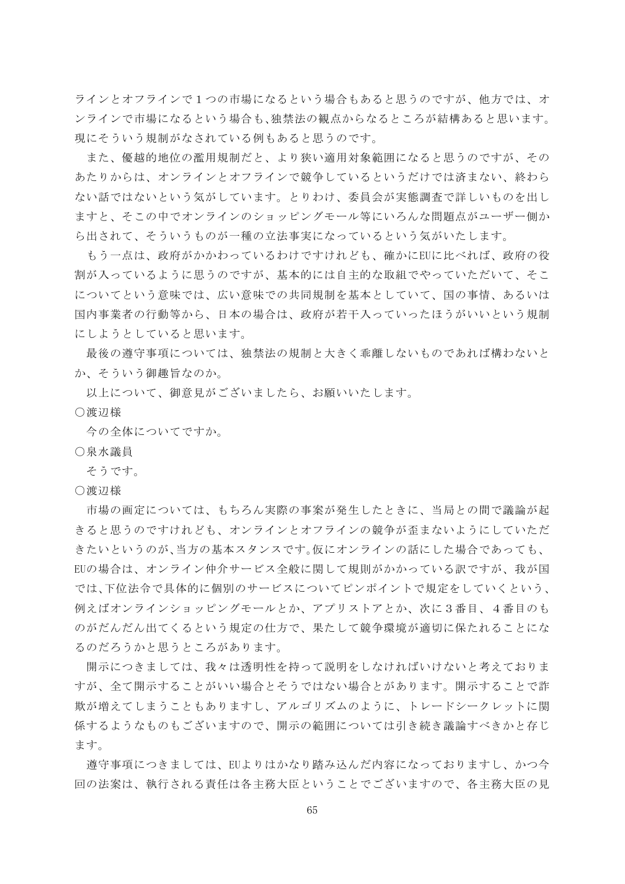ラインとオフラインで１つの市場になるという場合もあると思うのですが、他方では、オンラインで市場になるという場合も、独禁法の観点からなるところが結構あると思います。現にそういう規制がなされている例もあると思うのです。

また、優越的地位の濫用規制だと、より狭い適用対象範囲になると思うのですが、そのあたりからは、オンラインとオフラインで競争しているというだけでは済まない、終わらない話ではないという気がしています。とりわけ、委員会が実態調査で詳しいものを出しますと、そこの中でオンラインのショッピングモール等にいろんな問題点がユーザー側から出されて、そういうものが一種の立法事実になっているという気がいたします。

もう一点は、政府がかかわっているわけですけれども、確かにEUに比べれば、政府の役割が入っているように思うのですが、基本的には自主的な取組でやっていただいて、そこについてという意味では、広い意味での共同規制を基本としていて、国の事情、あるいは国内事業者の行動等から、日本の場合は、政府が若干入っていったほうがいいという規制にしようとしていると思います。

最後の遵守事項については、独禁法の規制と大きく乖離しないものであれば構わないとか、そういう御趣旨なのか。

以上について、御意見がございましたら、お願いいたします。

○渡辺様

今の全体についてですか。

○泉水議員

そうです。

○渡辺様

市場の画定については、もちろん実際の事案が発生したときに、当局との間で議論が起きると思うのですけれども、オンラインとオフラインの競争が歪まないようにしていただきたいというのが､当方の基本スタンスです｡仮にオンラインの話にした場合であっても、EUの場合は、オンライン仲介サービス全般に関して規則がかかっている訳ですが、我が国では､下位法令で具体的に個別のサービスについてピンポイントで規定をしていくという､例えばオンラインショッピングモールとか、アプリストアとか、次に３番目、４番目のものがだんだん出てくるという規定の仕方で、果たして競争環境が適切に保たれることになるのだろうかと思うところがあります。

開示につきましては、我々は透明性を持って説明をしなければいけないと考えておりますが、全て開示することがいい場合とそうではない場合とがあります。開示することで詐欺が増えてしまうこともありますし、アルゴリズムのように、トレードシークレットに関係するようなものもございますので、開示の範囲については引き続き議論すべきかと存じます。

遵守事項につきましては、EUよりはかなり踏み込んだ内容になっておりますし、かつ今回の法案は、執行される責任は各主務大臣ということでございますので、各主務大臣の見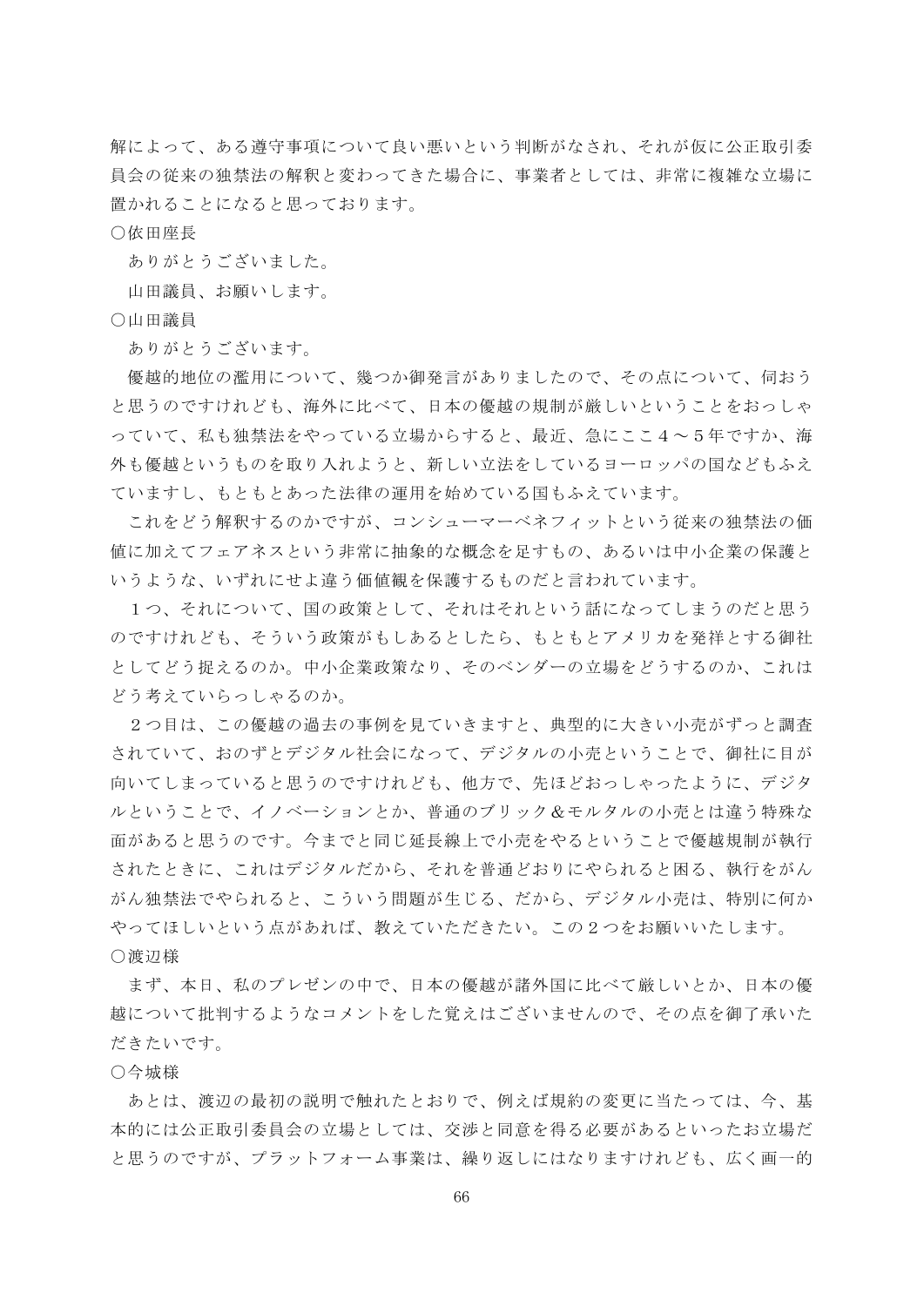解によって、ある遵守事項について良い悪いという判断がなされ、それが仮に公正取引委員会の従来の独禁法の解釈と変わってきた場合に、事業者としては、非常に複雑な立場に置かれることになると思っております。

○依田座長

ありがとうございました。

山田議員、お願いします。

○山田議員

ありがとうございます。

優越的地位の濫用について、幾つか御発言がありましたので、その点について、伺おうと思うのですけれども、海外に比べて、日本の優越の規制が厳しいということをおっしゃっていて、私も独禁法をやっている立場からすると、最近、急にここ４～５年ですか、海外も優越というものを取り入れようと、新しい立法をしているヨーロッパの国などもふえていますし、もともとあった法律の運用を始めている国もふえています。

これをどう解釈するのかですが、コンシューマーベネフィットという従来の独禁法の価値に加えてフェアネスという非常に抽象的な概念を足すもの、あるいは中小企業の保護というような、いずれにせよ違う価値観を保護するものだと言われています。

１つ、それについて、国の政策として、それはそれという話になってしまうのだと思うのですけれども、そういう政策がもしあるとしたら、もともとアメリカを発祥とする御社としてどう捉えるのか。中小企業政策なり、そのベンダーの立場をどうするのか、これはどう考えていらっしゃるのか。

２つ目は、この優越の過去の事例を見ていきますと、典型的に大きい小売がずっと調査されていて、おのずとデジタル社会になって、デジタルの小売ということで、御社に目が向いてしまっていると思うのですけれども、他方で、先ほどおっしゃったように、デジタルということで、イノベーションとか、普通のブリック＆モルタルの小売とは違う特殊な面があると思うのです。今までと同じ延長線上で小売をやるということで優越規制が執行されたときに、これはデジタルだから、それを普通どおりにやられると困る、執行をがんがん独禁法でやられると、こういう問題が生じる、だから、デジタル小売は、特別に何かやってほしいという点があれば、教えていただきたい。この２つをお願いいたします。

○渡辺様

まず、本日、私のプレゼンの中で、日本の優越が諸外国に比べて厳しいとか、日本の優越について批判するようなコメントをした覚えはございませんので、その点を御了承いただきたいです。

○今城様

あとは、渡辺の最初の説明で触れたとおりで、例えば規約の変更に当たっては、今、基本的には公正取引委員会の立場としては、交渉と同意を得る必要があるといったお立場だと思うのですが、プラットフォーム事業は、繰り返しにはなりますけれども、広く画一的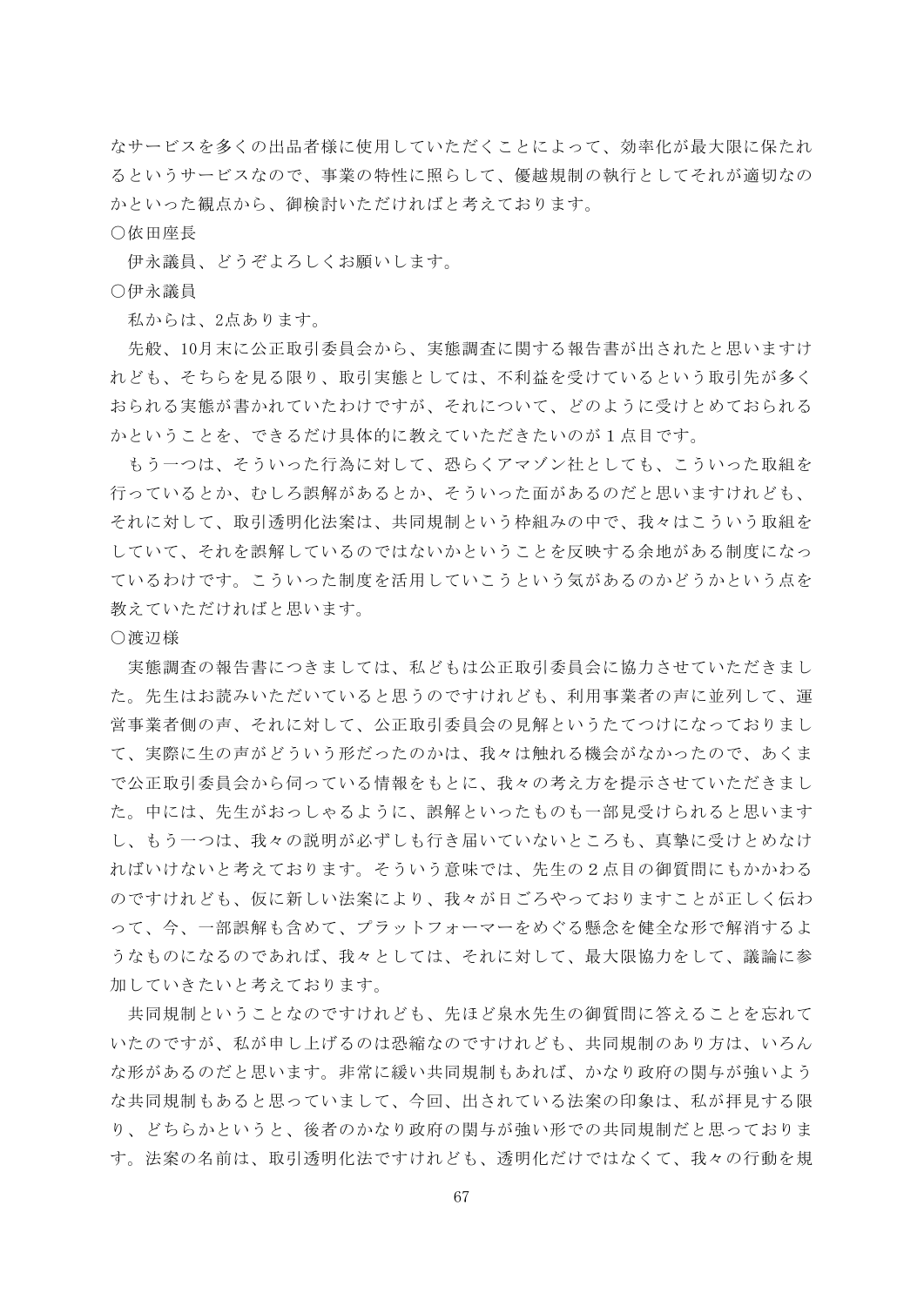なサービスを多くの出品者様に使用していただくことによって、効率化が最大限に保たれるというサービスなので、事業の特性に照らして、優越規制の執行としてそれが適切なのかといった観点から、御検討いただければと考えております。

○依田座長

伊永議員、どうぞよろしくお願いします。

○伊永議員

私からは、2点あります。

先般、10月末に公正取引委員会から、実態調査に関する報告書が出されたと思いますけれども、そちらを見る限り、取引実態としては、不利益を受けているという取引先が多くおられる実態が書かれていたわけですが、それについて、どのように受けとめておられるかということを、できるだけ具体的に教えていただきたいのが１点目です。

もう一つは、そういった行為に対して、恐らくアマゾン社としても、こういった取組を行っているとか、むしろ誤解があるとか、そういった面があるのだと思いますけれども、それに対して、取引透明化法案は、共同規制という枠組みの中で、我々はこういう取組をしていて、それを誤解しているのではないかということを反映する余地がある制度になっているわけです。こういった制度を活用していこうという気があるのかどうかという点を教えていただければと思います。

○渡辺様

実態調査の報告書につきましては、私どもは公正取引委員会に協力させていただきました。先生はお読みいただいていると思うのですけれども、利用事業者の声に並列して、運営事業者側の声、それに対して、公正取引委員会の見解というたてつけになっておりまして、実際に生の声がどういう形だったのかは、我々は触れる機会がなかったので、あくまで公正取引委員会から伺っている情報をもとに、我々の考え方を提示させていただきました。中には、先生がおっしゃるように、誤解といったものも一部見受けられると思いますし、もう一つは、我々の説明が必ずしも行き届いていないところも、真摯に受けとめなければいけないと考えております。そういう意味では、先生の２点目の御質問にもかかわるのですけれども、仮に新しい法案により、我々が日ごろやっておりますことが正しく伝わって、今、一部誤解も含めて、プラットフォーマーをめぐる懸念を健全な形で解消するようなものになるのであれば、我々としては、それに対して、最大限協力をして、議論に参加していきたいと考えております。

共同規制ということなのですけれども、先ほど泉水先生の御質問に答えることを忘れていたのですが、私が申し上げるのは恐縮なのですけれども、共同規制のあり方は、いろんな形があるのだと思います。非常に緩い共同規制もあれば、かなり政府の関与が強いような共同規制もあると思っていまして、今回、出されている法案の印象は、私が拝見する限り、どちらかというと、後者のかなり政府の関与が強い形での共同規制だと思っております。法案の名前は、取引透明化法ですけれども、透明化だけではなくて、我々の行動を規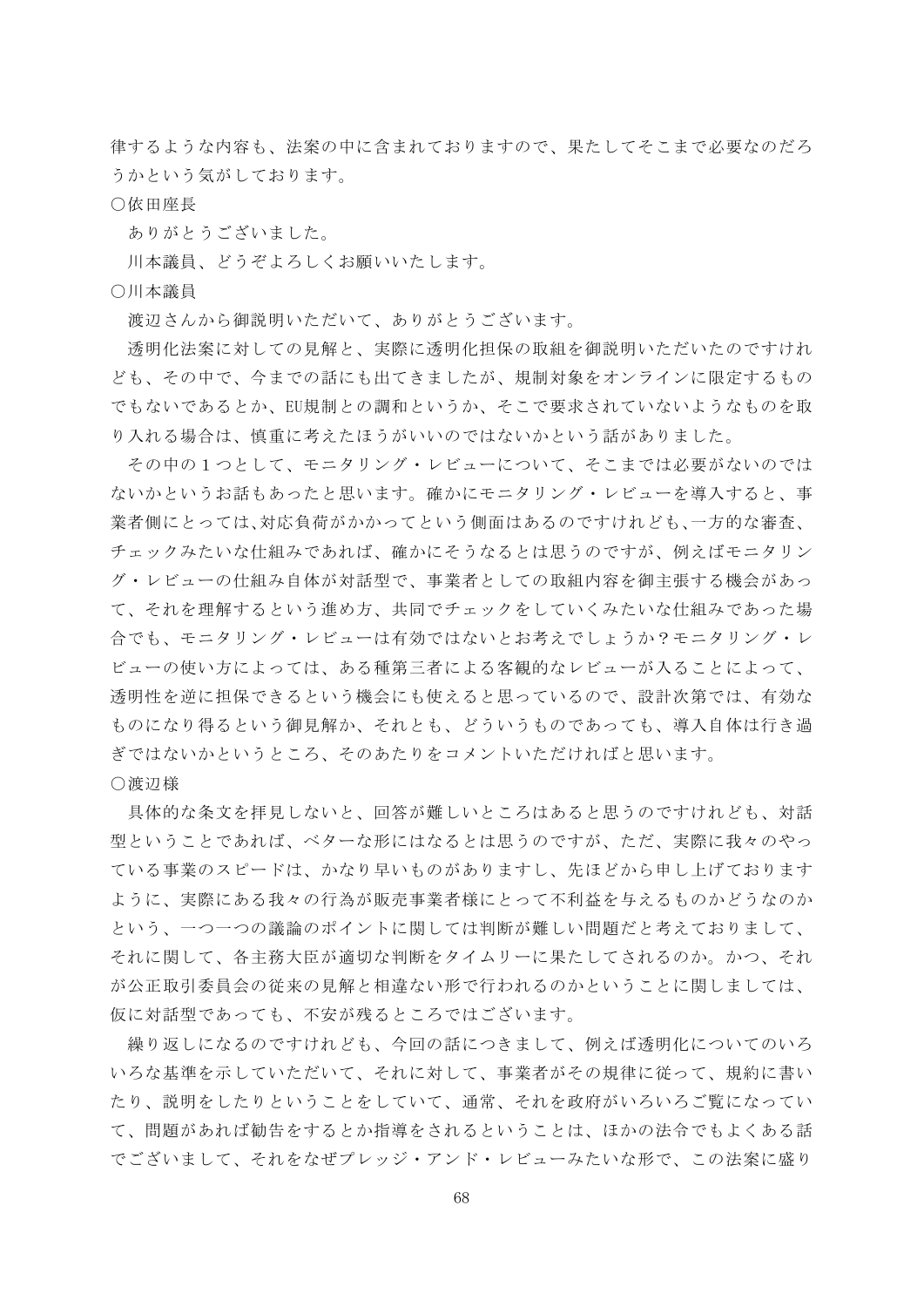律するような内容も、法案の中に含まれておりますので、果たしてそこまで必要なのだろうかという気がしております。

○依田座長

ありがとうございました。

川本議員、どうぞよろしくお願いいたします。

○川本議員

渡辺さんから御説明いただいて、ありがとうございます。

透明化法案に対しての見解と、実際に透明化担保の取組を御説明いただいたのですけれども、その中で、今までの話にも出てきましたが、規制対象をオンラインに限定するものでもないであるとか、EU規制との調和というか、そこで要求されていないようなものを取り入れる場合は、慎重に考えたほうがいいのではないかという話がありました。

その中の１つとして、モニタリング・レビューについて、そこまでは必要がないのではないかというお話もあったと思います。確かにモニタリング・レビューを導入すると、事業者側にとっては,対応負荷がかかってという側面はあるのですけれども,一方的な審査、チェックみたいな仕組みであれば、確かにそうなるとは思うのですが、例えばモニタリング・レビューの仕組み自体が対話型で、事業者としての取組内容を御主張する機会があって、それを理解するという進め方、共同でチェックをしていくみたいな仕組みであった場合でも、モニタリング・レビューは有効ではないとお考えでしょうか？モニタリング・レビューの使い方によっては、ある種第三者による客観的なレビューが入ることによって、透明性を逆に担保できるという機会にも使えると思っているので、設計次第では、有効なものになり得るという御見解か、それとも、どういうものであっても、導入自体は行き過ぎではないかというところ、そのあたりをコメントいただければと思います。

○渡辺様

具体的な条文を拝見しないと、回答が難しいところはあると思うのですけれども、対話型ということであれば、ベターな形にはなるとは思うのですが、ただ、実際に我々のやっている事業のスピードは、かなり早いものがありますし、先ほどから申し上げておりますように、実際にある我々の行為が販売事業者様にとって不利益を与えるものかどうなのかという、一つ一つの議論のポイントに関しては判断が難しい問題だと考えておりまして、それに関して、各主務大臣が適切な判断をタイムリーに果たしてされるのか。かつ、それが公正取引委員会の従来の見解と相違ない形で行われるのかということに関しましては、仮に対話型であっても、不安が残るところではございます。

繰り返しになるのですけれども、今回の話につきまして、例えば透明化についてのいろいろな基準を示していただいて、それに対して、事業者がその規律に従って、規約に書いたり、説明をしたりということをしていて、通常、それを政府がいろいろご覧になっていて、問題があれば勧告をするとか指導をされるということは、ほかの法令でもよくある話でございまして、それをなぜプレッジ・アンド・レビューみたいな形で、この法案に盛り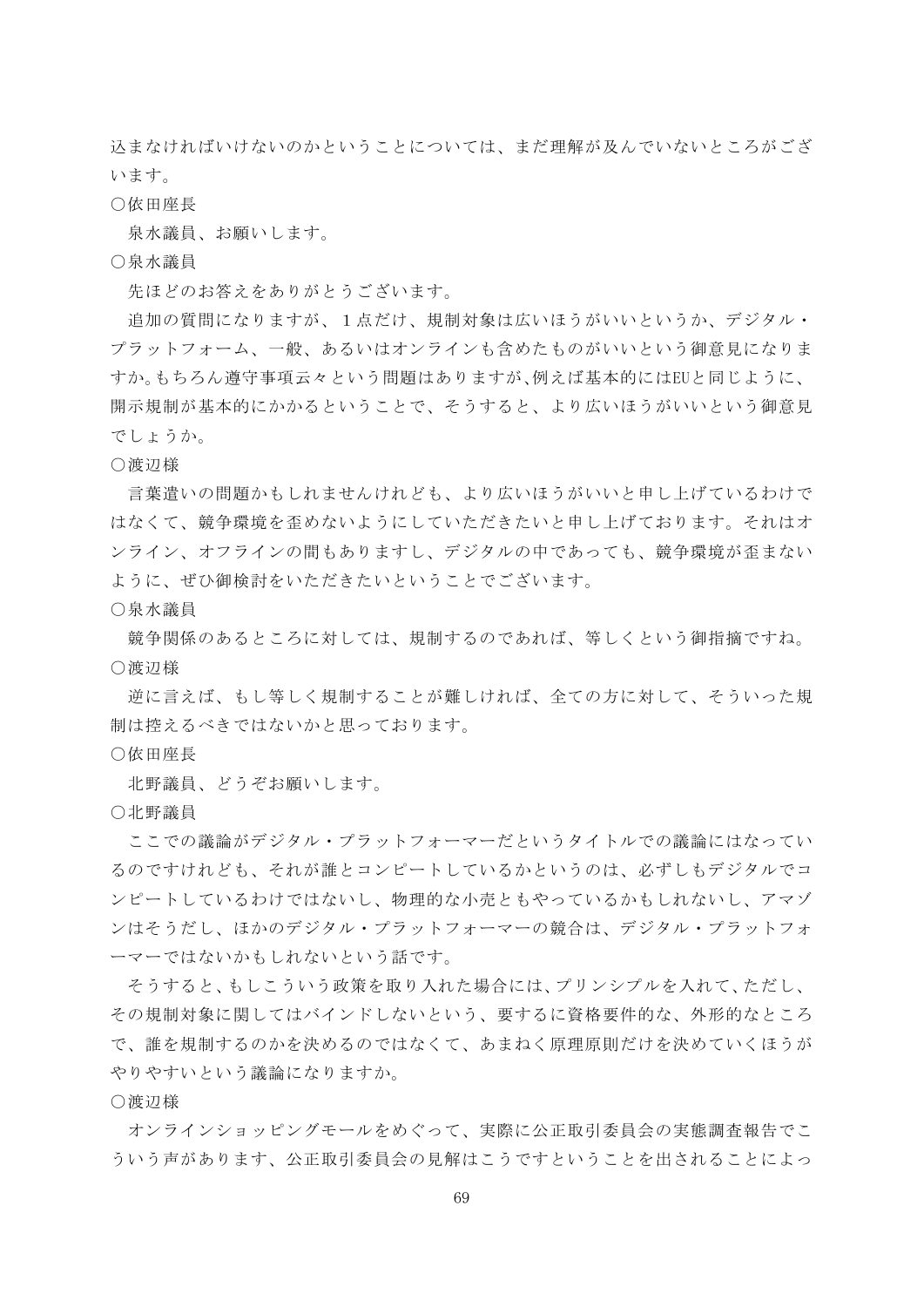込まなければいけないのかということについては、まだ理解が及んでいないところがございます。

○依田座長

泉水議員、お願いします。

○泉水議員

先ほどのお答えをありがとうございます。

追加の質問になりますが、１点だけ、規制対象は広いほうがいいというか、デジタル・プラットフォーム、一般、あるいはオンラインも含めたものがいいという御意見になりますか。もちろん遵守事項云々という問題はありますが、例えば基本的にはEUと同じように、開示規制が基本的にかかるということで、そうすると、より広いほうがいいという御意見でしょうか。

○渡辺様

言葉遣いの問題かもしれませんけれども、より広いほうがいいと申し上げているわけではなくて、競争環境を歪めないようにしていただきたいと申し上げております。それはオンライン、オフラインの間もありますし、デジタルの中であっても、競争環境が歪まないように、ぜひ御検討をいただきたいということでございます。

○泉水議員

競争関係のあるところに対しては、規制するのであれば、等しくという御指摘ですね。

○渡辺様

逆に言えば、もし等しく規制することが難しければ、全ての方に対して、そういった規制は控えるべきではないかと思っております。

○依田座長

北野議員、どうぞお願いします。

○北野議員

ここでの議論がデジタル・プラットフォーマーだというタイトルでの議論にはなっているのですけれども、それが誰とコンピートしているかというのは、必ずしもデジタルでコンピートしているわけではないし、物理的な小売ともやっているかもしれないし、アマゾンはそうだし、ほかのデジタル・プラットフォーマーの競合は、デジタル・プラットフォーマーではないかもしれないという話です。

そうすると、もしこういう政策を取り入れた場合には、プリンシプルを入れて、ただし、その規制対象に関してはバインドしないという、要するに資格要件的な、外形的なところで、誰を規制するのかを決めるのではなくて、あまねく原理原則だけを決めていくほうがやりやすいという議論になりますか。

○渡辺様

オンラインショッピングモールをめぐって、実際に公正取引委員会の実態調査報告でこういう声があります、公正取引委員会の見解はこうですということを出されることによっ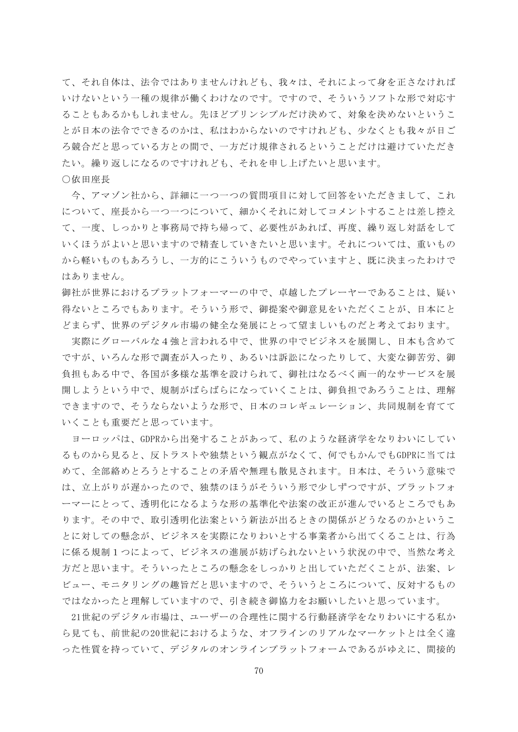て、それ自体は、法令ではありませんけれども、我々は、それによって身を正さなければいけないという一種の規律が働くわけなのです。ですので、そういうソフトな形で対応することもあるかもしれません。先ほどプリンシプルだけ決めて、対象を決めないということが日本の法令でできるのかは、私はわからないのですけれども、少なくとも我々が日ごろ競合だと思っている方との間で、一方だけ規律されるということだけは避けていただきたい。繰り返しになるのですけれども、それを申し上げたいと思います。

○依田座長

今、アマゾン社から、詳細に一つ一つの質問項目に対して回答をいただきまして、これについて、座長から一つ一つについて、細かくそれに対してコメントすることは差し控えて、一度、しっかりと事務局で持ち帰って、必要性があれば、再度、繰り返し対話をしていくほうがよいと思いますので精査していきたいと思います。それについては、重いものから軽いものもあろうし、一方的にこういうものでやっていますと、既に決まったわけではありません。

御社が世界におけるプラットフォーマーの中で、卓越したプレーヤーであることは、疑い得ないところでもあります。そういう形で、御提案や御意見をいただくことが、日本にとどまらず、世界のデジタル市場の健全な発展にとって望ましいものだと考えております。

実際にグローバルな４強と言われる中で、世界の中でビジネスを展開し、日本も含めてですが、いろんな形で調査が入ったり、あるいは訴訟になったりして、大変な御苦労、御負担もある中で、各国が多様な基準を設けられて、御社はなるべく画一的なサービスを展開しようという中で、規制がばらばらになっていくことは、御負担であろうことは、理解できますので、そうならないような形で、日本のコレギュレーション、共同規制を育てていくことも重要だと思っています。

ヨーロッパは、GDPRから出発することがあって、私のような経済学をなりわいにしているものから見ると、反トラストや独禁という観点がなくて、何でもかんでもGDPRに当てはめて、全部絡めとろうとすることの矛盾や無理も散見されます。日本は、そういう意味では、立上がりが遅かったので、独禁のほうがそういう形で少しずつですが、プラットフォーマーにとって、透明化になるような形の基準化や法案の改正が進んでいるところでもあります。その中で、取引透明化法案という新法が出るときの関係がどうなるのかということに対しての懸念が、ビジネスを実際になりわいとする事業者から出てくることは、行為に係る規制１つによって、ビジネスの進展が妨げられないという状況の中で、当然な考え方だと思います。そういったところの懸念をしっかりと出していただくことが、法案、レビュー、モニタリングの趣旨だと思いますので、そういうところについて、反対するものではなかったと理解していますので、引き続き御協力をお願いしたいと思っています。

21世紀のデジタル市場は、ユーザーの合理性に関する行動経済学をなりわいにする私から見ても、前世紀の20世紀におけるような、オフラインのリアルなマーケットとは全く違った性質を持っていて、デジタルのオンラインプラットフォームであるがゆえに、間接的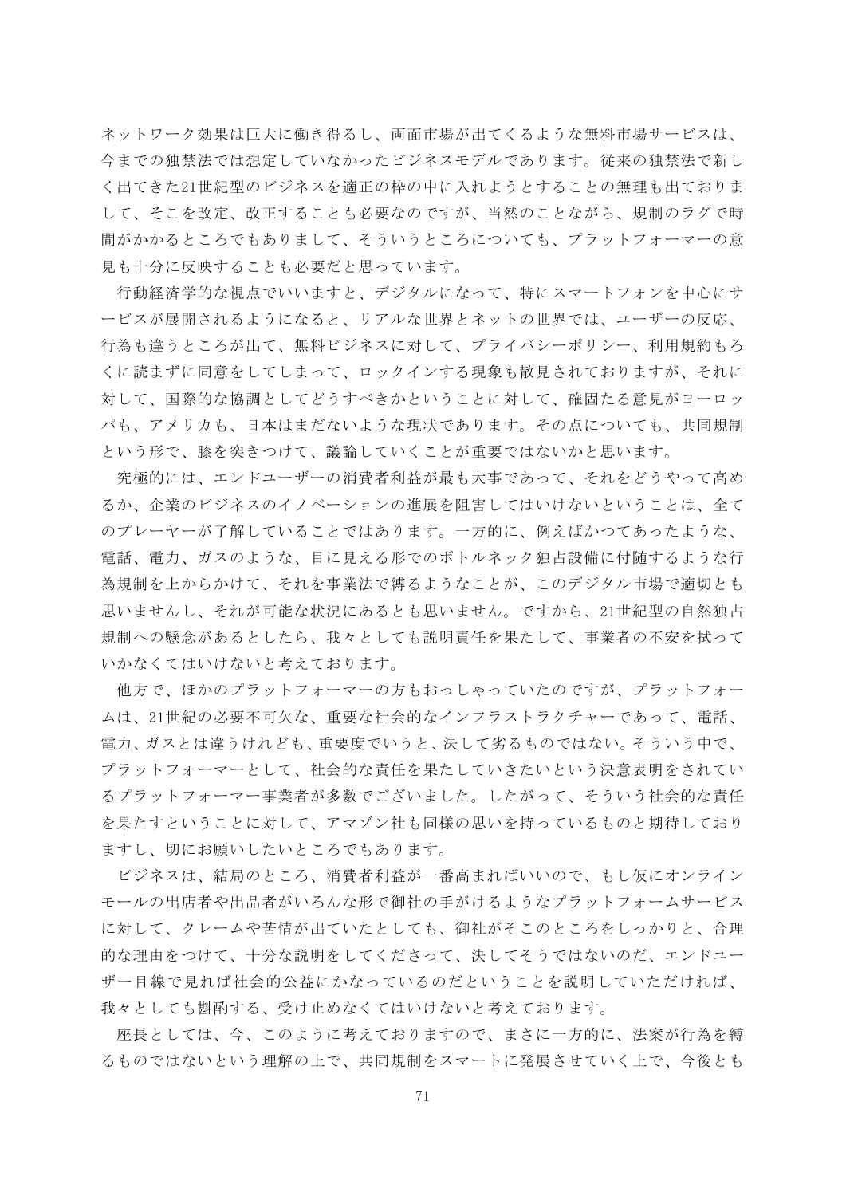ネットワーク効果は巨大に働き得るし、両面市場が出てくるような無料市場サービスは、今までの独禁法では想定していなかったビジネスモデルであります。従来の独禁法で新しく出てきた21世紀型のビジネスを適正の枠の中に入れようとすることの無理も出ておりまして、そこを改定、改正することも必要なのですが、当然のことながら、規制のラグで時間がかかるところでもありまして、そういうところについても、プラットフォーマーの意見も十分に反映することも必要だと思っています。

行動経済学的な視点でいいますと、デジタルになって、特にスマートフォンを中心にサービスが展開されるようになると、リアルな世界とネットの世界では、ユーザーの反応、行為も違うところが出て、無料ビジネスに対して、プライバシーポリシー、利用規約もろくに読まずに同意をしてしまって、ロックインする現象も散見されておりますが、それに対して、国際的な協調としてどうすべきかということに対して、確固たる意見がヨーロッパも、アメリカも、日本はまだないような現状であります。その点についても、共同規制という形で、膝を突きつけて、議論していくことが重要ではないかと思います。

究極的には、エンドユーザーの消費者利益が最も大事であって、それをどうやって高めるか、企業のビジネスのイノベーションの進展を阻害してはいけないということは、全てのプレーヤーが了解していることではあります。一方的に、例えばかつてあったような、電話、電力、ガスのような、目に見える形でのボトルネック独占設備に付随するような行為規制を上からかけて、それを事業法で縛るようなことが、このデジタル市場で適切とも思いませんし、それが可能な状況にあるとも思いません。ですから、21世紀型の自然独占規制への懸念があるとしたら、我々としても説明責任を果たして、事業者の不安を拭っていかなくてはいけないと考えております。

他方で、ほかのプラットフォーマーの方もおっしゃっていたのですが、プラットフォームは、21世紀の必要不可欠な、重要な社会的なインフラストラクチャーであって、電話、電力、ガスとは違うけれども、重要度でいうと、決して劣るものではない。そういう中で、プラットフォーマーとして、社会的な責任を果たしていきたいという決意表明をされているプラットフォーマー事業者が多数でございました。したがって、そういう社会的な責任を果たすということに対して、アマゾン社も同様の思いを持っているものと期待しておりますし、切にお願いしたいところでもあります。

ビジネスは、結局のところ、消費者利益が一番高まればいいので、もし仮にオンラインモールの出店者や出品者がいろんな形で御社の手がけるようなプラットフォームサービスに対して、クレームや苦情が出ていたとしても、御社がそこのところをしっかりと、合理的な理由をつけて、十分な説明をしてくださって、決してそうではないのだ、エンドユーザー目線で見れば社会的公益にかなっているのだということを説明していただければ、我々としても斟酌する、受け止めなくてはいけないと考えております。

座長としては、今、このように考えておりますので、まさに一方的に、法案が行為を縛るものではないという理解の上で、共同規制をスマートに発展させていく上で、今後とも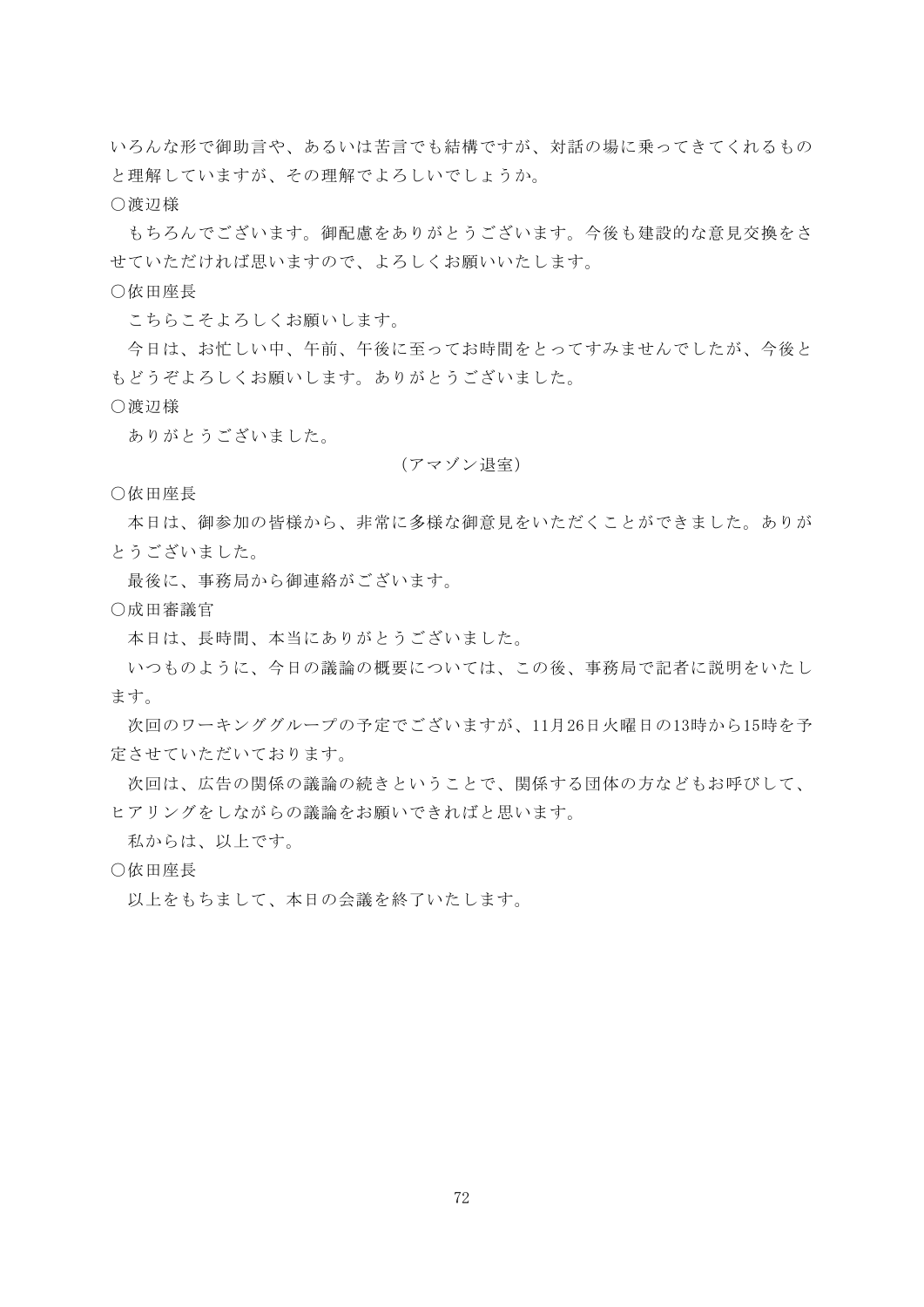いろんな形で御助言や、あるいは苦言でも結構ですが、対話の場に乗ってきてくれるものと理解していますが、その理解でよろしいでしょうか。

○渡辺様

　もちろんでございます。御配慮をありがとうございます。今後も建設的な意見交換をさせていただければ思いますので、よろしくお願いいたします。

○依田座長

　こちらこそよろしくお願いします。

　今日は、お忙しい中、午前、午後に至ってお時間をとってすみませんでしたが、今後ともどうぞよろしくお願いします。ありがとうございました。

○渡辺様

　ありがとうございました。

（アマゾン退室）

○依田座長

　本日は、御参加の皆様から、非常に多様な御意見をいただくことができました。ありがとうございました。

　最後に、事務局から御連絡がございます。

○成田審議官

　本日は、長時間、本当にありがとうございました。

　いつものように、今日の議論の概要については、この後、事務局で記者に説明をいたします。

　次回のワーキンググループの予定でございますが、11月26日火曜日の13時から15時を予定させていただいております。

　次回は、広告の関係の議論の続きということで、関係する団体の方などもお呼びして、ヒアリングをしながらの議論をお願いできればと思います。

　私からは、以上です。

○依田座長

　以上をもちまして、本日の会議を終了いたします。